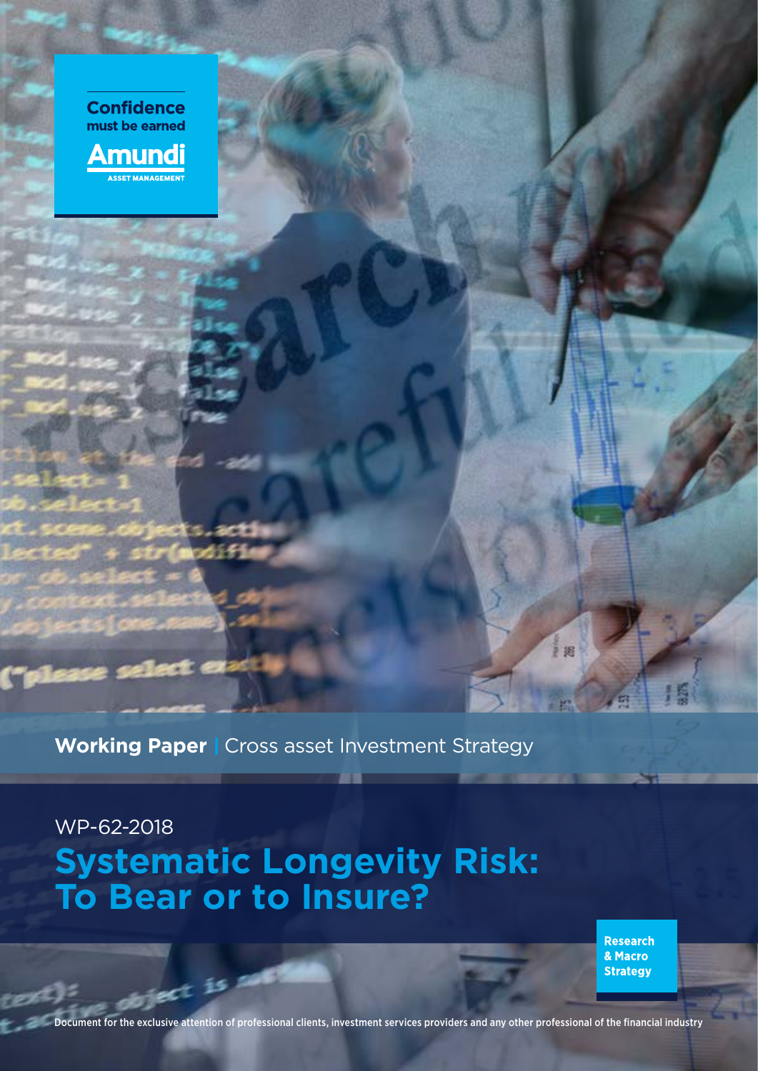Confidence must be earned

Amundi ASSET MANAGEMENT

**Working Paper** | Cross asset Investment Strategy

WP-62-2018

# Systematic Longevity Risk: To Bear or to Insure?

Research & Macro Strategy

Document for the exclusive attention of professional clients, investment services providers and any other professional of the financial industry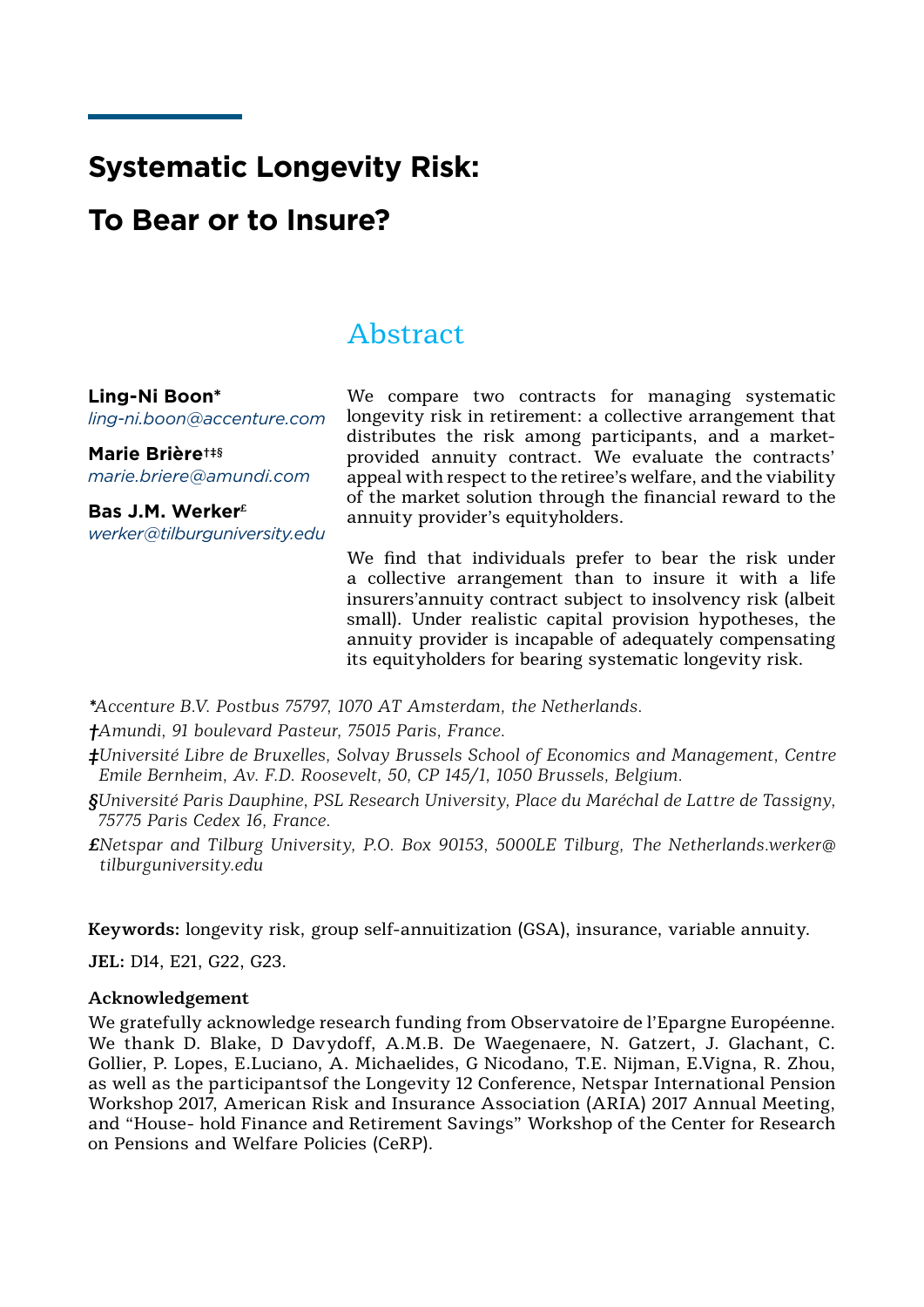# Systematic Longevity Risk: To Bear or to Insure?

## Abstract

**Ling-Ni Boon***
*ling-ni.boon@accenture.com*

**Marie Brière†‡§**
*marie.briere@amundi.com*

**Bas J.M. Werker£**
*werker@tilburguniversity.edu*

We compare two contracts for managing systematic longevity risk in retirement: a collective arrangement that distributes the risk among participants, and a market-provided annuity contract. We evaluate the contracts' appeal with respect to the retiree's welfare, and the viability of the market solution through the financial reward to the annuity provider's equityholders.

We find that individuals prefer to bear the risk under a collective arrangement than to insure it with a life insurers'annuity contract subject to insolvency risk (albeit small). Under realistic capital provision hypotheses, the annuity provider is incapable of adequately compensating its equityholders for bearing systematic longevity risk.

**Accenture B.V. Postbus 75797, 1070 AT Amsterdam, the Netherlands.*

*†Amundi, 91 boulevard Pasteur, 75015 Paris, France.*

*‡Université Libre de Bruxelles, Solvay Brussels School of Economics and Management, Centre Emile Bernheim, Av. F.D. Roosevelt, 50, CP 145/1, 1050 Brussels, Belgium.*

*§Université Paris Dauphine, PSL Research University, Place du Maréchal de Lattre de Tassigny, 75775 Paris Cedex 16, France.*

*£Netspar and Tilburg University, P.O. Box 90153, 5000LE Tilburg, The Netherlands.werker@tilburguniversity.edu*

**Keywords:** longevity risk, group self-annuitization (GSA), insurance, variable annuity.

**JEL:** D14, E21, G22, G23.

**Acknowledgement**

We gratefully acknowledge research funding from Observatoire de l'Epargne Européenne. We thank D. Blake, D Davydoff, A.M.B. De Waegenaere, N. Gatzert, J. Glachant, C. Gollier, P. Lopes, E.Luciano, A. Michaelides, G Nicodano, T.E. Nijman, E.Vigna, R. Zhou, as well as the participantsof the Longevity 12 Conference, Netspar International Pension Workshop 2017, American Risk and Insurance Association (ARIA) 2017 Annual Meeting, and "House- hold Finance and Retirement Savings" Workshop of the Center for Research on Pensions and Welfare Policies (CeRP).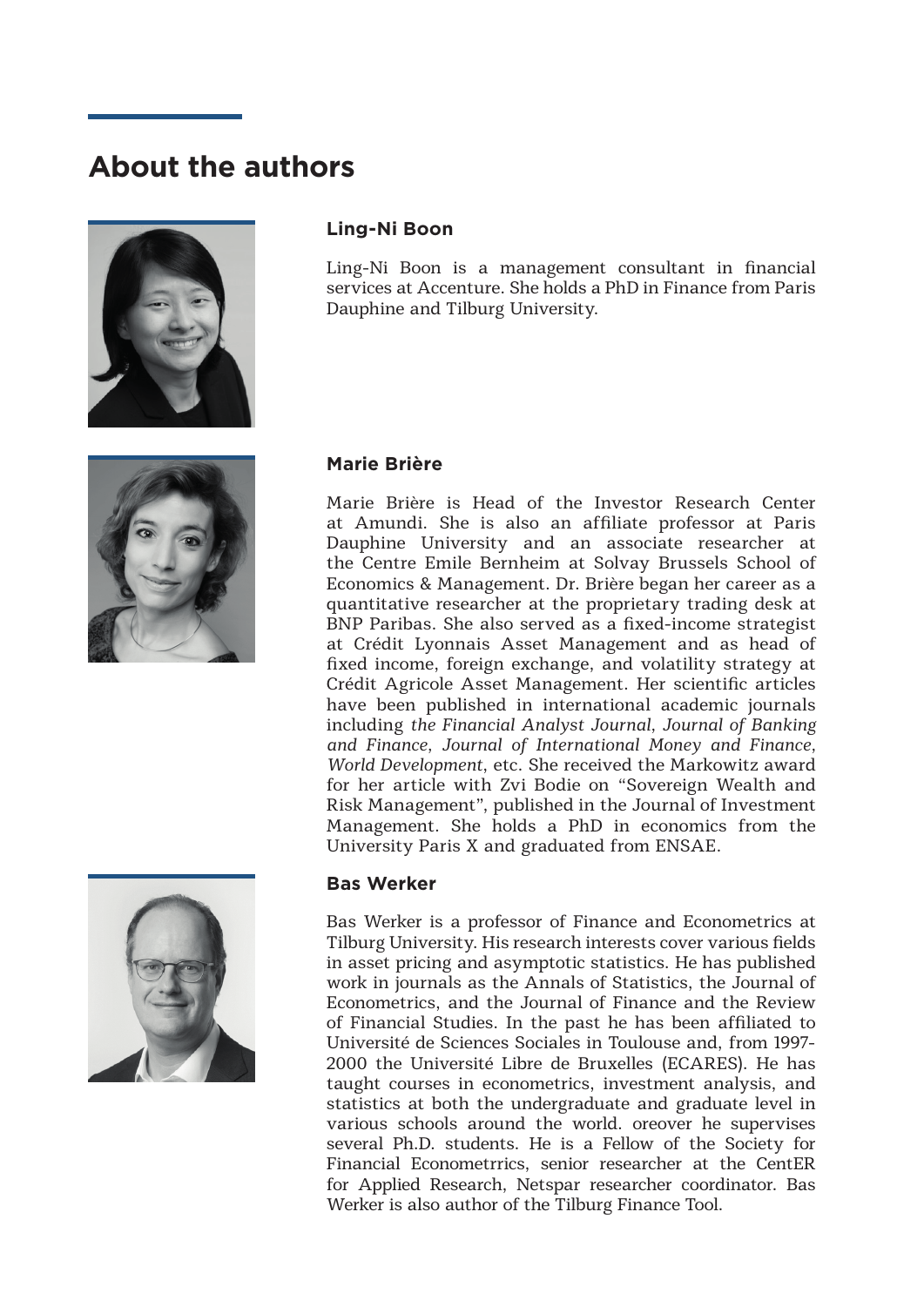# About the authors

### Ling-Ni Boon

Ling-Ni Boon is a management consultant in financial services at Accenture. She holds a PhD in Finance from Paris Dauphine and Tilburg University.

### Marie Brière

Marie Brière is Head of the Investor Research Center at Amundi. She is also an affiliate professor at Paris Dauphine University and an associate researcher at the Centre Emile Bernheim at Solvay Brussels School of Economics & Management. Dr. Brière began her career as a quantitative researcher at the proprietary trading desk at BNP Paribas. She also served as a fixed-income strategist at Crédit Lyonnais Asset Management and as head of fixed income, foreign exchange, and volatility strategy at Crédit Agricole Asset Management. Her scientific articles have been published in international academic journals including *the Financial Analyst Journal*, *Journal of Banking and Finance*, *Journal of International Money and Finance*, *World Development*, etc. She received the Markowitz award for her article with Zvi Bodie on "Sovereign Wealth and Risk Management", published in the Journal of Investment Management. She holds a PhD in economics from the University Paris X and graduated from ENSAE.

### Bas Werker

Bas Werker is a professor of Finance and Econometrics at Tilburg University. His research interests cover various fields in asset pricing and asymptotic statistics. He has published work in journals as the Annals of Statistics, the Journal of Econometrics, and the Journal of Finance and the Review of Financial Studies. In the past he has been affiliated to Université de Sciences Sociales in Toulouse and, from 1997-2000 the Université Libre de Bruxelles (ECARES). He has taught courses in econometrics, investment analysis, and statistics at both the undergraduate and graduate level in various schools around the world. oreover he supervises several Ph.D. students. He is a Fellow of the Society for Financial Econometrrics, senior researcher at the CentER for Applied Research, Netspar researcher coordinator. Bas Werker is also author of the Tilburg Finance Tool.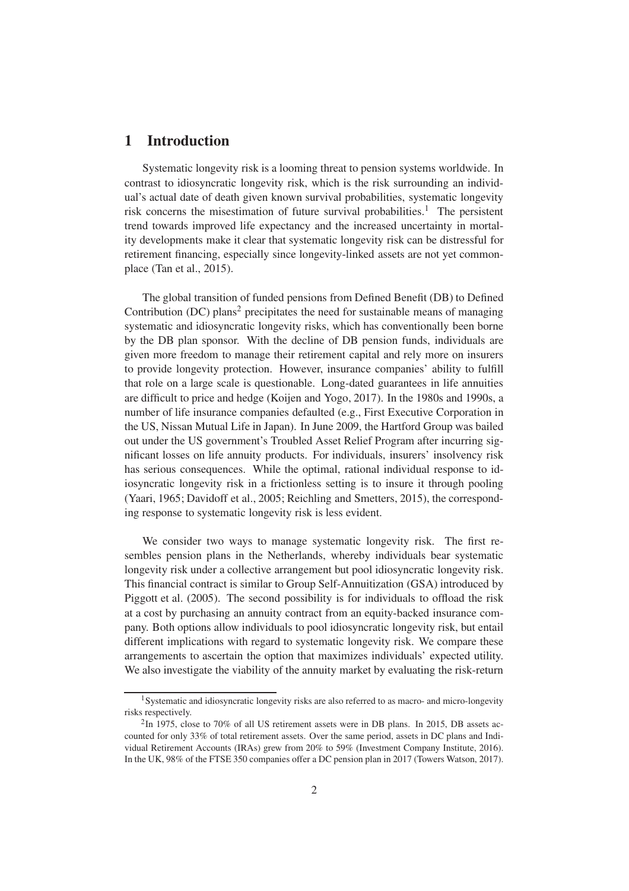# 1 Introduction

Systematic longevity risk is a looming threat to pension systems worldwide. In contrast to idiosyncratic longevity risk, which is the risk surrounding an individual's actual date of death given known survival probabilities, systematic longevity risk concerns the misestimation of future survival probabilities.[1] The persistent trend towards improved life expectancy and the increased uncertainty in mortality developments make it clear that systematic longevity risk can be distressful for retirement financing, especially since longevity-linked assets are not yet commonplace (Tan et al., 2015).

The global transition of funded pensions from Defined Benefit (DB) to Defined Contribution (DC) plans[2] precipitates the need for sustainable means of managing systematic and idiosyncratic longevity risks, which has conventionally been borne by the DB plan sponsor. With the decline of DB pension funds, individuals are given more freedom to manage their retirement capital and rely more on insurers to provide longevity protection. However, insurance companies' ability to fulfill that role on a large scale is questionable. Long-dated guarantees in life annuities are difficult to price and hedge (Koijen and Yogo, 2017). In the 1980s and 1990s, a number of life insurance companies defaulted (e.g., First Executive Corporation in the US, Nissan Mutual Life in Japan). In June 2009, the Hartford Group was bailed out under the US government's Troubled Asset Relief Program after incurring significant losses on life annuity products. For individuals, insurers' insolvency risk has serious consequences. While the optimal, rational individual response to idiosyncratic longevity risk in a frictionless setting is to insure it through pooling (Yaari, 1965; Davidoff et al., 2005; Reichling and Smetters, 2015), the corresponding response to systematic longevity risk is less evident.

We consider two ways to manage systematic longevity risk. The first resembles pension plans in the Netherlands, whereby individuals bear systematic longevity risk under a collective arrangement but pool idiosyncratic longevity risk. This financial contract is similar to Group Self-Annuitization (GSA) introduced by Piggott et al. (2005). The second possibility is for individuals to offload the risk at a cost by purchasing an annuity contract from an equity-backed insurance company. Both options allow individuals to pool idiosyncratic longevity risk, but entail different implications with regard to systematic longevity risk. We compare these arrangements to ascertain the option that maximizes individuals' expected utility. We also investigate the viability of the annuity market by evaluating the risk-return

[1] Systematic and idiosyncratic longevity risks are also referred to as macro- and micro-longevity risks respectively.

[2] In 1975, close to 70% of all US retirement assets were in DB plans. In 2015, DB assets accounted for only 33% of total retirement assets. Over the same period, assets in DC plans and Individual Retirement Accounts (IRAs) grew from 20% to 59% (Investment Company Institute, 2016). In the UK, 98% of the FTSE 350 companies offer a DC pension plan in 2017 (Towers Watson, 2017).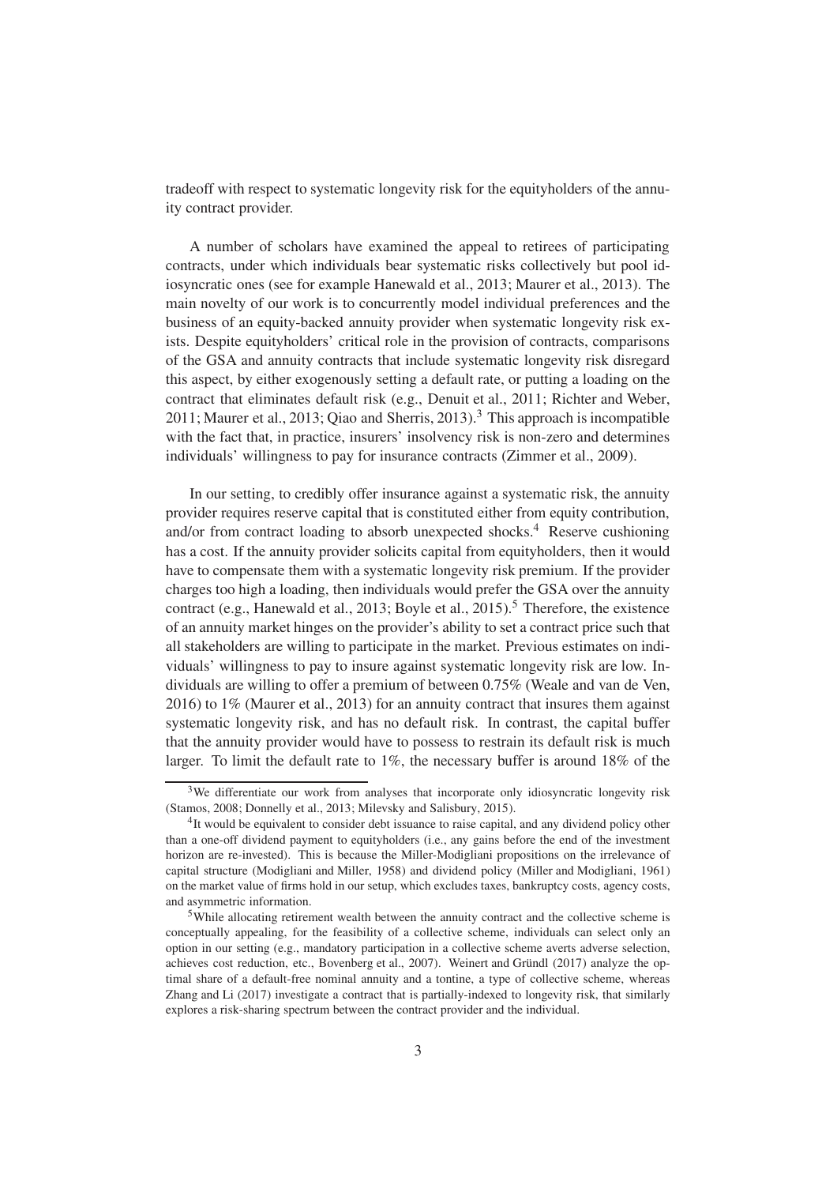tradeoff with respect to systematic longevity risk for the equityholders of the annuity contract provider.

A number of scholars have examined the appeal to retirees of participating contracts, under which individuals bear systematic risks collectively but pool idiosyncratic ones (see for example Hanewald et al., 2013; Maurer et al., 2013). The main novelty of our work is to concurrently model individual preferences and the business of an equity-backed annuity provider when systematic longevity risk exists. Despite equityholders' critical role in the provision of contracts, comparisons of the GSA and annuity contracts that include systematic longevity risk disregard this aspect, by either exogenously setting a default rate, or putting a loading on the contract that eliminates default risk (e.g., Denuit et al., 2011; Richter and Weber, 2011; Maurer et al., 2013; Qiao and Sherris, 2013).[3] This approach is incompatible with the fact that, in practice, insurers' insolvency risk is non-zero and determines individuals' willingness to pay for insurance contracts (Zimmer et al., 2009).

In our setting, to credibly offer insurance against a systematic risk, the annuity provider requires reserve capital that is constituted either from equity contribution, and/or from contract loading to absorb unexpected shocks.[4] Reserve cushioning has a cost. If the annuity provider solicits capital from equityholders, then it would have to compensate them with a systematic longevity risk premium. If the provider charges too high a loading, then individuals would prefer the GSA over the annuity contract (e.g., Hanewald et al., 2013; Boyle et al., 2015).[5] Therefore, the existence of an annuity market hinges on the provider's ability to set a contract price such that all stakeholders are willing to participate in the market. Previous estimates on individuals' willingness to pay to insure against systematic longevity risk are low. Individuals are willing to offer a premium of between 0.75% (Weale and van de Ven, 2016) to 1% (Maurer et al., 2013) for an annuity contract that insures them against systematic longevity risk, and has no default risk. In contrast, the capital buffer that the annuity provider would have to possess to restrain its default risk is much larger. To limit the default rate to 1%, the necessary buffer is around 18% of the

---

[3] We differentiate our work from analyses that incorporate only idiosyncratic longevity risk (Stamos, 2008; Donnelly et al., 2013; Milevsky and Salisbury, 2015).

[4] It would be equivalent to consider debt issuance to raise capital, and any dividend policy other than a one-off dividend payment to equityholders (i.e., any gains before the end of the investment horizon are re-invested). This is because the Miller-Modigliani propositions on the irrelevance of capital structure (Modigliani and Miller, 1958) and dividend policy (Miller and Modigliani, 1961) on the market value of firms hold in our setup, which excludes taxes, bankruptcy costs, agency costs, and asymmetric information.

[5] While allocating retirement wealth between the annuity contract and the collective scheme is conceptually appealing, for the feasibility of a collective scheme, individuals can select only an option in our setting (e.g., mandatory participation in a collective scheme averts adverse selection, achieves cost reduction, etc., Bovenberg et al., 2007). Weinert and Gründl (2017) analyze the optimal share of a default-free nominal annuity and a tontine, a type of collective scheme, whereas Zhang and Li (2017) investigate a contract that is partially-indexed to longevity risk, that similarly explores a risk-sharing spectrum between the contract provider and the individual.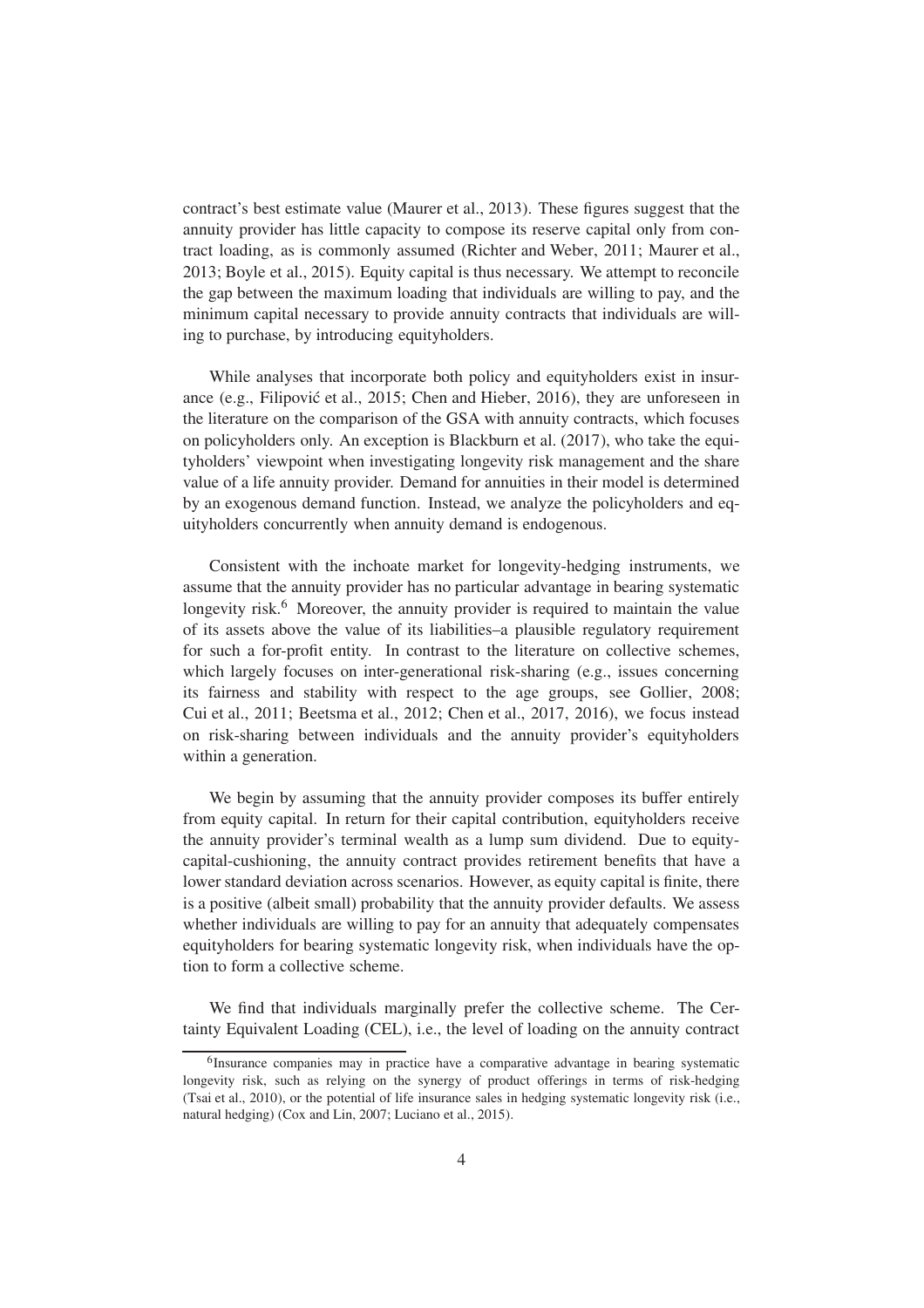contract's best estimate value (Maurer et al., 2013). These figures suggest that the annuity provider has little capacity to compose its reserve capital only from contract loading, as is commonly assumed (Richter and Weber, 2011; Maurer et al., 2013; Boyle et al., 2015). Equity capital is thus necessary. We attempt to reconcile the gap between the maximum loading that individuals are willing to pay, and the minimum capital necessary to provide annuity contracts that individuals are willing to purchase, by introducing equityholders.

While analyses that incorporate both policy and equityholders exist in insurance (e.g., Filipović et al., 2015; Chen and Hieber, 2016), they are unforeseen in the literature on the comparison of the GSA with annuity contracts, which focuses on policyholders only. An exception is Blackburn et al. (2017), who take the equityholders' viewpoint when investigating longevity risk management and the share value of a life annuity provider. Demand for annuities in their model is determined by an exogenous demand function. Instead, we analyze the policyholders and equityholders concurrently when annuity demand is endogenous.

Consistent with the inchoate market for longevity-hedging instruments, we assume that the annuity provider has no particular advantage in bearing systematic longevity risk.[6] Moreover, the annuity provider is required to maintain the value of its assets above the value of its liabilities–a plausible regulatory requirement for such a for-profit entity. In contrast to the literature on collective schemes, which largely focuses on inter-generational risk-sharing (e.g., issues concerning its fairness and stability with respect to the age groups, see Gollier, 2008; Cui et al., 2011; Beetsma et al., 2012; Chen et al., 2017, 2016), we focus instead on risk-sharing between individuals and the annuity provider's equityholders within a generation.

We begin by assuming that the annuity provider composes its buffer entirely from equity capital. In return for their capital contribution, equityholders receive the annuity provider's terminal wealth as a lump sum dividend. Due to equity-capital-cushioning, the annuity contract provides retirement benefits that have a lower standard deviation across scenarios. However, as equity capital is finite, there is a positive (albeit small) probability that the annuity provider defaults. We assess whether individuals are willing to pay for an annuity that adequately compensates equityholders for bearing systematic longevity risk, when individuals have the option to form a collective scheme.

We find that individuals marginally prefer the collective scheme. The Certainty Equivalent Loading (CEL), i.e., the level of loading on the annuity contract

[6] Insurance companies may in practice have a comparative advantage in bearing systematic longevity risk, such as relying on the synergy of product offerings in terms of risk-hedging (Tsai et al., 2010), or the potential of life insurance sales in hedging systematic longevity risk (i.e., natural hedging) (Cox and Lin, 2007; Luciano et al., 2015).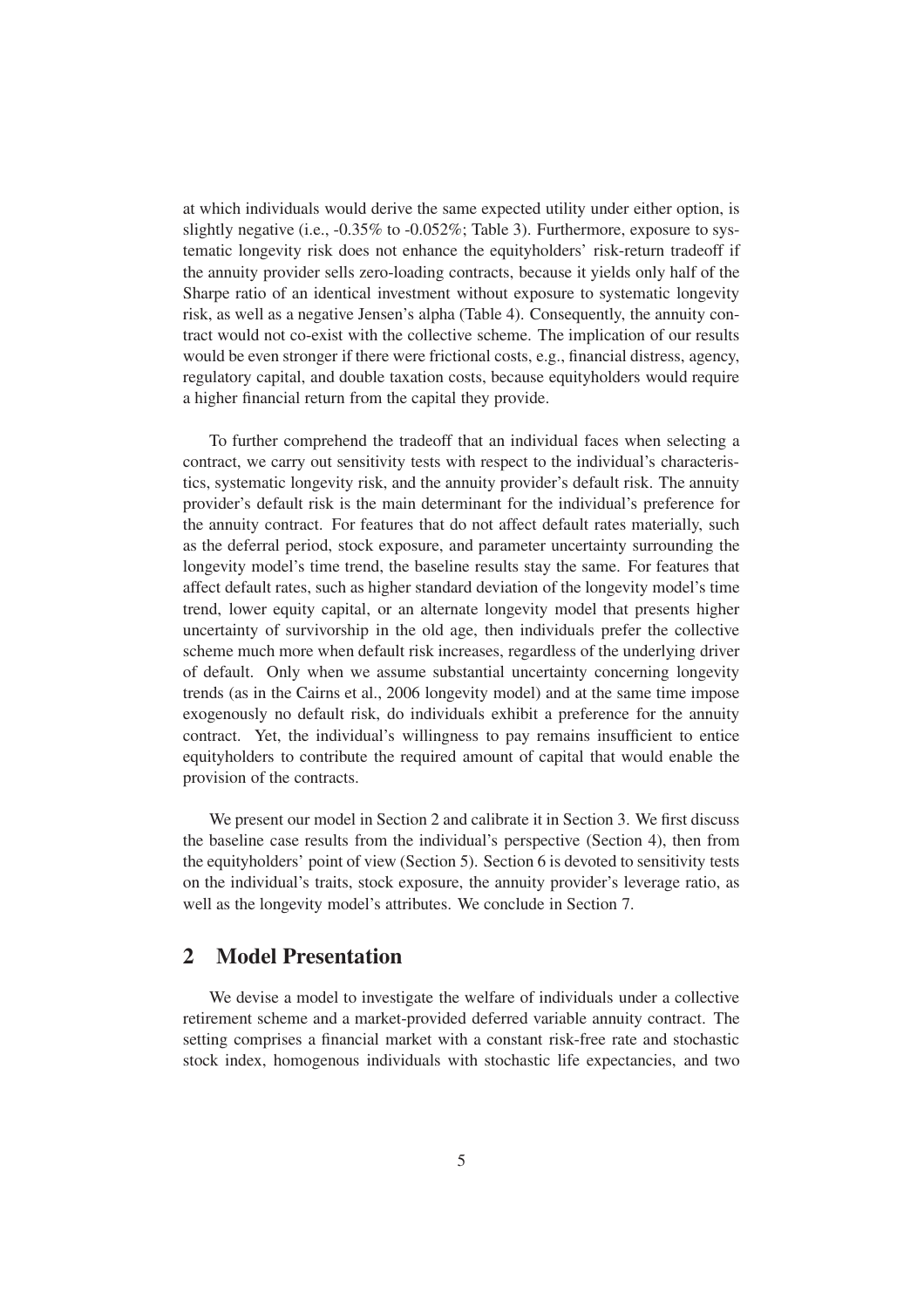at which individuals would derive the same expected utility under either option, is slightly negative (i.e., -0.35% to -0.052%; Table 3). Furthermore, exposure to systematic longevity risk does not enhance the equityholders' risk-return tradeoff if the annuity provider sells zero-loading contracts, because it yields only half of the Sharpe ratio of an identical investment without exposure to systematic longevity risk, as well as a negative Jensen's alpha (Table 4). Consequently, the annuity contract would not co-exist with the collective scheme. The implication of our results would be even stronger if there were frictional costs, e.g., financial distress, agency, regulatory capital, and double taxation costs, because equityholders would require a higher financial return from the capital they provide.

To further comprehend the tradeoff that an individual faces when selecting a contract, we carry out sensitivity tests with respect to the individual's characteristics, systematic longevity risk, and the annuity provider's default risk. The annuity provider's default risk is the main determinant for the individual's preference for the annuity contract. For features that do not affect default rates materially, such as the deferral period, stock exposure, and parameter uncertainty surrounding the longevity model's time trend, the baseline results stay the same. For features that affect default rates, such as higher standard deviation of the longevity model's time trend, lower equity capital, or an alternate longevity model that presents higher uncertainty of survivorship in the old age, then individuals prefer the collective scheme much more when default risk increases, regardless of the underlying driver of default. Only when we assume substantial uncertainty concerning longevity trends (as in the Cairns et al., 2006 longevity model) and at the same time impose exogenously no default risk, do individuals exhibit a preference for the annuity contract. Yet, the individual's willingness to pay remains insufficient to entice equityholders to contribute the required amount of capital that would enable the provision of the contracts.

We present our model in Section 2 and calibrate it in Section 3. We first discuss the baseline case results from the individual's perspective (Section 4), then from the equityholders' point of view (Section 5). Section 6 is devoted to sensitivity tests on the individual's traits, stock exposure, the annuity provider's leverage ratio, as well as the longevity model's attributes. We conclude in Section 7.

## 2 Model Presentation

We devise a model to investigate the welfare of individuals under a collective retirement scheme and a market-provided deferred variable annuity contract. The setting comprises a financial market with a constant risk-free rate and stochastic stock index, homogenous individuals with stochastic life expectancies, and two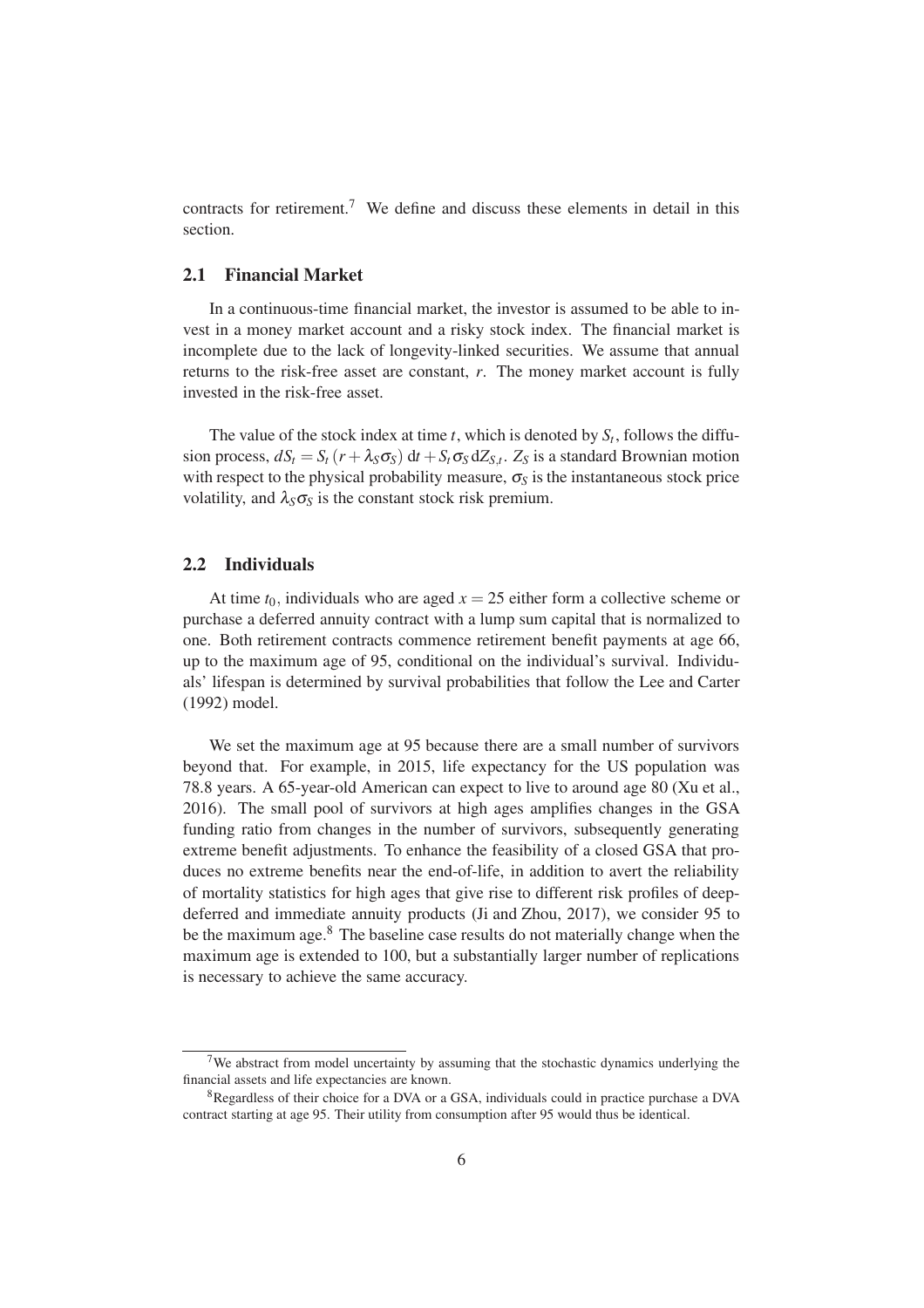contracts for retirement.[7] We define and discuss these elements in detail in this section.

## 2.1 Financial Market

In a continuous-time financial market, the investor is assumed to be able to invest in a money market account and a risky stock index. The financial market is incomplete due to the lack of longevity-linked securities. We assume that annual returns to the risk-free asset are constant, $r$. The money market account is fully invested in the risk-free asset.

The value of the stock index at time $t$, which is denoted by $S_t$, follows the diffusion process, $dS_t = S_t\,(r + \lambda_S \sigma_S)\,\mathrm{d}t + S_t \sigma_S\,\mathrm{d}Z_{S,t}$. $Z_S$ is a standard Brownian motion with respect to the physical probability measure, $\sigma_S$ is the instantaneous stock price volatility, and $\lambda_S \sigma_S$ is the constant stock risk premium.

## 2.2 Individuals

At time $t_0$, individuals who are aged $x = 25$ either form a collective scheme or purchase a deferred annuity contract with a lump sum capital that is normalized to one. Both retirement contracts commence retirement benefit payments at age 66, up to the maximum age of 95, conditional on the individual's survival. Individuals' lifespan is determined by survival probabilities that follow the Lee and Carter (1992) model.

We set the maximum age at 95 because there are a small number of survivors beyond that. For example, in 2015, life expectancy for the US population was 78.8 years. A 65-year-old American can expect to live to around age 80 (Xu et al., 2016). The small pool of survivors at high ages amplifies changes in the GSA funding ratio from changes in the number of survivors, subsequently generating extreme benefit adjustments. To enhance the feasibility of a closed GSA that produces no extreme benefits near the end-of-life, in addition to avert the reliability of mortality statistics for high ages that give rise to different risk profiles of deep-deferred and immediate annuity products (Ji and Zhou, 2017), we consider 95 to be the maximum age.[8] The baseline case results do not materially change when the maximum age is extended to 100, but a substantially larger number of replications is necessary to achieve the same accuracy.

[7] We abstract from model uncertainty by assuming that the stochastic dynamics underlying the financial assets and life expectancies are known.

[8] Regardless of their choice for a DVA or a GSA, individuals could in practice purchase a DVA contract starting at age 95. Their utility from consumption after 95 would thus be identical.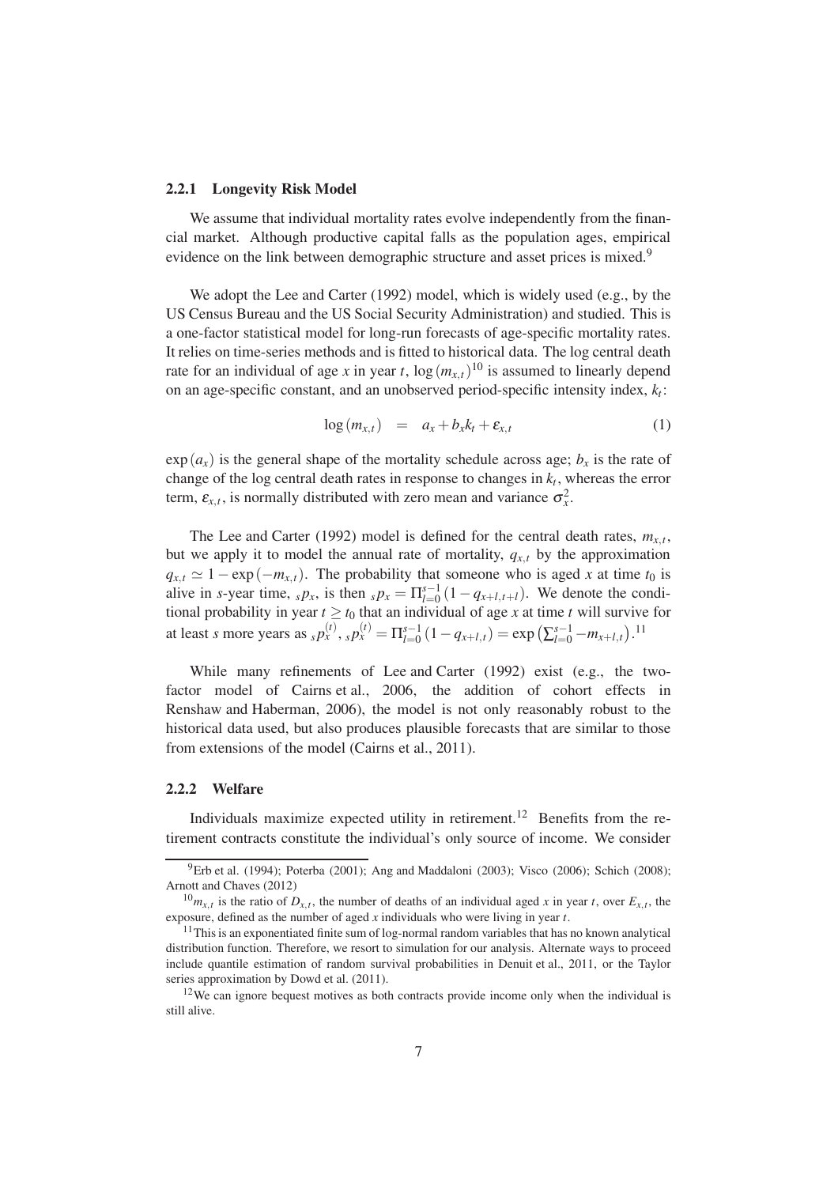#### 2.2.1 Longevity Risk Model

We assume that individual mortality rates evolve independently from the financial market. Although productive capital falls as the population ages, empirical evidence on the link between demographic structure and asset prices is mixed.[9]

We adopt the Lee and Carter (1992) model, which is widely used (e.g., by the US Census Bureau and the US Social Security Administration) and studied. This is a one-factor statistical model for long-run forecasts of age-specific mortality rates. It relies on time-series methods and is fitted to historical data. The log central death rate for an individual of age $x$ in year $t$, $\log(m_{x,t})$[10] is assumed to linearly depend on an age-specific constant, and an unobserved period-specific intensity index, $k_t$:

$$\log(m_{x,t}) = a_x + b_x k_t + \varepsilon_{x,t} \tag{1}$$

$\exp(a_x)$ is the general shape of the mortality schedule across age; $b_x$ is the rate of change of the log central death rates in response to changes in $k_t$, whereas the error term, $\varepsilon_{x,t}$, is normally distributed with zero mean and variance $\sigma_x^2$.

The Lee and Carter (1992) model is defined for the central death rates, $m_{x,t}$, but we apply it to model the annual rate of mortality, $q_{x,t}$ by the approximation $q_{x,t} \simeq 1 - \exp(-m_{x,t})$. The probability that someone who is aged $x$ at time $t_0$ is alive in $s$-year time, ${}_s p_x$, is then ${}_s p_x = \Pi_{l=0}^{s-1}(1 - q_{x+l,t+l})$. We denote the conditional probability in year $t \geq t_0$ that an individual of age $x$ at time $t$ will survive for at least $s$ more years as ${}_s p_x^{(t)}$, ${}_s p_x^{(t)} = \Pi_{l=0}^{s-1}(1 - q_{x+l,t}) = \exp\left(\sum_{l=0}^{s-1} -m_{x+l,t}\right)$.[11]

While many refinements of Lee and Carter (1992) exist (e.g., the two-factor model of Cairns et al., 2006, the addition of cohort effects in Renshaw and Haberman, 2006), the model is not only reasonably robust to the historical data used, but also produces plausible forecasts that are similar to those from extensions of the model (Cairns et al., 2011).

#### 2.2.2 Welfare

Individuals maximize expected utility in retirement.[12] Benefits from the retirement contracts constitute the individual's only source of income. We consider

---

[9] Erb et al. (1994); Poterba (2001); Ang and Maddaloni (2003); Visco (2006); Schich (2008); Arnott and Chaves (2012)

[10] $m_{x,t}$ is the ratio of $D_{x,t}$, the number of deaths of an individual aged $x$ in year $t$, over $E_{x,t}$, the exposure, defined as the number of aged $x$ individuals who were living in year $t$.

[11] This is an exponentiated finite sum of log-normal random variables that has no known analytical distribution function. Therefore, we resort to simulation for our analysis. Alternate ways to proceed include quantile estimation of random survival probabilities in Denuit et al., 2011, or the Taylor series approximation by Dowd et al. (2011).

[12] We can ignore bequest motives as both contracts provide income only when the individual is still alive.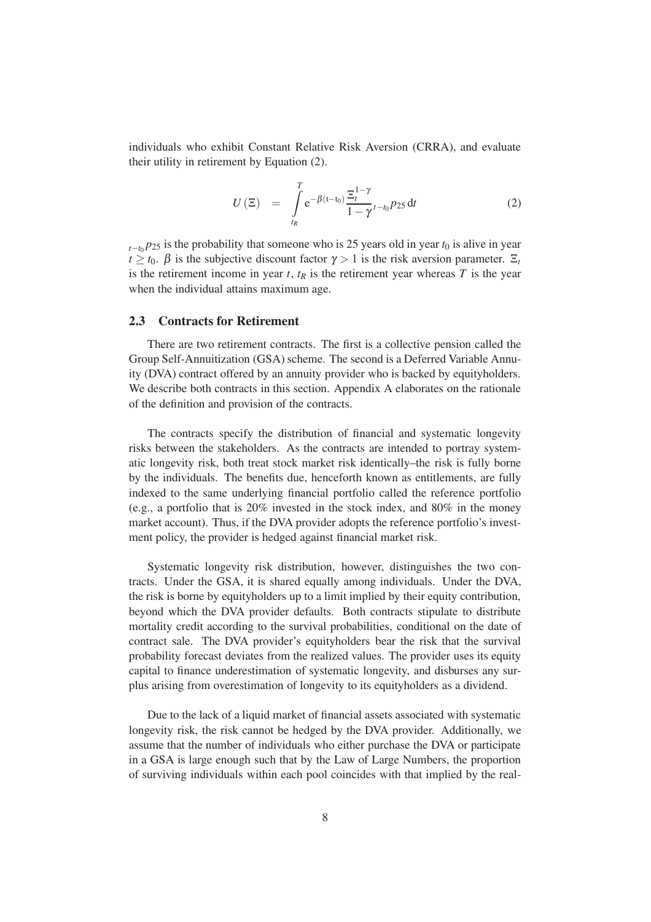individuals who exhibit Constant Relative Risk Aversion (CRRA), and evaluate their utility in retirement by Equation (2).

$$U(\Xi) \quad = \quad \int_{t_R}^{T} \mathrm{e}^{-\beta(\mathrm{t}-\mathrm{t}_0)} \frac{\Xi_t^{1-\gamma}}{1-\gamma} {}_{t-t_0}p_{25}\,\mathrm{d}t \tag{2}$$

${}_{t-t_0}p_{25}$ is the probability that someone who is 25 years old in year $t_0$ is alive in year $t \geq t_0$. $\beta$ is the subjective discount factor $\gamma > 1$ is the risk aversion parameter. $\Xi_t$ is the retirement income in year $t$, $t_R$ is the retirement year whereas $T$ is the year when the individual attains maximum age.

### 2.3 Contracts for Retirement

There are two retirement contracts. The first is a collective pension called the Group Self-Annuitization (GSA) scheme. The second is a Deferred Variable Annuity (DVA) contract offered by an annuity provider who is backed by equityholders. We describe both contracts in this section. Appendix A elaborates on the rationale of the definition and provision of the contracts.

The contracts specify the distribution of financial and systematic longevity risks between the stakeholders. As the contracts are intended to portray systematic longevity risk, both treat stock market risk identically–the risk is fully borne by the individuals. The benefits due, henceforth known as entitlements, are fully indexed to the same underlying financial portfolio called the reference portfolio (e.g., a portfolio that is 20% invested in the stock index, and 80% in the money market account). Thus, if the DVA provider adopts the reference portfolio's investment policy, the provider is hedged against financial market risk.

Systematic longevity risk distribution, however, distinguishes the two contracts. Under the GSA, it is shared equally among individuals. Under the DVA, the risk is borne by equityholders up to a limit implied by their equity contribution, beyond which the DVA provider defaults. Both contracts stipulate to distribute mortality credit according to the survival probabilities, conditional on the date of contract sale. The DVA provider's equityholders bear the risk that the survival probability forecast deviates from the realized values. The provider uses its equity capital to finance underestimation of systematic longevity, and disburses any surplus arising from overestimation of longevity to its equityholders as a dividend.

Due to the lack of a liquid market of financial assets associated with systematic longevity risk, the risk cannot be hedged by the DVA provider. Additionally, we assume that the number of individuals who either purchase the DVA or participate in a GSA is large enough such that by the Law of Large Numbers, the proportion of surviving individuals within each pool coincides with that implied by the real-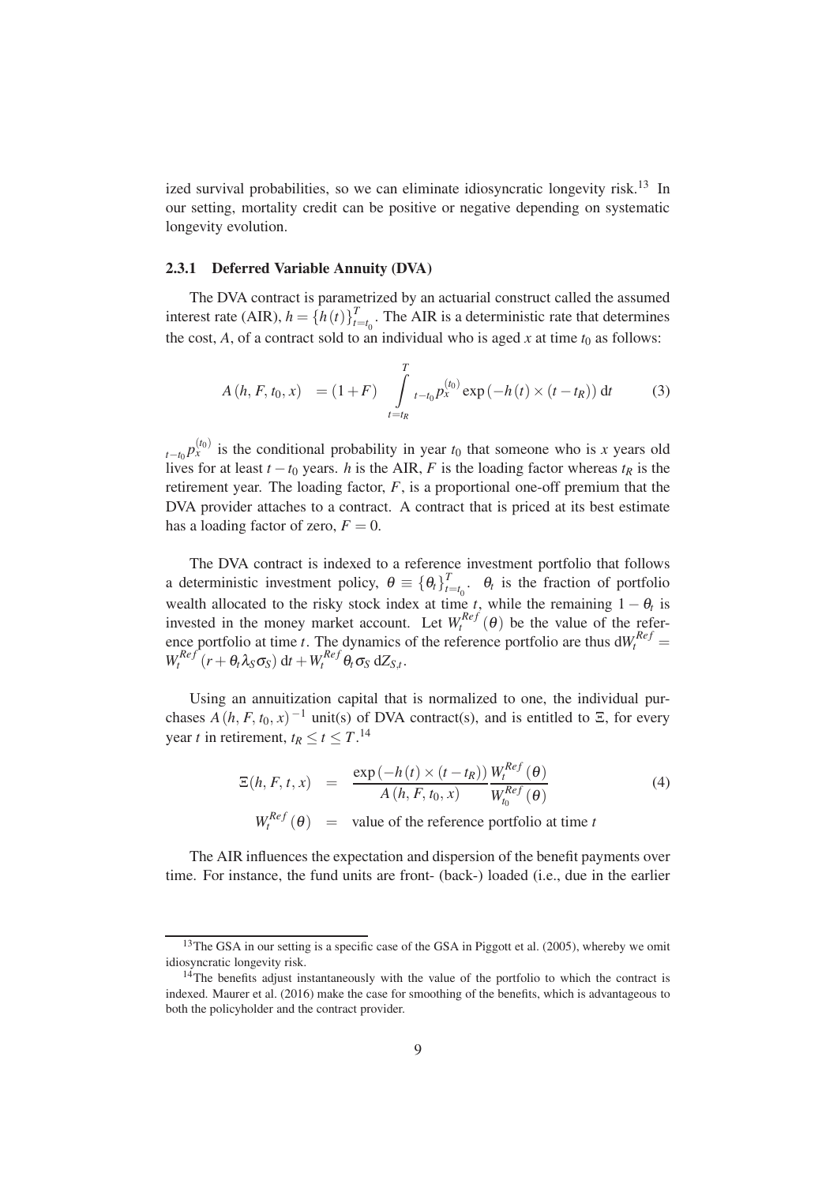ized survival probabilities, so we can eliminate idiosyncratic longevity risk.[13] In our setting, mortality credit can be positive or negative depending on systematic longevity evolution.

#### 2.3.1 Deferred Variable Annuity (DVA)

The DVA contract is parametrized by an actuarial construct called the assumed interest rate (AIR), $h = \{h(t)\}_{t=t_0}^{T}$. The AIR is a deterministic rate that determines the cost, $A$, of a contract sold to an individual who is aged $x$ at time $t_0$ as follows:

$$A(h, F, t_0, x) \quad = (1+F) \int_{t=t_R}^{T} {}_{t-t_0}p_x^{(t_0)} \exp\left(-h(t) \times (t - t_R)\right) \mathrm{d}t \tag{3}$$

${}_{t-t_0}p_x^{(t_0)}$ is the conditional probability in year $t_0$ that someone who is $x$ years old lives for at least $t - t_0$ years. $h$ is the AIR, $F$ is the loading factor whereas $t_R$ is the retirement year. The loading factor, $F$, is a proportional one-off premium that the DVA provider attaches to a contract. A contract that is priced at its best estimate has a loading factor of zero, $F = 0$.

The DVA contract is indexed to a reference investment portfolio that follows a deterministic investment policy, $\theta \equiv \{\theta_t\}_{t=t_0}^{T}$. $\theta_t$ is the fraction of portfolio wealth allocated to the risky stock index at time $t$, while the remaining $1 - \theta_t$ is invested in the money market account. Let $W_t^{Ref}(\theta)$ be the value of the reference portfolio at time $t$. The dynamics of the reference portfolio are thus $\mathrm{d}W_t^{Ref} = W_t^{Ref}(r + \theta_t \lambda_S \sigma_S)\,\mathrm{d}t + W_t^{Ref}\theta_t \sigma_S\,\mathrm{d}Z_{S,t}$.

Using an annuitization capital that is normalized to one, the individual purchases $A(h, F, t_0, x)^{-1}$ unit(s) of DVA contract(s), and is entitled to $\Xi$, for every year $t$ in retirement, $t_R \leq t \leq T$.[14]

$$\begin{aligned} \Xi(h, F, t, x) &= \frac{\exp\left(-h(t) \times (t - t_R)\right)}{A(h, F, t_0, x)} \frac{W_t^{Ref}(\theta)}{W_{t_0}^{Ref}(\theta)} \\ W_t^{Ref}(\theta) &= \text{value of the reference portfolio at time } t \end{aligned} \tag{4}$$

The AIR influences the expectation and dispersion of the benefit payments over time. For instance, the fund units are front- (back-) loaded (i.e., due in the earlier

---

[13] The GSA in our setting is a specific case of the GSA in Piggott et al. (2005), whereby we omit idiosyncratic longevity risk.

[14] The benefits adjust instantaneously with the value of the portfolio to which the contract is indexed. Maurer et al. (2016) make the case for smoothing of the benefits, which is advantageous to both the policyholder and the contract provider.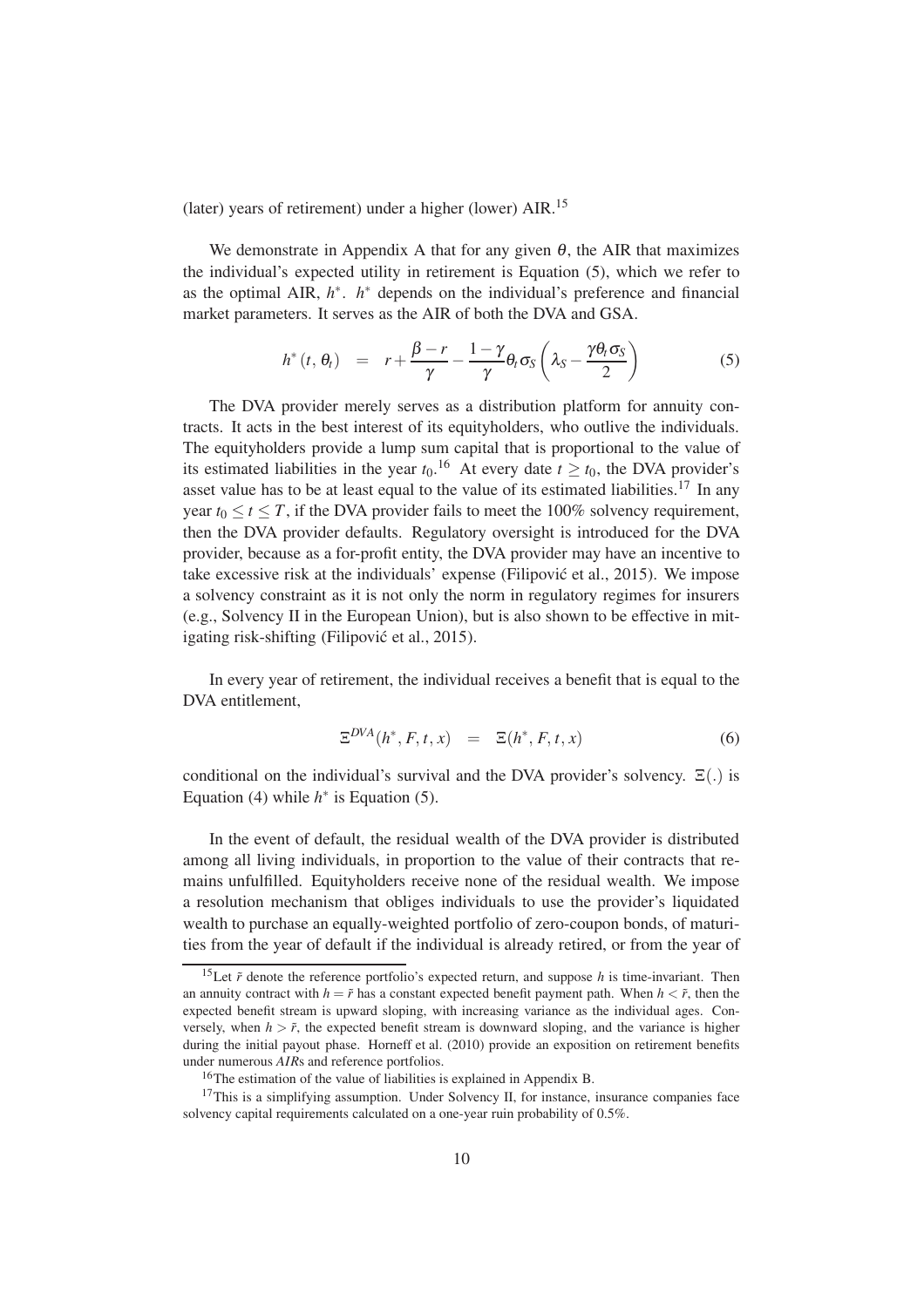(later) years of retirement) under a higher (lower) AIR.[15]

We demonstrate in Appendix A that for any given $\theta$, the AIR that maximizes the individual's expected utility in retirement is Equation (5), which we refer to as the optimal AIR, $h^*$. $h^*$ depends on the individual's preference and financial market parameters. It serves as the AIR of both the DVA and GSA.

$$h^*(t, \theta_t) \quad = \quad r + \frac{\beta - r}{\gamma} - \frac{1-\gamma}{\gamma}\theta_t \sigma_S \left( \lambda_S - \frac{\gamma \theta_t \sigma_S}{2} \right) \tag{5}$$

The DVA provider merely serves as a distribution platform for annuity contracts. It acts in the best interest of its equityholders, who outlive the individuals. The equityholders provide a lump sum capital that is proportional to the value of its estimated liabilities in the year $t_0$.[16] At every date $t \geq t_0$, the DVA provider's asset value has to be at least equal to the value of its estimated liabilities.[17] In any year $t_0 \leq t \leq T$, if the DVA provider fails to meet the 100% solvency requirement, then the DVA provider defaults. Regulatory oversight is introduced for the DVA provider, because as a for-profit entity, the DVA provider may have an incentive to take excessive risk at the individuals' expense (Filipović et al., 2015). We impose a solvency constraint as it is not only the norm in regulatory regimes for insurers (e.g., Solvency II in the European Union), but is also shown to be effective in mitigating risk-shifting (Filipović et al., 2015).

In every year of retirement, the individual receives a benefit that is equal to the DVA entitlement,

$$\Xi^{DVA}(h^*, F, t, x) \quad = \quad \Xi(h^*, F, t, x) \tag{6}$$

conditional on the individual's survival and the DVA provider's solvency. $\Xi(.)$ is Equation (4) while $h^*$ is Equation (5).

In the event of default, the residual wealth of the DVA provider is distributed among all living individuals, in proportion to the value of their contracts that remains unfulfilled. Equityholders receive none of the residual wealth. We impose a resolution mechanism that obliges individuals to use the provider's liquidated wealth to purchase an equally-weighted portfolio of zero-coupon bonds, of maturities from the year of default if the individual is already retired, or from the year of

---

[15] Let $\bar{r}$ denote the reference portfolio's expected return, and suppose $h$ is time-invariant. Then an annuity contract with $h = \bar{r}$ has a constant expected benefit payment path. When $h < \bar{r}$, then the expected benefit stream is upward sloping, with increasing variance as the individual ages. Conversely, when $h > \bar{r}$, the expected benefit stream is downward sloping, and the variance is higher during the initial payout phase. Horneff et al. (2010) provide an exposition on retirement benefits under numerous *AIR*s and reference portfolios.

[16] The estimation of the value of liabilities is explained in Appendix B.

[17] This is a simplifying assumption. Under Solvency II, for instance, insurance companies face solvency capital requirements calculated on a one-year ruin probability of 0.5%.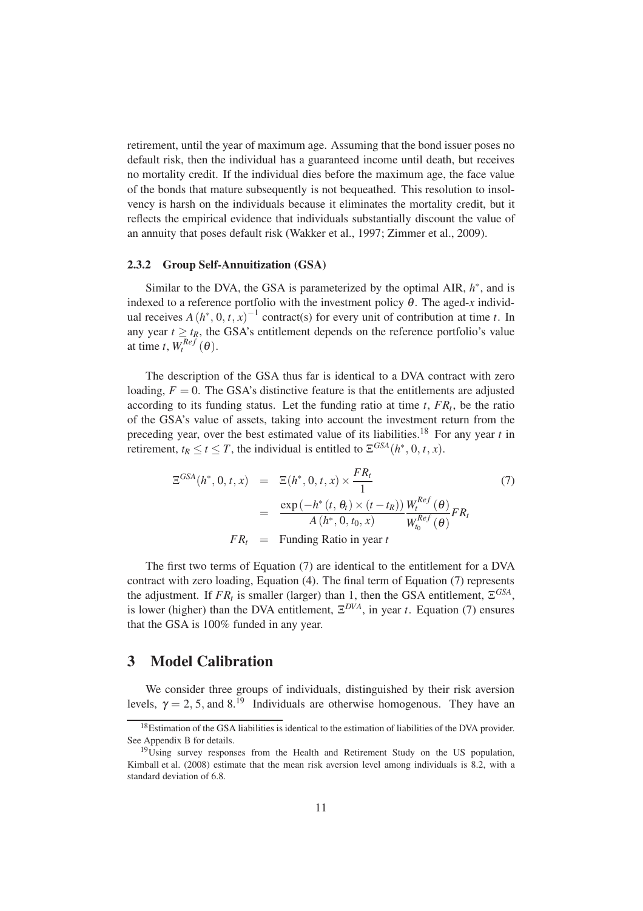retirement, until the year of maximum age. Assuming that the bond issuer poses no default risk, then the individual has a guaranteed income until death, but receives no mortality credit. If the individual dies before the maximum age, the face value of the bonds that mature subsequently is not bequeathed. This resolution to insolvency is harsh on the individuals because it eliminates the mortality credit, but it reflects the empirical evidence that individuals substantially discount the value of an annuity that poses default risk (Wakker et al., 1997; Zimmer et al., 2009).

### 2.3.2 Group Self-Annuitization (GSA)

Similar to the DVA, the GSA is parameterized by the optimal AIR, $h^*$, and is indexed to a reference portfolio with the investment policy $\theta$. The aged-$x$ individual receives $A(h^*, 0, t, x)^{-1}$ contract(s) for every unit of contribution at time $t$. In any year $t \geq t_R$, the GSA's entitlement depends on the reference portfolio's value at time $t$, $W_t^{Ref}(\theta)$.

The description of the GSA thus far is identical to a DVA contract with zero loading, $F = 0$. The GSA's distinctive feature is that the entitlements are adjusted according to its funding status. Let the funding ratio at time $t$, $FR_t$, be the ratio of the GSA's value of assets, taking into account the investment return from the preceding year, over the best estimated value of its liabilities.[18] For any year $t$ in retirement, $t_R \leq t \leq T$, the individual is entitled to $\Xi^{GSA}(h^*, 0, t, x)$.

$$
\begin{aligned}
\Xi^{GSA}(h^*, 0, t, x) &= \Xi(h^*, 0, t, x) \times \frac{FR_t}{1} \qquad (7) \\
&= \frac{\exp\left(-h^*(t, \theta_t) \times (t - t_R)\right)}{A(h^*, 0, t_0, x)} \frac{W_t^{Ref}(\theta)}{W_{t_0}^{Ref}(\theta)} FR_t \\
FR_t &= \text{Funding Ratio in year } t
\end{aligned}
$$

The first two terms of Equation (7) are identical to the entitlement for a DVA contract with zero loading, Equation (4). The final term of Equation (7) represents the adjustment. If $FR_t$ is smaller (larger) than 1, then the GSA entitlement, $\Xi^{GSA}$, is lower (higher) than the DVA entitlement, $\Xi^{DVA}$, in year $t$. Equation (7) ensures that the GSA is 100% funded in any year.

## 3 Model Calibration

We consider three groups of individuals, distinguished by their risk aversion levels, $\gamma = 2$, 5, and 8.[19] Individuals are otherwise homogenous. They have an

[18] Estimation of the GSA liabilities is identical to the estimation of liabilities of the DVA provider. See Appendix B for details.

[19] Using survey responses from the Health and Retirement Study on the US population, Kimball et al. (2008) estimate that the mean risk aversion level among individuals is 8.2, with a standard deviation of 6.8.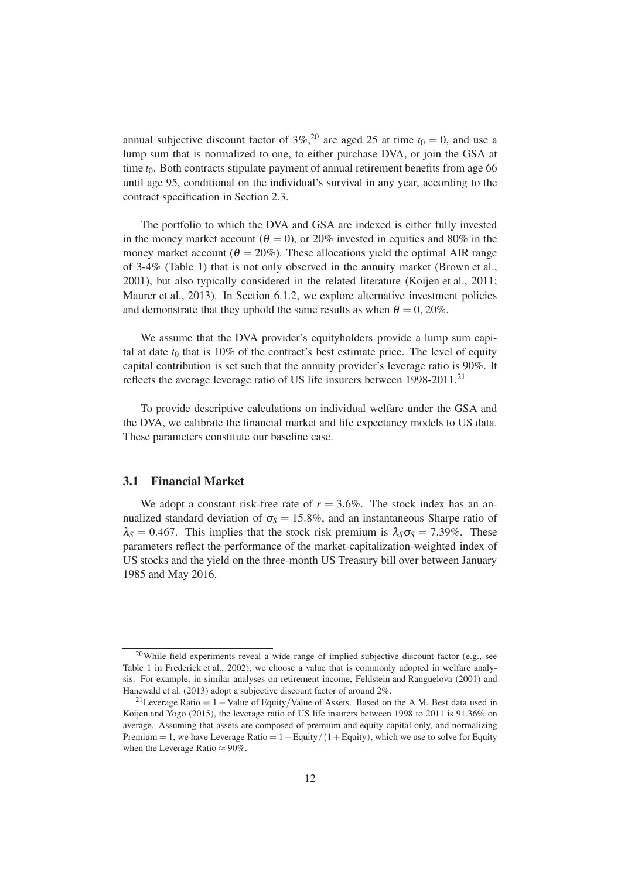annual subjective discount factor of 3%,[20] are aged 25 at time $t_0 = 0$, and use a lump sum that is normalized to one, to either purchase DVA, or join the GSA at time $t_0$. Both contracts stipulate payment of annual retirement benefits from age 66 until age 95, conditional on the individual's survival in any year, according to the contract specification in Section 2.3.

The portfolio to which the DVA and GSA are indexed is either fully invested in the money market account ($\theta = 0$), or 20% invested in equities and 80% in the money market account ($\theta = 20\%$). These allocations yield the optimal AIR range of 3-4% (Table 1) that is not only observed in the annuity market (Brown et al., 2001), but also typically considered in the related literature (Koijen et al., 2011; Maurer et al., 2013). In Section 6.1.2, we explore alternative investment policies and demonstrate that they uphold the same results as when $\theta = 0, 20\%$.

We assume that the DVA provider's equityholders provide a lump sum capital at date $t_0$ that is 10% of the contract's best estimate price. The level of equity capital contribution is set such that the annuity provider's leverage ratio is 90%. It reflects the average leverage ratio of US life insurers between 1998-2011.[21]

To provide descriptive calculations on individual welfare under the GSA and the DVA, we calibrate the financial market and life expectancy models to US data. These parameters constitute our baseline case.

## 3.1 Financial Market

We adopt a constant risk-free rate of $r = 3.6\%$. The stock index has an annualized standard deviation of $\sigma_S = 15.8\%$, and an instantaneous Sharpe ratio of $\lambda_S = 0.467$. This implies that the stock risk premium is $\lambda_S \sigma_S = 7.39\%$. These parameters reflect the performance of the market-capitalization-weighted index of US stocks and the yield on the three-month US Treasury bill over between January 1985 and May 2016.

---

[20] While field experiments reveal a wide range of implied subjective discount factor (e.g., see Table 1 in Frederick et al., 2002), we choose a value that is commonly adopted in welfare analysis. For example, in similar analyses on retirement income, Feldstein and Ranguelova (2001) and Hanewald et al. (2013) adopt a subjective discount factor of around 2%.

[21] Leverage Ratio $\equiv 1 -$ Value of Equity/Value of Assets. Based on the A.M. Best data used in Koijen and Yogo (2015), the leverage ratio of US life insurers between 1998 to 2011 is 91.36% on average. Assuming that assets are composed of premium and equity capital only, and normalizing Premium $= 1$, we have Leverage Ratio $= 1 - \text{Equity}/(1 + \text{Equity})$, which we use to solve for Equity when the Leverage Ratio $\approx 90\%$.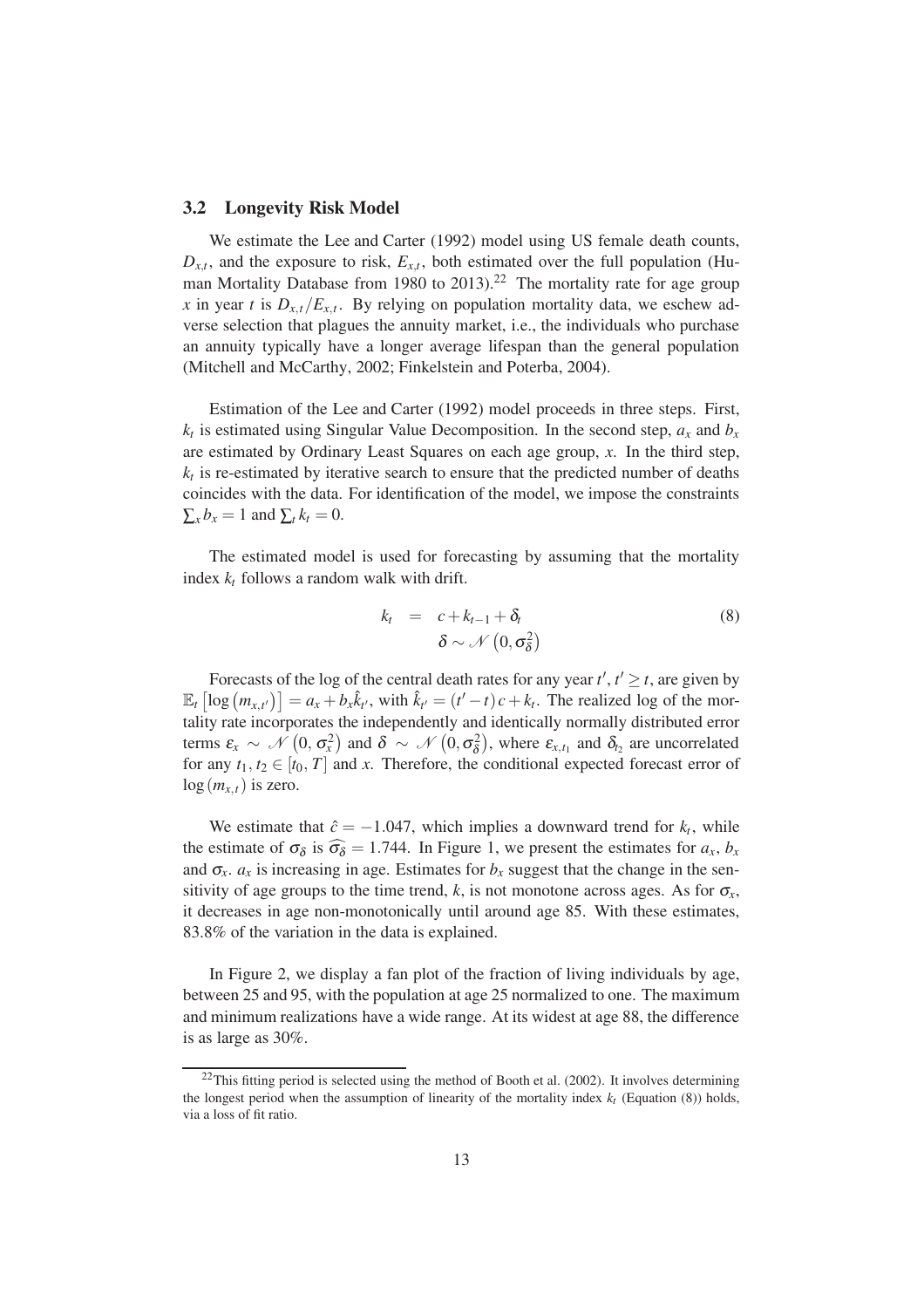### 3.2 Longevity Risk Model

We estimate the Lee and Carter (1992) model using US female death counts, $D_{x,t}$, and the exposure to risk, $E_{x,t}$, both estimated over the full population (Human Mortality Database from 1980 to 2013).[22] The mortality rate for age group $x$ in year $t$ is $D_{x,t}/E_{x,t}$. By relying on population mortality data, we eschew adverse selection that plagues the annuity market, i.e., the individuals who purchase an annuity typically have a longer average lifespan than the general population (Mitchell and McCarthy, 2002; Finkelstein and Poterba, 2004).

Estimation of the Lee and Carter (1992) model proceeds in three steps. First, $k_t$ is estimated using Singular Value Decomposition. In the second step, $a_x$ and $b_x$ are estimated by Ordinary Least Squares on each age group, $x$. In the third step, $k_t$ is re-estimated by iterative search to ensure that the predicted number of deaths coincides with the data. For identification of the model, we impose the constraints $\sum_x b_x = 1$ and $\sum_t k_t = 0$.

The estimated model is used for forecasting by assuming that the mortality index $k_t$ follows a random walk with drift.

$$
\begin{aligned}
k_t &= c + k_{t-1} + \delta_t \\
&\quad \delta \sim \mathcal{N}\left(0, \sigma_\delta^2\right)
\end{aligned}
\tag{8}
$$

Forecasts of the log of the central death rates for any year $t'$, $t' \geq t$, are given by $\mathbb{E}_t\left[\log\left(m_{x,t'}\right)\right] = a_x + b_x \hat{k}_{t'}$, with $\hat{k}_{t'} = (t'-t)c + k_t$. The realized log of the mortality rate incorporates the independently and identically normally distributed error terms $\varepsilon_x \sim \mathcal{N}\left(0, \sigma_x^2\right)$ and $\delta \sim \mathcal{N}\left(0, \sigma_\delta^2\right)$, where $\varepsilon_{x,t_1}$ and $\delta_{t_2}$ are uncorrelated for any $t_1, t_2 \in [t_0, T]$ and $x$. Therefore, the conditional expected forecast error of $\log\left(m_{x,t}\right)$ is zero.

We estimate that $\hat{c} = -1.047$, which implies a downward trend for $k_t$, while the estimate of $\sigma_\delta$ is $\widehat{\sigma_\delta} = 1.744$. In Figure 1, we present the estimates for $a_x$, $b_x$ and $\sigma_x$. $a_x$ is increasing in age. Estimates for $b_x$ suggest that the change in the sensitivity of age groups to the time trend, $k$, is not monotone across ages. As for $\sigma_x$, it decreases in age non-monotonically until around age 85. With these estimates, 83.8% of the variation in the data is explained.

In Figure 2, we display a fan plot of the fraction of living individuals by age, between 25 and 95, with the population at age 25 normalized to one. The maximum and minimum realizations have a wide range. At its widest at age 88, the difference is as large as 30%.

[22] This fitting period is selected using the method of Booth et al. (2002). It involves determining the longest period when the assumption of linearity of the mortality index $k_t$ (Equation (8)) holds, via a loss of fit ratio.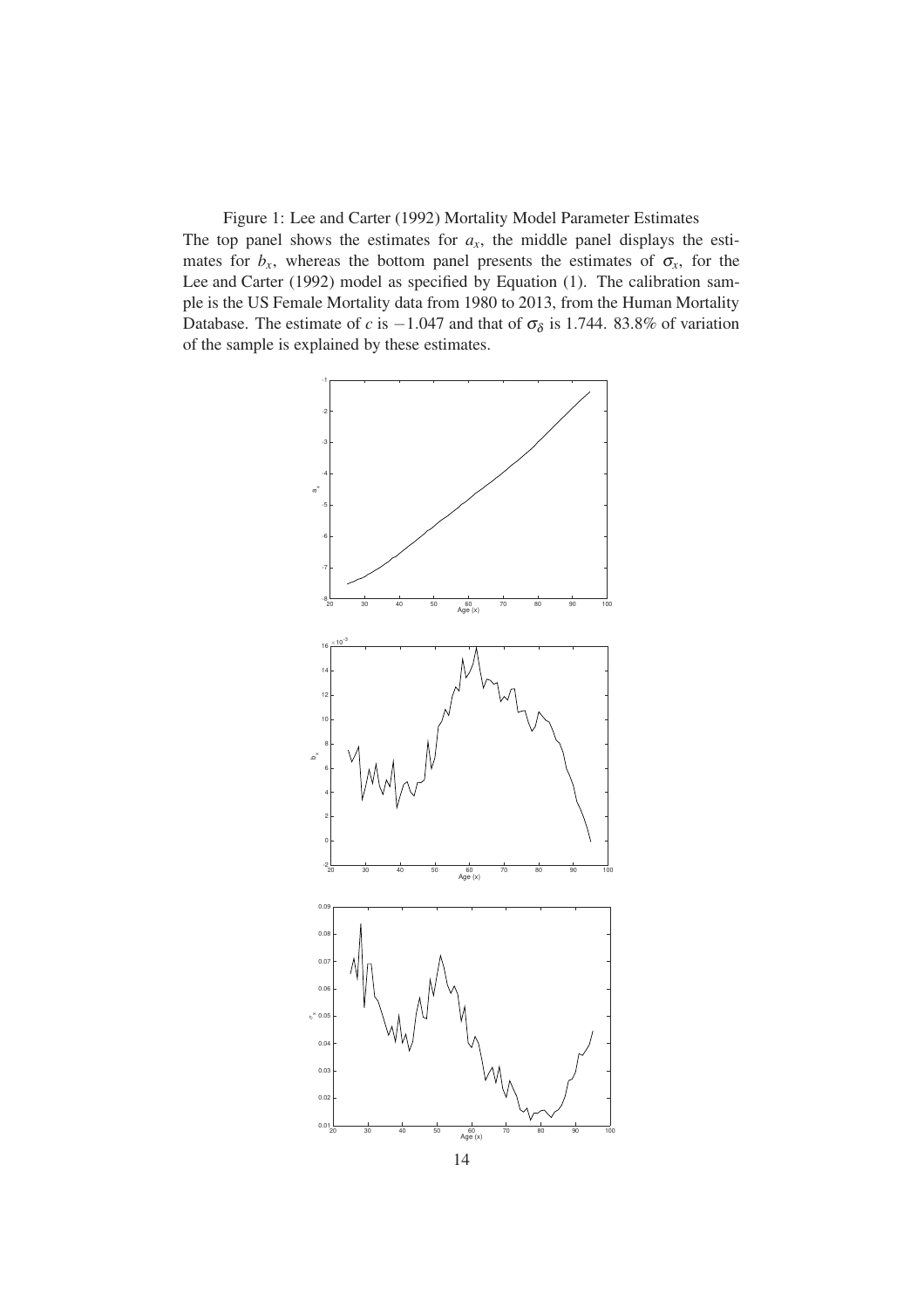Figure 1: Lee and Carter (1992) Mortality Model Parameter Estimates

The top panel shows the estimates for $a_x$, the middle panel displays the estimates for $b_x$, whereas the bottom panel presents the estimates of $\sigma_x$, for the Lee and Carter (1992) model as specified by Equation (1). The calibration sample is the US Female Mortality data from 1980 to 2013, from the Human Mortality Database. The estimate of $c$ is $-1.047$ and that of $\sigma_\delta$ is 1.744. 83.8% of variation of the sample is explained by these estimates.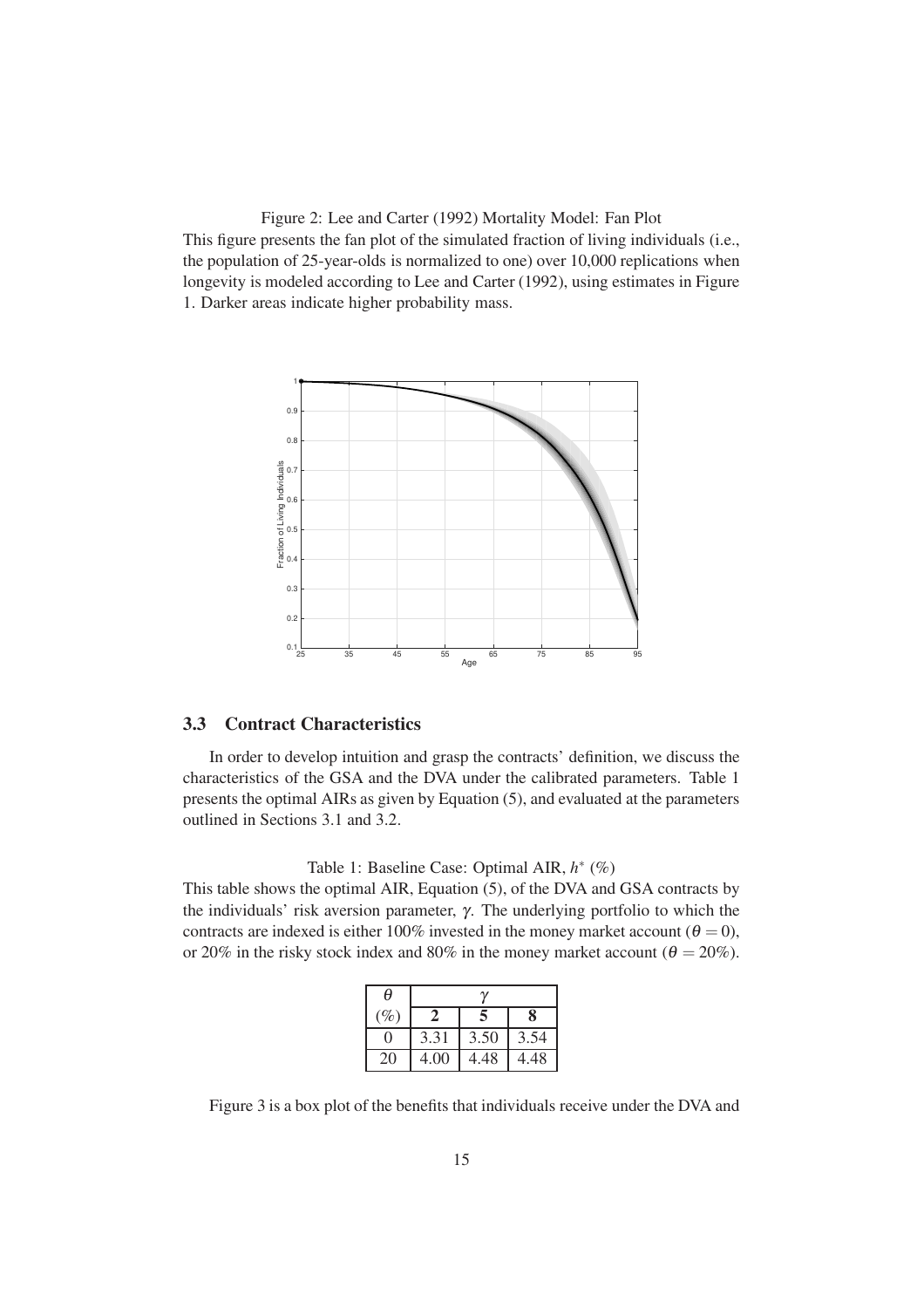Figure 2: Lee and Carter (1992) Mortality Model: Fan Plot

This figure presents the fan plot of the simulated fraction of living individuals (i.e., the population of 25-year-olds is normalized to one) over 10,000 replications when longevity is modeled according to Lee and Carter (1992), using estimates in Figure 1. Darker areas indicate higher probability mass.

### 3.3 Contract Characteristics

In order to develop intuition and grasp the contracts' definition, we discuss the characteristics of the GSA and the DVA under the calibrated parameters. Table 1 presents the optimal AIRs as given by Equation (5), and evaluated at the parameters outlined in Sections 3.1 and 3.2.

Table 1: Baseline Case: Optimal AIR, $h^*$ (%)

This table shows the optimal AIR, Equation (5), of the DVA and GSA contracts by the individuals' risk aversion parameter, $\gamma$. The underlying portfolio to which the contracts are indexed is either 100% invested in the money market account ($\theta = 0$), or 20% in the risky stock index and 80% in the money market account ($\theta = 20\%$).

| $\theta$ | $\gamma$ | | |
|---|---|---|---|
| (%) | **2** | **5** | **8** |
| 0 | 3.31 | 3.50 | 3.54 |
| 20 | 4.00 | 4.48 | 4.48 |

Figure 3 is a box plot of the benefits that individuals receive under the DVA and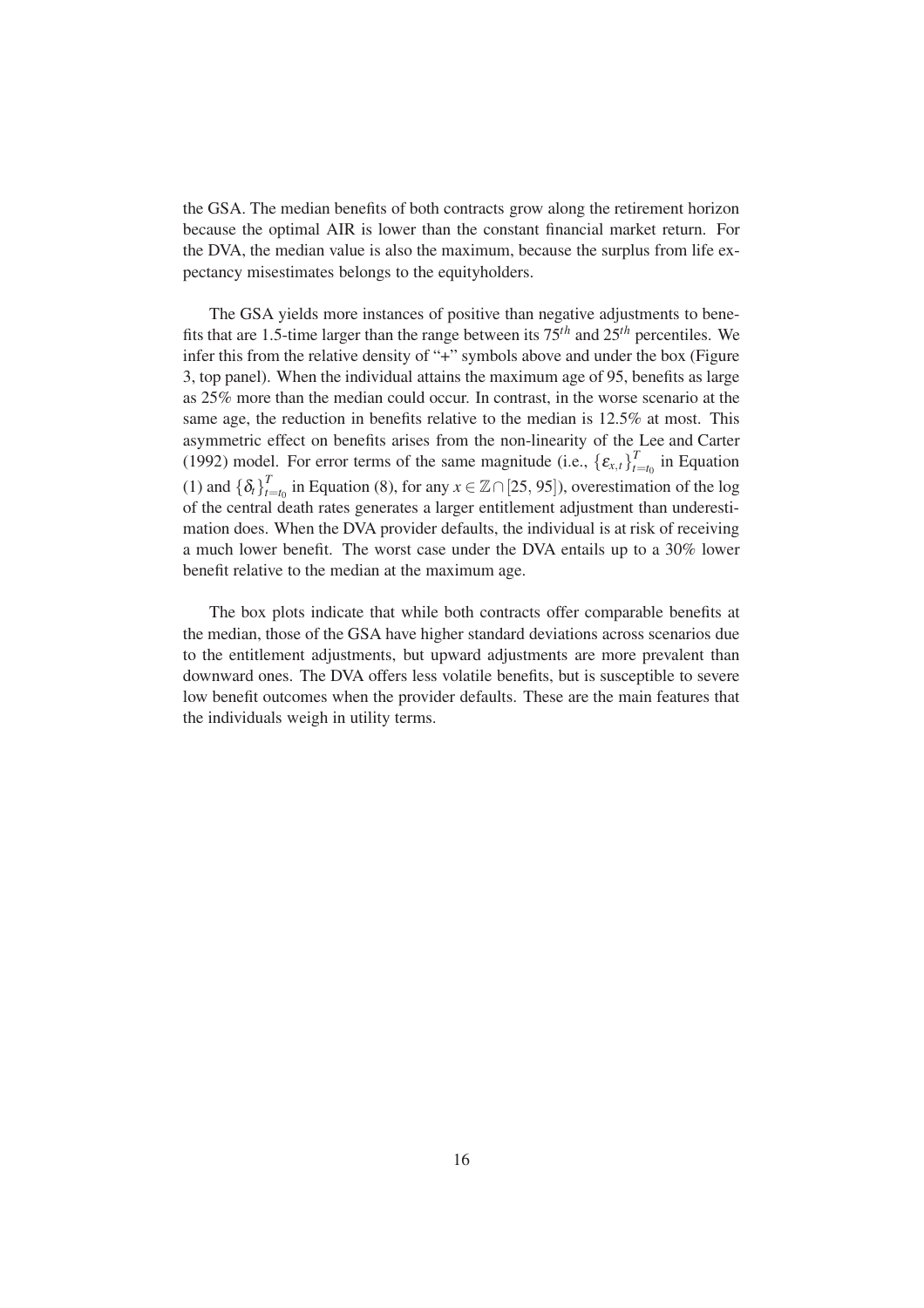the GSA. The median benefits of both contracts grow along the retirement horizon because the optimal AIR is lower than the constant financial market return. For the DVA, the median value is also the maximum, because the surplus from life expectancy misestimates belongs to the equityholders.

The GSA yields more instances of positive than negative adjustments to benefits that are 1.5-time larger than the range between its $75^{th}$ and $25^{th}$ percentiles. We infer this from the relative density of "+" symbols above and under the box (Figure 3, top panel). When the individual attains the maximum age of 95, benefits as large as 25% more than the median could occur. In contrast, in the worse scenario at the same age, the reduction in benefits relative to the median is 12.5% at most. This asymmetric effect on benefits arises from the non-linearity of the Lee and Carter (1992) model. For error terms of the same magnitude (i.e., $\{\varepsilon_{x,t}\}_{t=t_0}^{T}$ in Equation (1) and $\{\delta_t\}_{t=t_0}^{T}$ in Equation (8), for any $x \in \mathbb{Z} \cap [25, 95]$), overestimation of the log of the central death rates generates a larger entitlement adjustment than underestimation does. When the DVA provider defaults, the individual is at risk of receiving a much lower benefit. The worst case under the DVA entails up to a 30% lower benefit relative to the median at the maximum age.

The box plots indicate that while both contracts offer comparable benefits at the median, those of the GSA have higher standard deviations across scenarios due to the entitlement adjustments, but upward adjustments are more prevalent than downward ones. The DVA offers less volatile benefits, but is susceptible to severe low benefit outcomes when the provider defaults. These are the main features that the individuals weigh in utility terms.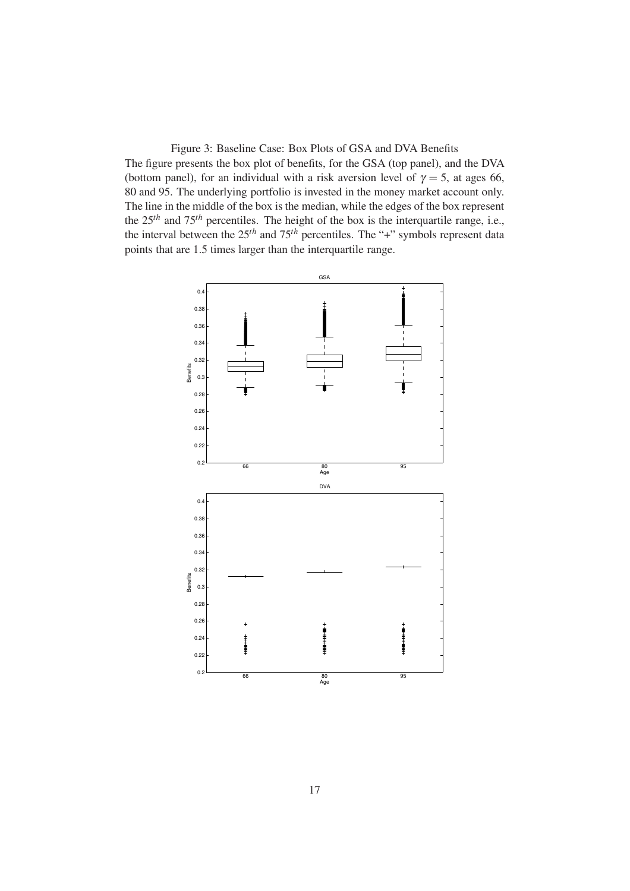Figure 3: Baseline Case: Box Plots of GSA and DVA Benefits

The figure presents the box plot of benefits, for the GSA (top panel), and the DVA (bottom panel), for an individual with a risk aversion level of $\gamma = 5$, at ages 66, 80 and 95. The underlying portfolio is invested in the money market account only. The line in the middle of the box is the median, while the edges of the box represent the $25^{th}$ and $75^{th}$ percentiles. The height of the box is the interquartile range, i.e., the interval between the $25^{th}$ and $75^{th}$ percentiles. The "+" symbols represent data points that are 1.5 times larger than the interquartile range.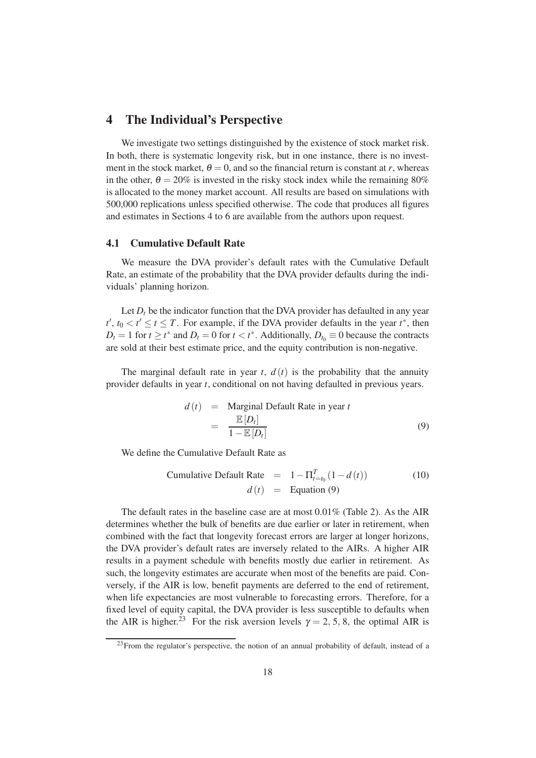# 4 The Individual's Perspective

We investigate two settings distinguished by the existence of stock market risk. In both, there is systematic longevity risk, but in one instance, there is no investment in the stock market, $\theta = 0$, and so the financial return is constant at $r$, whereas in the other, $\theta = 20\%$ is invested in the risky stock index while the remaining 80% is allocated to the money market account. All results are based on simulations with 500,000 replications unless specified otherwise. The code that produces all figures and estimates in Sections 4 to 6 are available from the authors upon request.

## 4.1 Cumulative Default Rate

We measure the DVA provider's default rates with the Cumulative Default Rate, an estimate of the probability that the DVA provider defaults during the individuals' planning horizon.

Let $D_t$ be the indicator function that the DVA provider has defaulted in any year $t'$, $t_0 < t' \leq t \leq T$. For example, if the DVA provider defaults in the year $t^*$, then $D_t = 1$ for $t \geq t^*$ and $D_t = 0$ for $t < t^*$. Additionally, $D_{t_0} \equiv 0$ because the contracts are sold at their best estimate price, and the equity contribution is non-negative.

The marginal default rate in year $t$, $d(t)$ is the probability that the annuity provider defaults in year $t$, conditional on not having defaulted in previous years.

$$
\begin{aligned}
d(t) &= \text{Marginal Default Rate in year } t \\
&= \frac{\mathbb{E}[D_t]}{1 - \mathbb{E}[D_t]}
\end{aligned} \tag{9}
$$

We define the Cumulative Default Rate as

$$
\begin{aligned}
\text{Cumulative Default Rate} &= 1 - \Pi_{t=t_0}^{T}(1 - d(t)) \\
d(t) &= \text{Equation (9)}
\end{aligned} \tag{10}
$$

The default rates in the baseline case are at most 0.01% (Table 2). As the AIR determines whether the bulk of benefits are due earlier or later in retirement, when combined with the fact that longevity forecast errors are larger at longer horizons, the DVA provider's default rates are inversely related to the AIRs. A higher AIR results in a payment schedule with benefits mostly due earlier in retirement. As such, the longevity estimates are accurate when most of the benefits are paid. Conversely, if the AIR is low, benefit payments are deferred to the end of retirement, when life expectancies are most vulnerable to forecasting errors. Therefore, for a fixed level of equity capital, the DVA provider is less susceptible to defaults when the AIR is higher.[23] For the risk aversion levels $\gamma = 2, 5, 8$, the optimal AIR is

[23] From the regulator's perspective, the notion of an annual probability of default, instead of a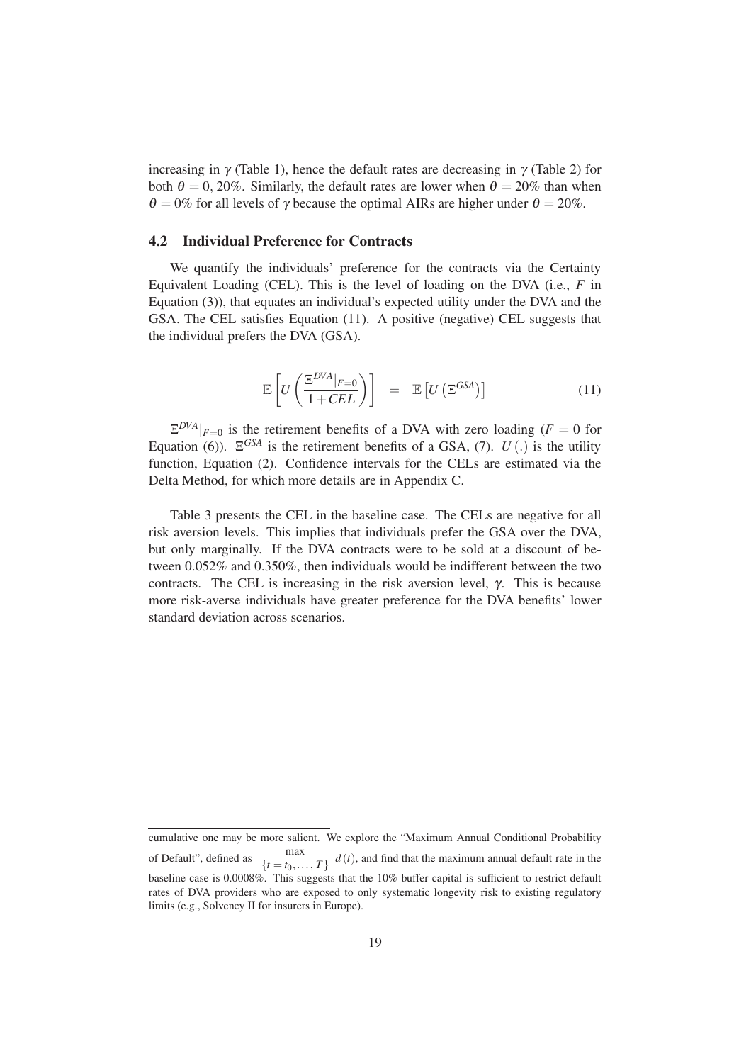increasing in $\gamma$ (Table 1), hence the default rates are decreasing in $\gamma$ (Table 2) for both $\theta = 0, 20\%$. Similarly, the default rates are lower when $\theta = 20\%$ than when $\theta = 0\%$ for all levels of $\gamma$ because the optimal AIRs are higher under $\theta = 20\%$.

### 4.2 Individual Preference for Contracts

We quantify the individuals' preference for the contracts via the Certainty Equivalent Loading (CEL). This is the level of loading on the DVA (i.e., $F$ in Equation (3)), that equates an individual's expected utility under the DVA and the GSA. The CEL satisfies Equation (11). A positive (negative) CEL suggests that the individual prefers the DVA (GSA).

$$\mathbb{E}\left[U\left(\frac{\Xi^{DVA}|_{F=0}}{1+CEL}\right)\right] = \mathbb{E}\left[U\left(\Xi^{GSA}\right)\right] \tag{11}$$

$\Xi^{DVA}|_{F=0}$ is the retirement benefits of a DVA with zero loading ($F = 0$ for Equation (6)). $\Xi^{GSA}$ is the retirement benefits of a GSA, (7). $U(.)$ is the utility function, Equation (2). Confidence intervals for the CELs are estimated via the Delta Method, for which more details are in Appendix C.

Table 3 presents the CEL in the baseline case. The CELs are negative for all risk aversion levels. This implies that individuals prefer the GSA over the DVA, but only marginally. If the DVA contracts were to be sold at a discount of between 0.052% and 0.350%, then individuals would be indifferent between the two contracts. The CEL is increasing in the risk aversion level, $\gamma$. This is because more risk-averse individuals have greater preference for the DVA benefits' lower standard deviation across scenarios.

cumulative one may be more salient. We explore the "Maximum Annual Conditional Probability of Default", defined as $\max_{\{t=t_0,\ldots,T\}} d(t)$, and find that the maximum annual default rate in the baseline case is 0.0008%. This suggests that the 10% buffer capital is sufficient to restrict default rates of DVA providers who are exposed to only systematic longevity risk to existing regulatory limits (e.g., Solvency II for insurers in Europe).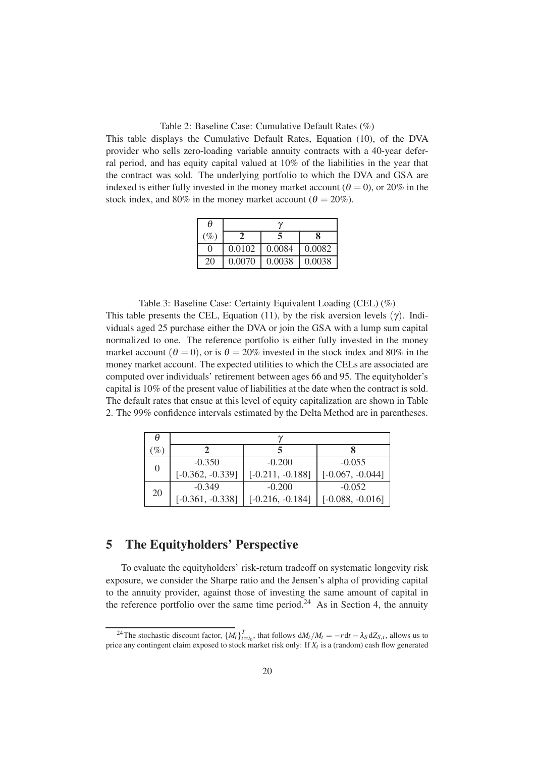Table 2: Baseline Case: Cumulative Default Rates (%)

This table displays the Cumulative Default Rates, Equation (10), of the DVA provider who sells zero-loading variable annuity contracts with a 40-year deferral period, and has equity capital valued at 10% of the liabilities in the year that the contract was sold. The underlying portfolio to which the DVA and GSA are indexed is either fully invested in the money market account ($\theta = 0$), or 20% in the stock index, and 80% in the money market account ($\theta = 20\%$).

| $\theta$ | $\gamma$ | | |
|---|---|---|---|
| (%) | **2** | **5** | **8** |
| 0 | 0.0102 | 0.0084 | 0.0082 |
| 20 | 0.0070 | 0.0038 | 0.0038 |

Table 3: Baseline Case: Certainty Equivalent Loading (CEL) (%)

This table presents the CEL, Equation (11), by the risk aversion levels ($\gamma$). Individuals aged 25 purchase either the DVA or join the GSA with a lump sum capital normalized to one. The reference portfolio is either fully invested in the money market account ($\theta = 0$), or is $\theta = 20\%$ invested in the stock index and 80% in the money market account. The expected utilities to which the CELs are associated are computed over individuals' retirement between ages 66 and 95. The equityholder's capital is 10% of the present value of liabilities at the date when the contract is sold. The default rates that ensue at this level of equity capitalization are shown in Table 2. The 99% confidence intervals estimated by the Delta Method are in parentheses.

| $\theta$ | $\gamma$ | | |
|---|---|---|---|
| (%) | **2** | **5** | **8** |
| 0 | -0.350 | -0.200 | -0.055 |
| | [-0.362, -0.339] | [-0.211, -0.188] | [-0.067, -0.044] |
| 20 | -0.349 | -0.200 | -0.052 |
| | [-0.361, -0.338] | [-0.216, -0.184] | [-0.088, -0.016] |

## 5 The Equityholders' Perspective

To evaluate the equityholders' risk-return tradeoff on systematic longevity risk exposure, we consider the Sharpe ratio and the Jensen's alpha of providing capital to the annuity provider, against those of investing the same amount of capital in the reference portfolio over the same time period.[24] As in Section 4, the annuity

[24]The stochastic discount factor, $\{M_t\}_{t=t_0}^{T}$, that follows $\mathrm{d}M_t/M_t = -r\,\mathrm{d}t - \lambda_S\,\mathrm{d}Z_{S,t}$, allows us to price any contingent claim exposed to stock market risk only: If $X_t$ is a (random) cash flow generated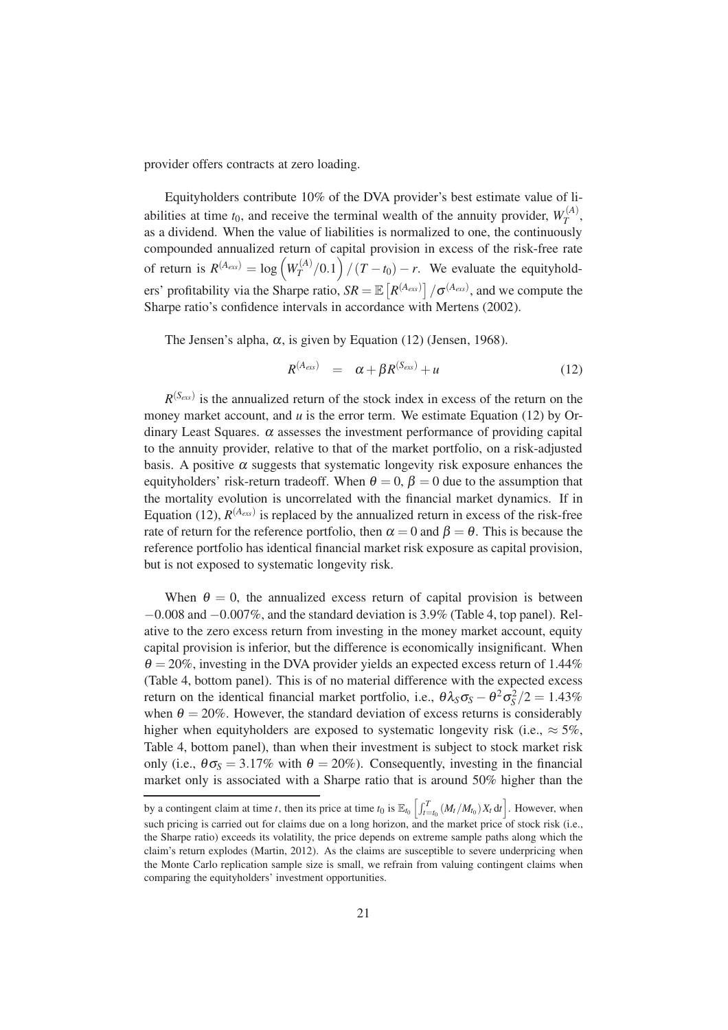provider offers contracts at zero loading.

Equityholders contribute 10% of the DVA provider's best estimate value of liabilities at time $t_0$, and receive the terminal wealth of the annuity provider, $W_T^{(A)}$, as a dividend. When the value of liabilities is normalized to one, the continuously compounded annualized return of capital provision in excess of the risk-free rate of return is $R^{(A_{exs})} = \log\left(W_T^{(A)}/0.1\right)/(T-t_0) - r$. We evaluate the equityholders' profitability via the Sharpe ratio, $SR = \mathbb{E}\left[R^{(A_{exs})}\right]/\sigma^{(A_{exs})}$, and we compute the Sharpe ratio's confidence intervals in accordance with Mertens (2002).

The Jensen's alpha, $\alpha$, is given by Equation (12) (Jensen, 1968).

$$R^{(A_{exs})} = \alpha + \beta R^{(S_{exs})} + u \tag{12}$$

$R^{(S_{exs})}$ is the annualized return of the stock index in excess of the return on the money market account, and $u$ is the error term. We estimate Equation (12) by Ordinary Least Squares. $\alpha$ assesses the investment performance of providing capital to the annuity provider, relative to that of the market portfolio, on a risk-adjusted basis. A positive $\alpha$ suggests that systematic longevity risk exposure enhances the equityholders' risk-return tradeoff. When $\theta = 0$, $\beta = 0$ due to the assumption that the mortality evolution is uncorrelated with the financial market dynamics. If in Equation (12), $R^{(A_{exs})}$ is replaced by the annualized return in excess of the risk-free rate of return for the reference portfolio, then $\alpha = 0$ and $\beta = \theta$. This is because the reference portfolio has identical financial market risk exposure as capital provision, but is not exposed to systematic longevity risk.

When $\theta = 0$, the annualized excess return of capital provision is between $-0.008$ and $-0.007$%, and the standard deviation is 3.9% (Table 4, top panel). Relative to the zero excess return from investing in the money market account, equity capital provision is inferior, but the difference is economically insignificant. When $\theta = 20\%$, investing in the DVA provider yields an expected excess return of 1.44% (Table 4, bottom panel). This is of no material difference with the expected excess return on the identical financial market portfolio, i.e., $\theta\lambda_S\sigma_S - \theta^2\sigma_S^2/2 = 1.43\%$ when $\theta = 20\%$. However, the standard deviation of excess returns is considerably higher when equityholders are exposed to systematic longevity risk (i.e., $\approx 5\%$, Table 4, bottom panel), than when their investment is subject to stock market risk only (i.e., $\theta\sigma_S = 3.17\%$ with $\theta = 20\%$). Consequently, investing in the financial market only is associated with a Sharpe ratio that is around 50% higher than the

by a contingent claim at time $t$, then its price at time $t_0$ is $\mathbb{E}_{t_0}\left[\int_{t=t_0}^{T}(M_t/M_{t_0})X_t\,\mathrm{d}t\right]$. However, when such pricing is carried out for claims due on a long horizon, and the market price of stock risk (i.e., the Sharpe ratio) exceeds its volatility, the price depends on extreme sample paths along which the claim's return explodes (Martin, 2012). As the claims are susceptible to severe underpricing when the Monte Carlo replication sample size is small, we refrain from valuing contingent claims when comparing the equityholders' investment opportunities.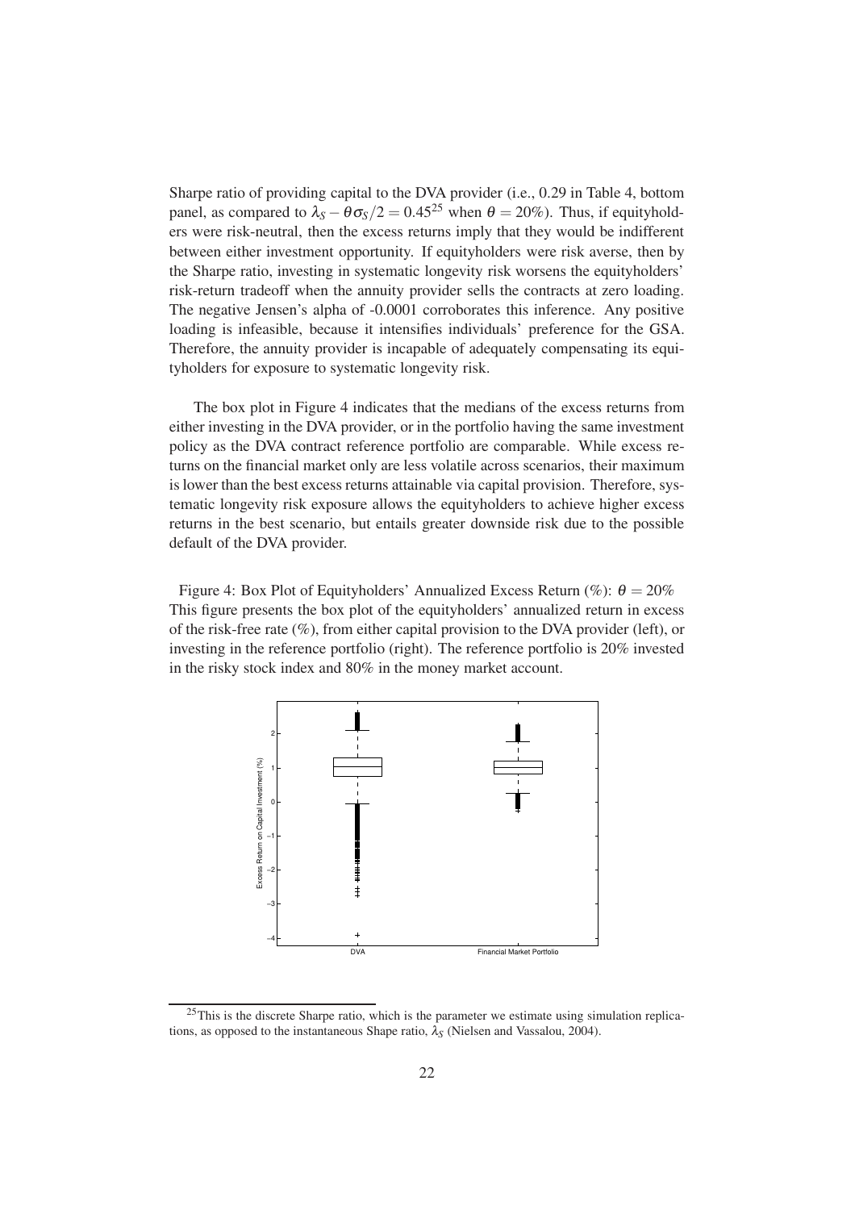Sharpe ratio of providing capital to the DVA provider (i.e., 0.29 in Table 4, bottom panel, as compared to $\lambda_S - \theta\sigma_S/2 = 0.45$[25] when $\theta = 20\%$). Thus, if equityholders were risk-neutral, then the excess returns imply that they would be indifferent between either investment opportunity. If equityholders were risk averse, then by the Sharpe ratio, investing in systematic longevity risk worsens the equityholders' risk-return tradeoff when the annuity provider sells the contracts at zero loading. The negative Jensen's alpha of -0.0001 corroborates this inference. Any positive loading is infeasible, because it intensifies individuals' preference for the GSA. Therefore, the annuity provider is incapable of adequately compensating its equityholders for exposure to systematic longevity risk.

The box plot in Figure 4 indicates that the medians of the excess returns from either investing in the DVA provider, or in the portfolio having the same investment policy as the DVA contract reference portfolio are comparable. While excess returns on the financial market only are less volatile across scenarios, their maximum is lower than the best excess returns attainable via capital provision. Therefore, systematic longevity risk exposure allows the equityholders to achieve higher excess returns in the best scenario, but entails greater downside risk due to the possible default of the DVA provider.

Figure 4: Box Plot of Equityholders' Annualized Excess Return (%): $\theta = 20\%$
This figure presents the box plot of the equityholders' annualized return in excess of the risk-free rate (%), from either capital provision to the DVA provider (left), or investing in the reference portfolio (right). The reference portfolio is 20% invested in the risky stock index and 80% in the money market account.

[25] This is the discrete Sharpe ratio, which is the parameter we estimate using simulation replications, as opposed to the instantaneous Shape ratio, $\lambda_S$ (Nielsen and Vassalou, 2004).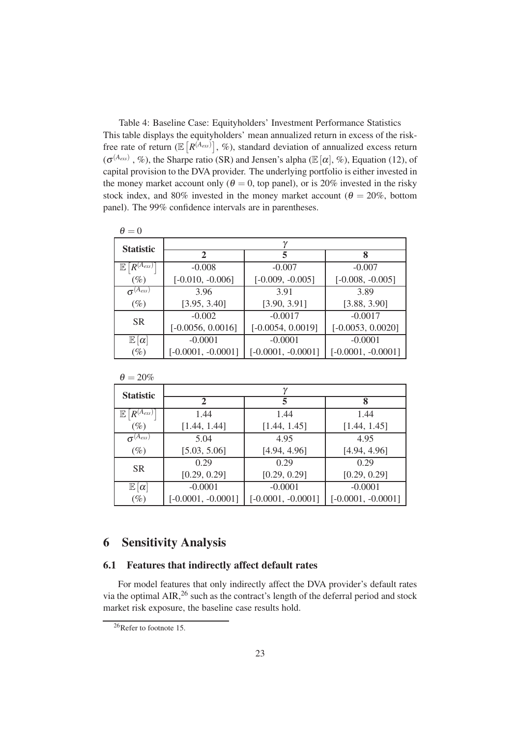Table 4: Baseline Case: Equityholders' Investment Performance Statistics
This table displays the equityholders' mean annualized return in excess of the risk-free rate of return ($\mathbb{E}\left[R^{(A_{exs})}\right]$, %), standard deviation of annualized excess return ($\sigma^{(A_{exs})}$ , %), the Sharpe ratio (SR) and Jensen's alpha ($\mathbb{E}[\alpha]$, %), Equation (12), of capital provision to the DVA provider. The underlying portfolio is either invested in the money market account only ($\theta = 0$, top panel), or is 20% invested in the risky stock index, and 80% invested in the money market account ($\theta = 20\%$, bottom panel). The 99% confidence intervals are in parentheses.

$\theta = 0$

| Statistic | $\gamma$ | | |
|---|---|---|---|
| | **2** | **5** | **8** |
| $\mathbb{E}\left[R^{(A_{exs})}\right]$ | -0.008 | -0.007 | -0.007 |
| (%) | [-0.010, -0.006] | [-0.009, -0.005] | [-0.008, -0.005] |
| $\sigma^{(A_{exs})}$ | 3.96 | 3.91 | 3.89 |
| (%) | [3.95, 3.40] | [3.90, 3.91] | [3.88, 3.90] |
| SR | -0.002 | -0.0017 | -0.0017 |
| | [-0.0056, 0.0016] | [-0.0054, 0.0019] | [-0.0053, 0.0020] |
| $\mathbb{E}[\alpha]$ | -0.0001 | -0.0001 | -0.0001 |
| (%) | [-0.0001, -0.0001] | [-0.0001, -0.0001] | [-0.0001, -0.0001] |

$\theta = 20\%$

| Statistic | $\gamma$ | | |
|---|---|---|---|
| | **2** | **5** | **8** |
| $\mathbb{E}\left[R^{(A_{exs})}\right]$ | 1.44 | 1.44 | 1.44 |
| (%) | [1.44, 1.44] | [1.44, 1.45] | [1.44, 1.45] |
| $\sigma^{(A_{exs})}$ | 5.04 | 4.95 | 4.95 |
| (%) | [5.03, 5.06] | [4.94, 4.96] | [4.94, 4.96] |
| SR | 0.29 | 0.29 | 0.29 |
| | [0.29, 0.29] | [0.29, 0.29] | [0.29, 0.29] |
| $\mathbb{E}[\alpha]$ | -0.0001 | -0.0001 | -0.0001 |
| (%) | [-0.0001, -0.0001] | [-0.0001, -0.0001] | [-0.0001, -0.0001] |

# 6 Sensitivity Analysis

## 6.1 Features that indirectly affect default rates

For model features that only indirectly affect the DVA provider's default rates via the optimal AIR,[26] such as the contract's length of the deferral period and stock market risk exposure, the baseline case results hold.

[26] Refer to footnote 15.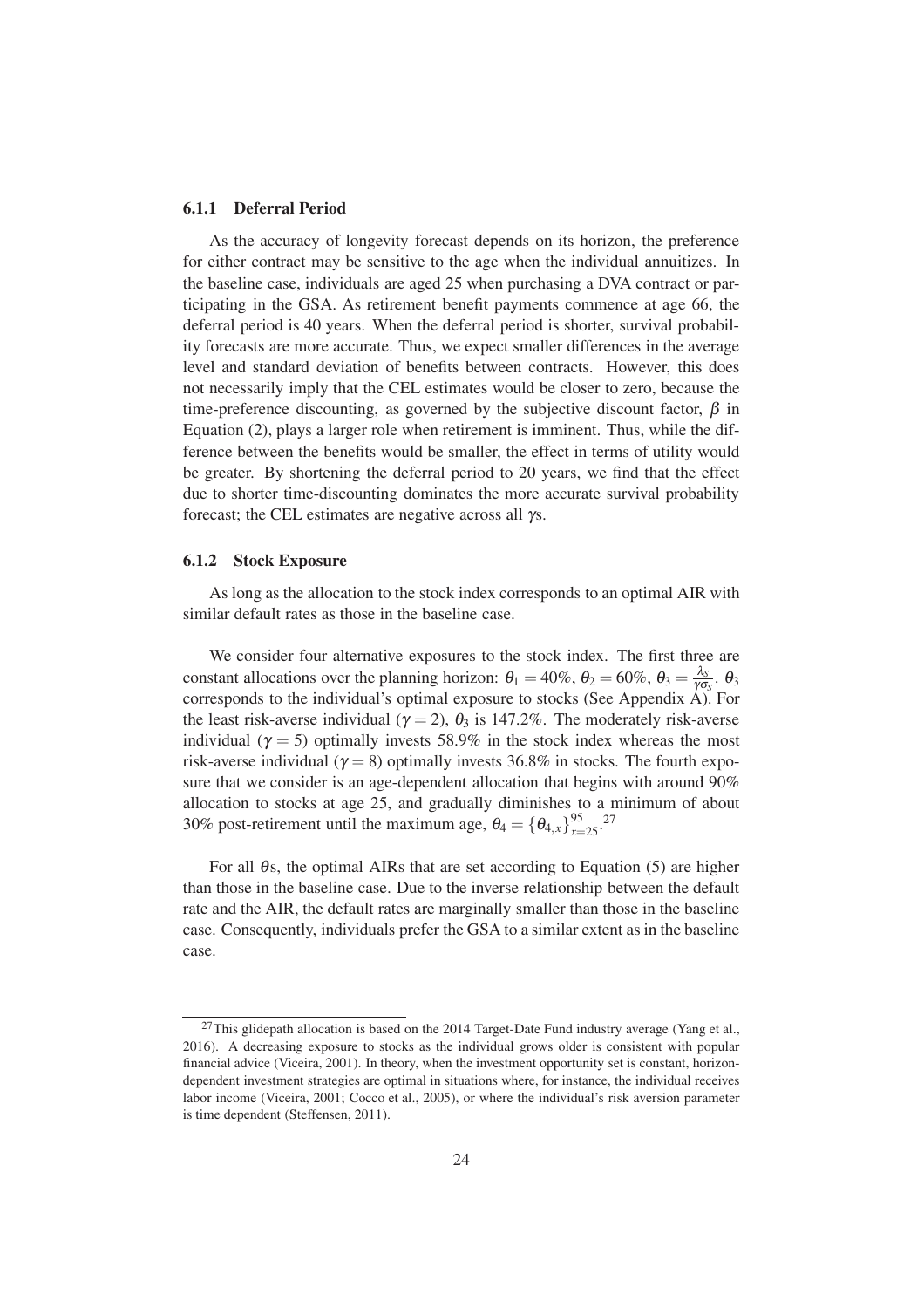### 6.1.1 Deferral Period

As the accuracy of longevity forecast depends on its horizon, the preference for either contract may be sensitive to the age when the individual annuitizes. In the baseline case, individuals are aged 25 when purchasing a DVA contract or participating in the GSA. As retirement benefit payments commence at age 66, the deferral period is 40 years. When the deferral period is shorter, survival probability forecasts are more accurate. Thus, we expect smaller differences in the average level and standard deviation of benefits between contracts. However, this does not necessarily imply that the CEL estimates would be closer to zero, because the time-preference discounting, as governed by the subjective discount factor, $\beta$ in Equation (2), plays a larger role when retirement is imminent. Thus, while the difference between the benefits would be smaller, the effect in terms of utility would be greater. By shortening the deferral period to 20 years, we find that the effect due to shorter time-discounting dominates the more accurate survival probability forecast; the CEL estimates are negative across all $\gamma$s.

### 6.1.2 Stock Exposure

As long as the allocation to the stock index corresponds to an optimal AIR with similar default rates as those in the baseline case.

We consider four alternative exposures to the stock index. The first three are constant allocations over the planning horizon: $\theta_1 = 40\%$, $\theta_2 = 60\%$, $\theta_3 = \frac{\lambda_S}{\gamma \sigma_S}$. $\theta_3$ corresponds to the individual's optimal exposure to stocks (See Appendix A). For the least risk-averse individual ($\gamma = 2$), $\theta_3$ is 147.2%. The moderately risk-averse individual ($\gamma = 5$) optimally invests 58.9% in the stock index whereas the most risk-averse individual ($\gamma = 8$) optimally invests 36.8% in stocks. The fourth exposure that we consider is an age-dependent allocation that begins with around 90% allocation to stocks at age 25, and gradually diminishes to a minimum of about 30% post-retirement until the maximum age, $\theta_4 = \{\theta_{4,x}\}_{x=25}^{95}$.[27]

For all $\theta$s, the optimal AIRs that are set according to Equation (5) are higher than those in the baseline case. Due to the inverse relationship between the default rate and the AIR, the default rates are marginally smaller than those in the baseline case. Consequently, individuals prefer the GSA to a similar extent as in the baseline case.

---

[27] This glidepath allocation is based on the 2014 Target-Date Fund industry average (Yang et al., 2016). A decreasing exposure to stocks as the individual grows older is consistent with popular financial advice (Viceira, 2001). In theory, when the investment opportunity set is constant, horizon-dependent investment strategies are optimal in situations where, for instance, the individual receives labor income (Viceira, 2001; Cocco et al., 2005), or where the individual's risk aversion parameter is time dependent (Steffensen, 2011).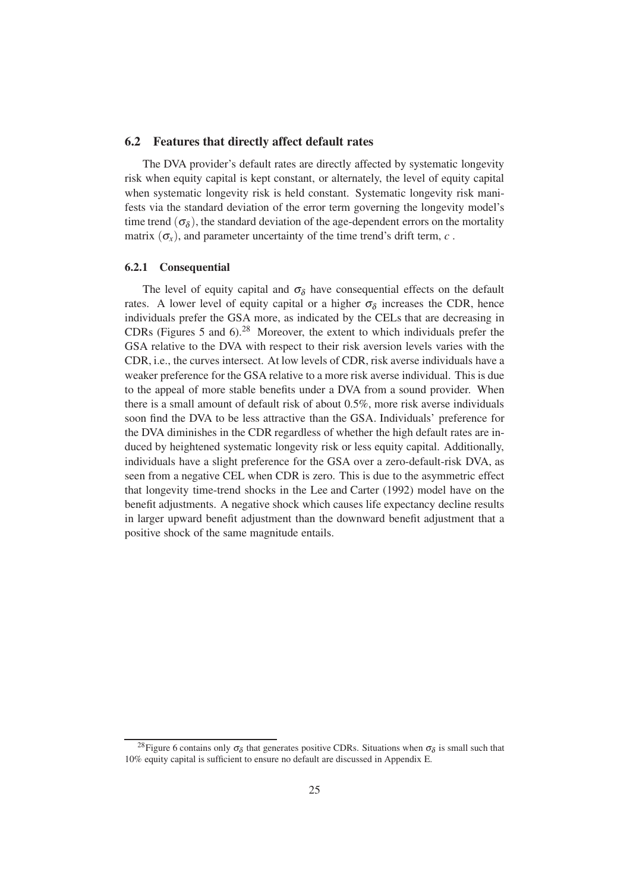## 6.2 Features that directly affect default rates

The DVA provider's default rates are directly affected by systematic longevity risk when equity capital is kept constant, or alternately, the level of equity capital when systematic longevity risk is held constant. Systematic longevity risk manifests via the standard deviation of the error term governing the longevity model's time trend ($\sigma_\delta$), the standard deviation of the age-dependent errors on the mortality matrix ($\sigma_x$), and parameter uncertainty of the time trend's drift term, $c$ .

### 6.2.1 Consequential

The level of equity capital and $\sigma_\delta$ have consequential effects on the default rates. A lower level of equity capital or a higher $\sigma_\delta$ increases the CDR, hence individuals prefer the GSA more, as indicated by the CELs that are decreasing in CDRs (Figures 5 and 6).[28] Moreover, the extent to which individuals prefer the GSA relative to the DVA with respect to their risk aversion levels varies with the CDR, i.e., the curves intersect. At low levels of CDR, risk averse individuals have a weaker preference for the GSA relative to a more risk averse individual. This is due to the appeal of more stable benefits under a DVA from a sound provider. When there is a small amount of default risk of about 0.5%, more risk averse individuals soon find the DVA to be less attractive than the GSA. Individuals' preference for the DVA diminishes in the CDR regardless of whether the high default rates are induced by heightened systematic longevity risk or less equity capital. Additionally, individuals have a slight preference for the GSA over a zero-default-risk DVA, as seen from a negative CEL when CDR is zero. This is due to the asymmetric effect that longevity time-trend shocks in the Lee and Carter (1992) model have on the benefit adjustments. A negative shock which causes life expectancy decline results in larger upward benefit adjustment than the downward benefit adjustment that a positive shock of the same magnitude entails.

[28] Figure 6 contains only $\sigma_\delta$ that generates positive CDRs. Situations when $\sigma_\delta$ is small such that 10% equity capital is sufficient to ensure no default are discussed in Appendix E.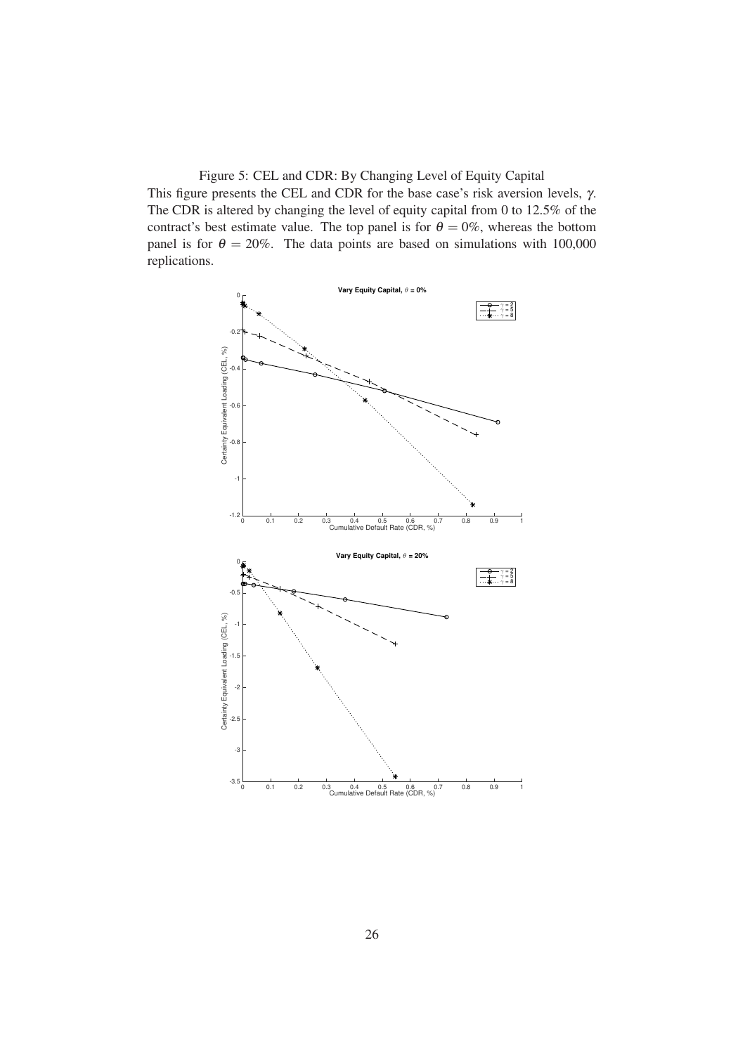Figure 5: CEL and CDR: By Changing Level of Equity Capital

This figure presents the CEL and CDR for the base case's risk aversion levels, $\gamma$. The CDR is altered by changing the level of equity capital from 0 to 12.5% of the contract's best estimate value. The top panel is for $\theta = 0\%$, whereas the bottom panel is for $\theta = 20\%$. The data points are based on simulations with 100,000 replications.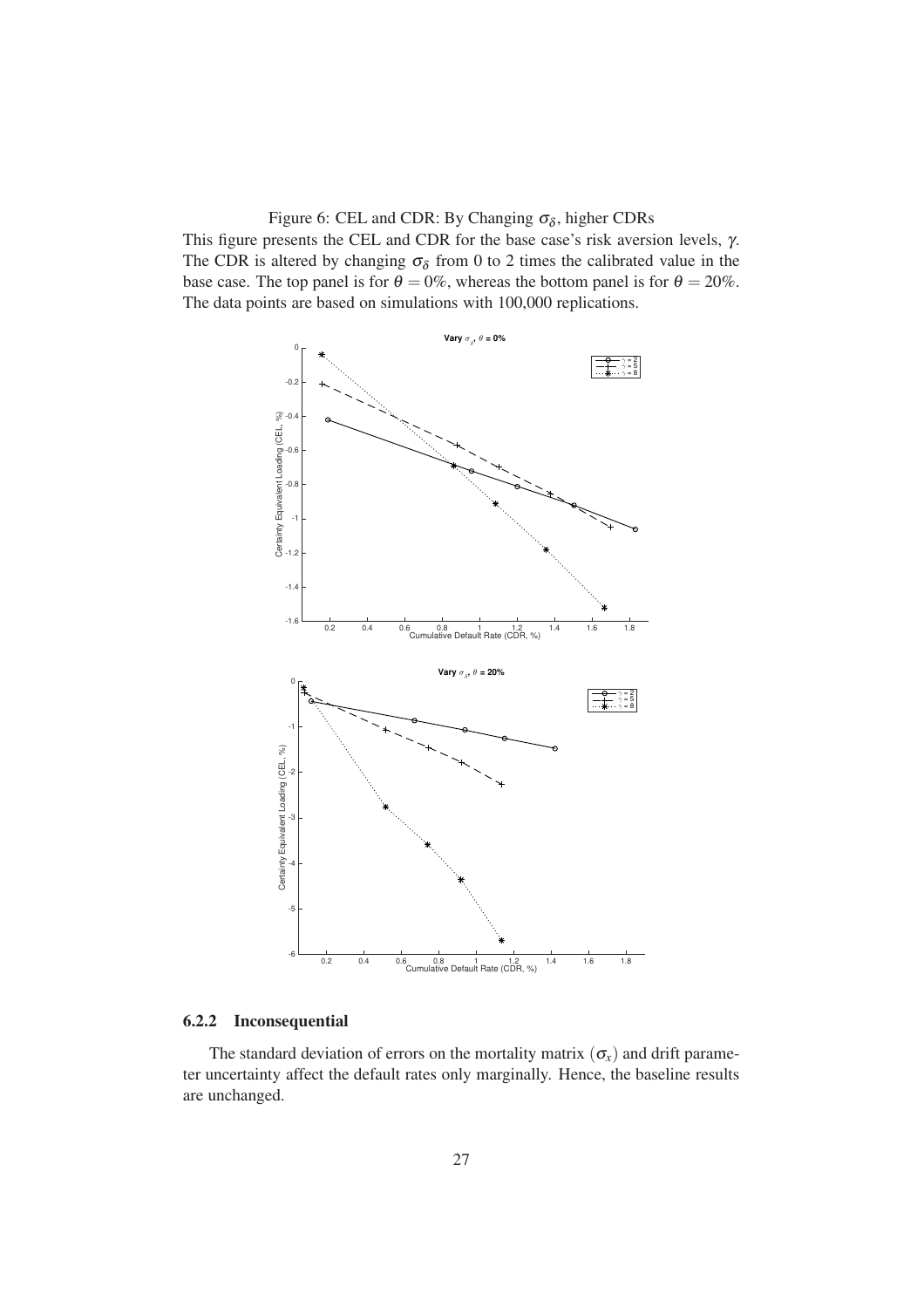Figure 6: CEL and CDR: By Changing $\sigma_\delta$, higher CDRs

This figure presents the CEL and CDR for the base case's risk aversion levels, $\gamma$. The CDR is altered by changing $\sigma_\delta$ from 0 to 2 times the calibrated value in the base case. The top panel is for $\theta = 0\%$, whereas the bottom panel is for $\theta = 20\%$. The data points are based on simulations with 100,000 replications.

### 6.2.2 Inconsequential

The standard deviation of errors on the mortality matrix $(\sigma_x)$ and drift parameter uncertainty affect the default rates only marginally. Hence, the baseline results are unchanged.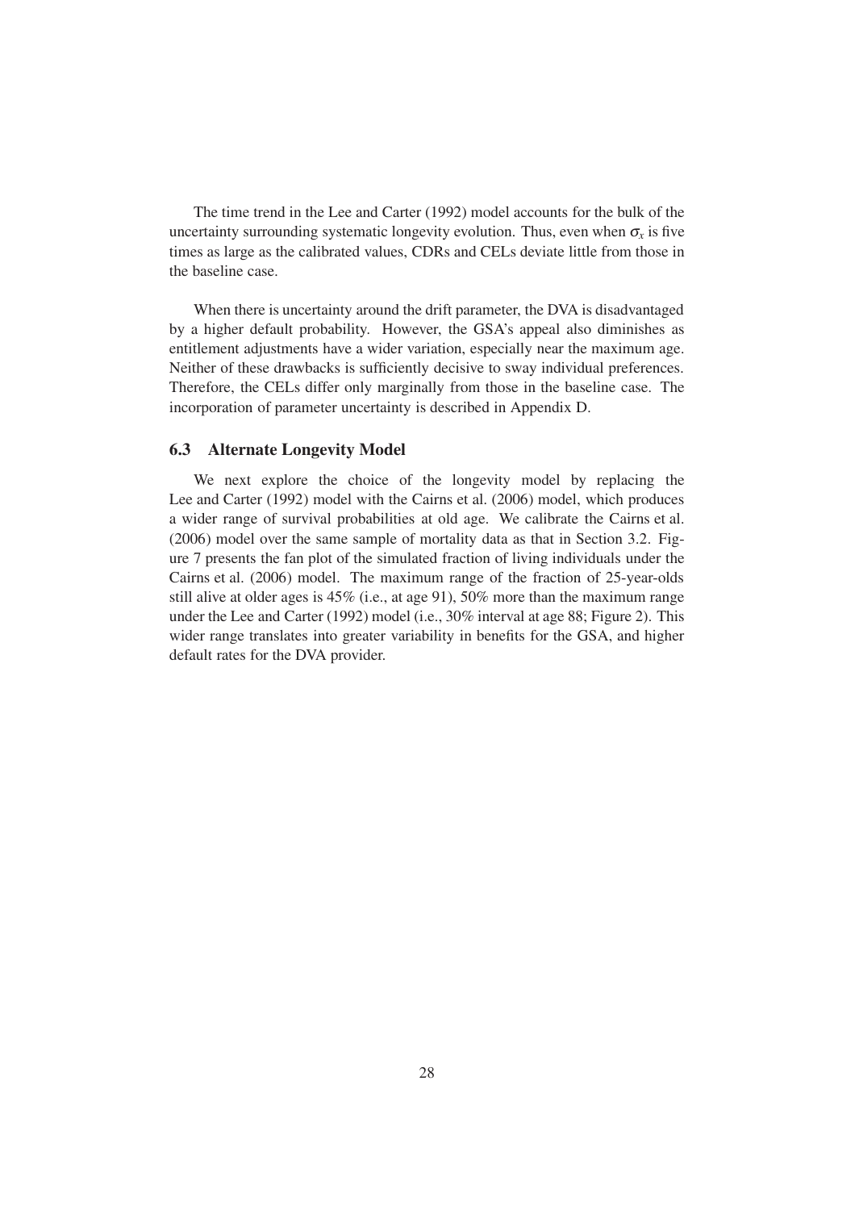The time trend in the Lee and Carter (1992) model accounts for the bulk of the uncertainty surrounding systematic longevity evolution. Thus, even when $\sigma_x$ is five times as large as the calibrated values, CDRs and CELs deviate little from those in the baseline case.

When there is uncertainty around the drift parameter, the DVA is disadvantaged by a higher default probability. However, the GSA's appeal also diminishes as entitlement adjustments have a wider variation, especially near the maximum age. Neither of these drawbacks is sufficiently decisive to sway individual preferences. Therefore, the CELs differ only marginally from those in the baseline case. The incorporation of parameter uncertainty is described in Appendix D.

### 6.3 Alternate Longevity Model

We next explore the choice of the longevity model by replacing the Lee and Carter (1992) model with the Cairns et al. (2006) model, which produces a wider range of survival probabilities at old age. We calibrate the Cairns et al. (2006) model over the same sample of mortality data as that in Section 3.2. Figure 7 presents the fan plot of the simulated fraction of living individuals under the Cairns et al. (2006) model. The maximum range of the fraction of 25-year-olds still alive at older ages is 45% (i.e., at age 91), 50% more than the maximum range under the Lee and Carter (1992) model (i.e., 30% interval at age 88; Figure 2). This wider range translates into greater variability in benefits for the GSA, and higher default rates for the DVA provider.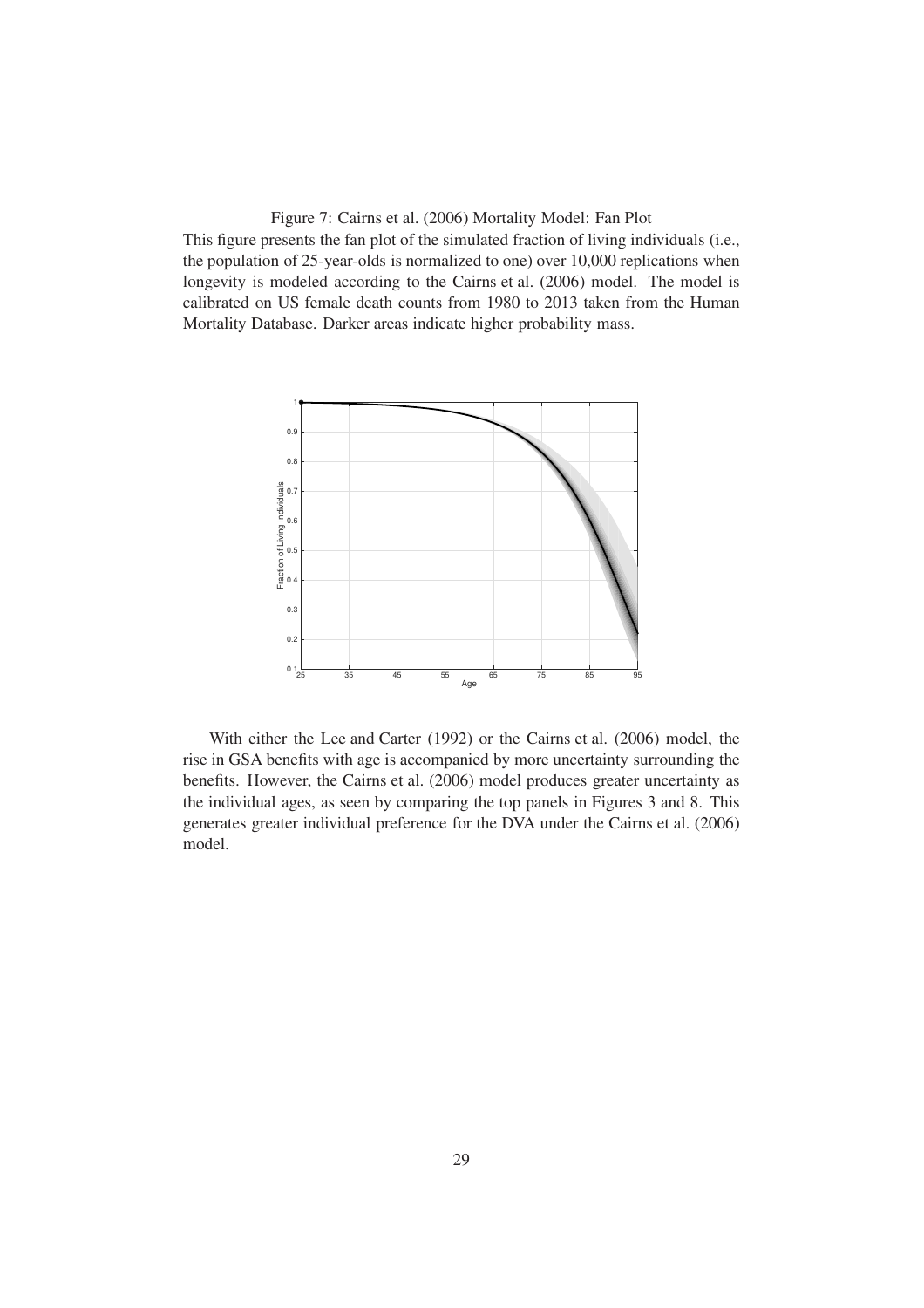Figure 7: Cairns et al. (2006) Mortality Model: Fan Plot

This figure presents the fan plot of the simulated fraction of living individuals (i.e., the population of 25-year-olds is normalized to one) over 10,000 replications when longevity is modeled according to the Cairns et al. (2006) model. The model is calibrated on US female death counts from 1980 to 2013 taken from the Human Mortality Database. Darker areas indicate higher probability mass.

With either the Lee and Carter (1992) or the Cairns et al. (2006) model, the rise in GSA benefits with age is accompanied by more uncertainty surrounding the benefits. However, the Cairns et al. (2006) model produces greater uncertainty as the individual ages, as seen by comparing the top panels in Figures 3 and 8. This generates greater individual preference for the DVA under the Cairns et al. (2006) model.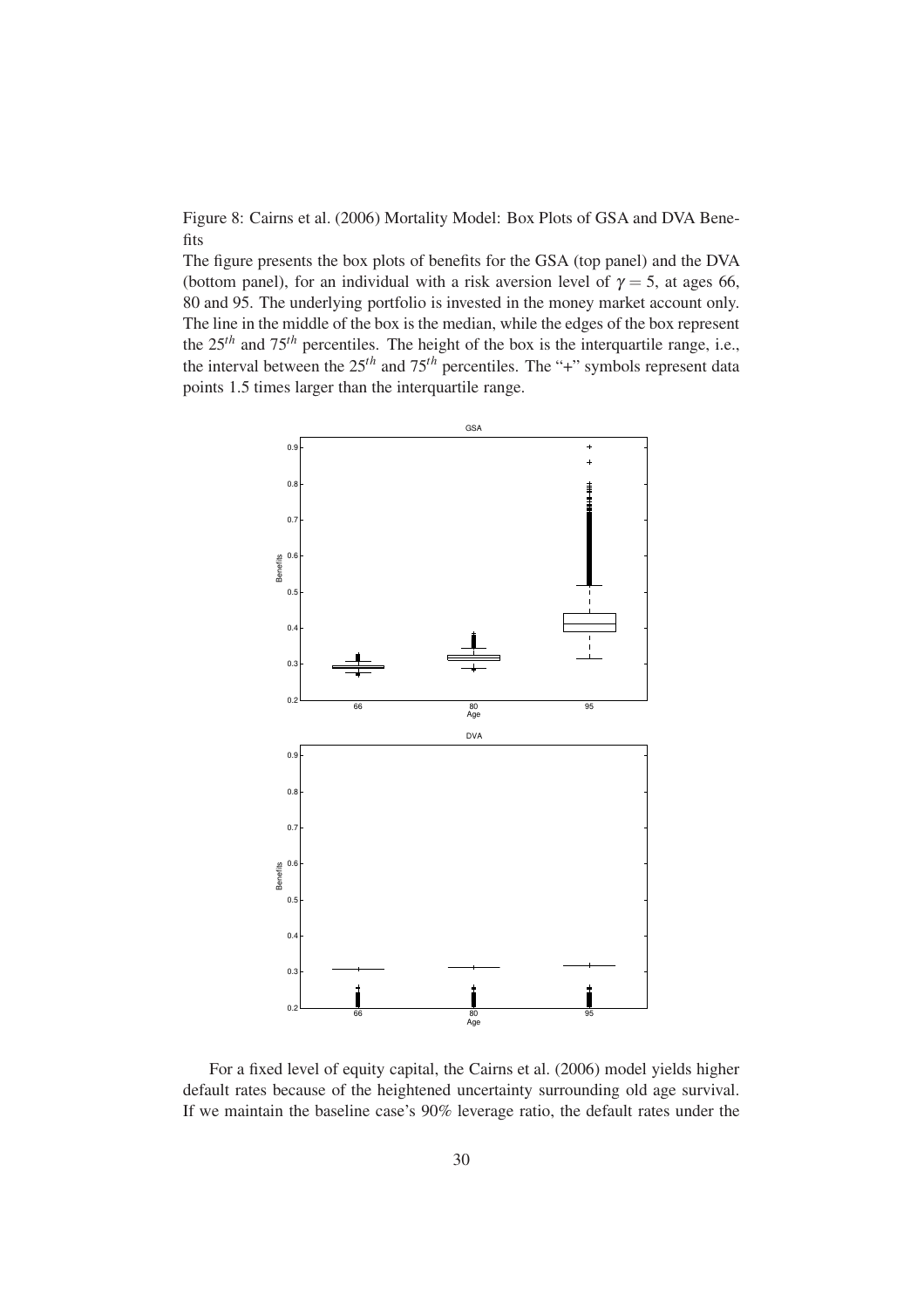Figure 8: Cairns et al. (2006) Mortality Model: Box Plots of GSA and DVA Benefits

The figure presents the box plots of benefits for the GSA (top panel) and the DVA (bottom panel), for an individual with a risk aversion level of $\gamma = 5$, at ages 66, 80 and 95. The underlying portfolio is invested in the money market account only. The line in the middle of the box is the median, while the edges of the box represent the $25^{th}$ and $75^{th}$ percentiles. The height of the box is the interquartile range, i.e., the interval between the $25^{th}$ and $75^{th}$ percentiles. The "+" symbols represent data points 1.5 times larger than the interquartile range.

For a fixed level of equity capital, the Cairns et al. (2006) model yields higher default rates because of the heightened uncertainty surrounding old age survival. If we maintain the baseline case's 90% leverage ratio, the default rates under the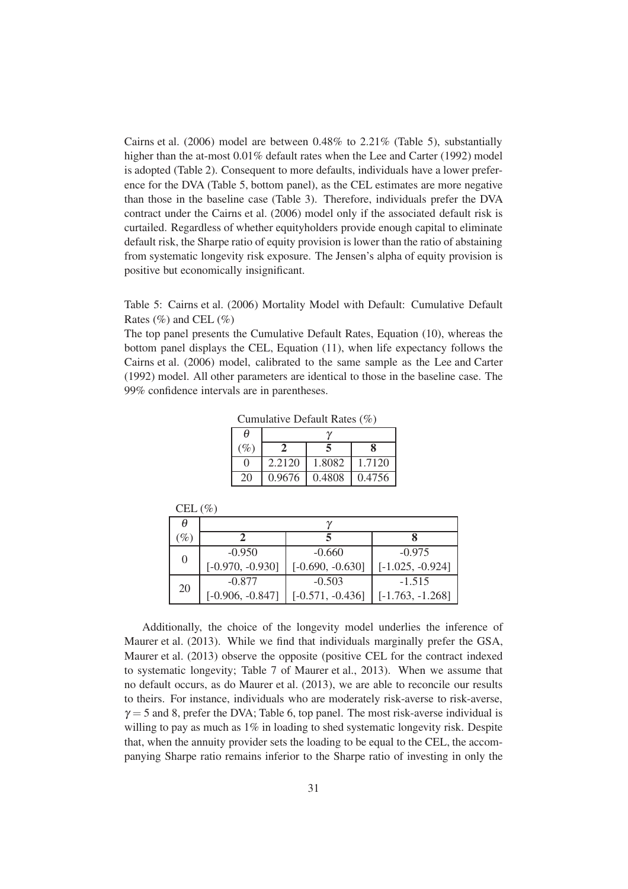Cairns et al. (2006) model are between 0.48% to 2.21% (Table 5), substantially higher than the at-most 0.01% default rates when the Lee and Carter (1992) model is adopted (Table 2). Consequent to more defaults, individuals have a lower preference for the DVA (Table 5, bottom panel), as the CEL estimates are more negative than those in the baseline case (Table 3). Therefore, individuals prefer the DVA contract under the Cairns et al. (2006) model only if the associated default risk is curtailed. Regardless of whether equityholders provide enough capital to eliminate default risk, the Sharpe ratio of equity provision is lower than the ratio of abstaining from systematic longevity risk exposure. The Jensen's alpha of equity provision is positive but economically insignificant.

Table 5: Cairns et al. (2006) Mortality Model with Default: Cumulative Default Rates (%) and CEL (%)

The top panel presents the Cumulative Default Rates, Equation (10), whereas the bottom panel displays the CEL, Equation (11), when life expectancy follows the Cairns et al. (2006) model, calibrated to the same sample as the Lee and Carter (1992) model. All other parameters are identical to those in the baseline case. The 99% confidence intervals are in parentheses.

Cumulative Default Rates (%)

| $\theta$ | $\gamma$ | | |
|---|---|---|---|
| (%) | **2** | **5** | **8** |
| 0 | 2.2120 | 1.8082 | 1.7120 |
| 20 | 0.9676 | 0.4808 | 0.4756 |

CEL (%)

| $\theta$ | $\gamma$ | | |
|---|---|---|---|
| (%) | **2** | **5** | **8** |
| 0 | -0.950 | -0.660 | -0.975 |
| | [-0.970, -0.930] | [-0.690, -0.630] | [-1.025, -0.924] |
| 20 | -0.877 | -0.503 | -1.515 |
| | [-0.906, -0.847] | [-0.571, -0.436] | [-1.763, -1.268] |

Additionally, the choice of the longevity model underlies the inference of Maurer et al. (2013). While we find that individuals marginally prefer the GSA, Maurer et al. (2013) observe the opposite (positive CEL for the contract indexed to systematic longevity; Table 7 of Maurer et al., 2013). When we assume that no default occurs, as do Maurer et al. (2013), we are able to reconcile our results to theirs. For instance, individuals who are moderately risk-averse to risk-averse, $\gamma = 5$ and 8, prefer the DVA; Table 6, top panel. The most risk-averse individual is willing to pay as much as 1% in loading to shed systematic longevity risk. Despite that, when the annuity provider sets the loading to be equal to the CEL, the accompanying Sharpe ratio remains inferior to the Sharpe ratio of investing in only the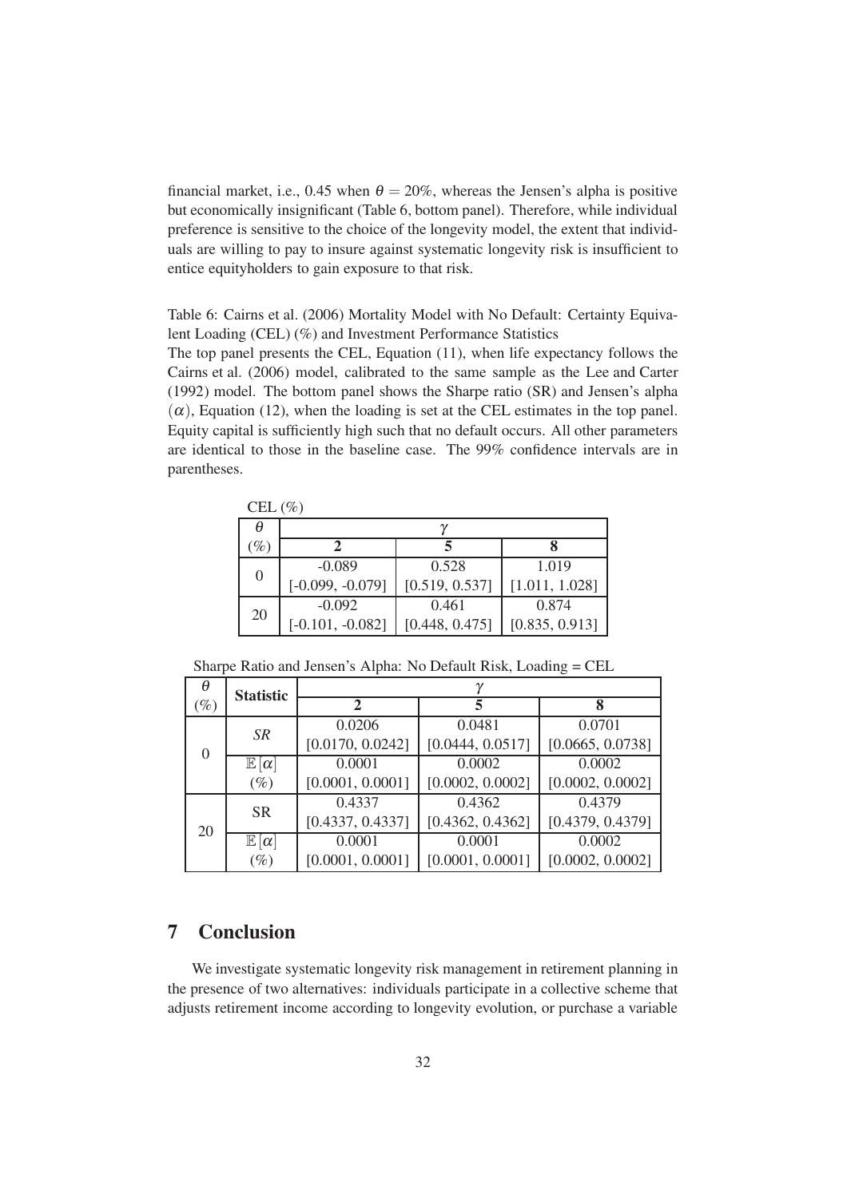financial market, i.e., 0.45 when $\theta = 20\%$, whereas the Jensen's alpha is positive but economically insignificant (Table 6, bottom panel). Therefore, while individual preference is sensitive to the choice of the longevity model, the extent that individuals are willing to pay to insure against systematic longevity risk is insufficient to entice equityholders to gain exposure to that risk.

Table 6: Cairns et al. (2006) Mortality Model with No Default: Certainty Equivalent Loading (CEL) (%) and Investment Performance Statistics

The top panel presents the CEL, Equation (11), when life expectancy follows the Cairns et al. (2006) model, calibrated to the same sample as the Lee and Carter (1992) model. The bottom panel shows the Sharpe ratio (SR) and Jensen's alpha $(\alpha)$, Equation (12), when the loading is set at the CEL estimates in the top panel. Equity capital is sufficiently high such that no default occurs. All other parameters are identical to those in the baseline case. The 99% confidence intervals are in parentheses.

CEL (%)

| $\theta$ | $\gamma$ | | |
|---|---|---|---|
| (%) | **2** | **5** | **8** |
| 0 | -0.089 | 0.528 | 1.019 |
| | [-0.099, -0.079] | [0.519, 0.537] | [1.011, 1.028] |
| 20 | -0.092 | 0.461 | 0.874 |
| | [-0.101, -0.082] | [0.448, 0.475] | [0.835, 0.913] |

Sharpe Ratio and Jensen's Alpha: No Default Risk, Loading = CEL

| $\theta$ | **Statistic** | $\gamma$ | | |
|---|---|---|---|---|
| (%) | | **2** | **5** | **8** |
| 0 | *SR* | 0.0206 | 0.0481 | 0.0701 |
| | | [0.0170, 0.0242] | [0.0444, 0.0517] | [0.0665, 0.0738] |
| | $\mathbb{E}[\alpha]$ | 0.0001 | 0.0002 | 0.0002 |
| | (%) | [0.0001, 0.0001] | [0.0002, 0.0002] | [0.0002, 0.0002] |
| 20 | SR | 0.4337 | 0.4362 | 0.4379 |
| | | [0.4337, 0.4337] | [0.4362, 0.4362] | [0.4379, 0.4379] |
| | $\mathbb{E}[\alpha]$ | 0.0001 | 0.0001 | 0.0002 |
| | (%) | [0.0001, 0.0001] | [0.0001, 0.0001] | [0.0002, 0.0002] |

## 7 Conclusion

We investigate systematic longevity risk management in retirement planning in the presence of two alternatives: individuals participate in a collective scheme that adjusts retirement income according to longevity evolution, or purchase a variable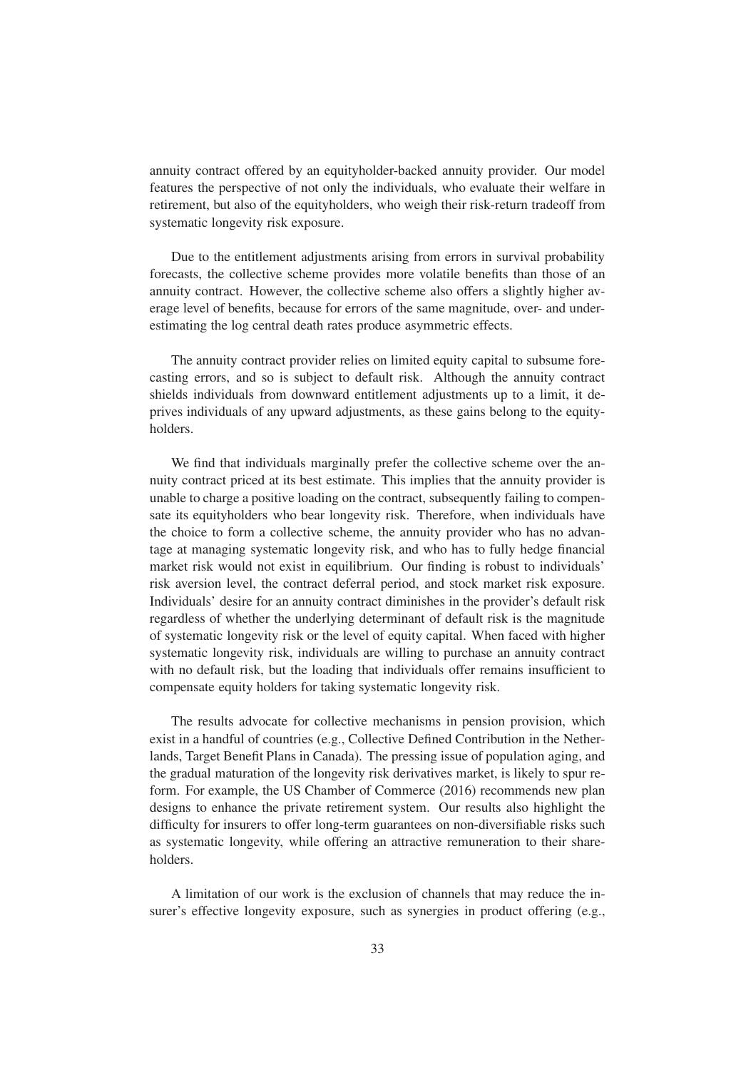annuity contract offered by an equityholder-backed annuity provider. Our model features the perspective of not only the individuals, who evaluate their welfare in retirement, but also of the equityholders, who weigh their risk-return tradeoff from systematic longevity risk exposure.

Due to the entitlement adjustments arising from errors in survival probability forecasts, the collective scheme provides more volatile benefits than those of an annuity contract. However, the collective scheme also offers a slightly higher average level of benefits, because for errors of the same magnitude, over- and underestimating the log central death rates produce asymmetric effects.

The annuity contract provider relies on limited equity capital to subsume forecasting errors, and so is subject to default risk. Although the annuity contract shields individuals from downward entitlement adjustments up to a limit, it deprives individuals of any upward adjustments, as these gains belong to the equityholders.

We find that individuals marginally prefer the collective scheme over the annuity contract priced at its best estimate. This implies that the annuity provider is unable to charge a positive loading on the contract, subsequently failing to compensate its equityholders who bear longevity risk. Therefore, when individuals have the choice to form a collective scheme, the annuity provider who has no advantage at managing systematic longevity risk, and who has to fully hedge financial market risk would not exist in equilibrium. Our finding is robust to individuals' risk aversion level, the contract deferral period, and stock market risk exposure. Individuals' desire for an annuity contract diminishes in the provider's default risk regardless of whether the underlying determinant of default risk is the magnitude of systematic longevity risk or the level of equity capital. When faced with higher systematic longevity risk, individuals are willing to purchase an annuity contract with no default risk, but the loading that individuals offer remains insufficient to compensate equity holders for taking systematic longevity risk.

The results advocate for collective mechanisms in pension provision, which exist in a handful of countries (e.g., Collective Defined Contribution in the Netherlands, Target Benefit Plans in Canada). The pressing issue of population aging, and the gradual maturation of the longevity risk derivatives market, is likely to spur reform. For example, the US Chamber of Commerce (2016) recommends new plan designs to enhance the private retirement system. Our results also highlight the difficulty for insurers to offer long-term guarantees on non-diversifiable risks such as systematic longevity, while offering an attractive remuneration to their shareholders.

A limitation of our work is the exclusion of channels that may reduce the insurer's effective longevity exposure, such as synergies in product offering (e.g.,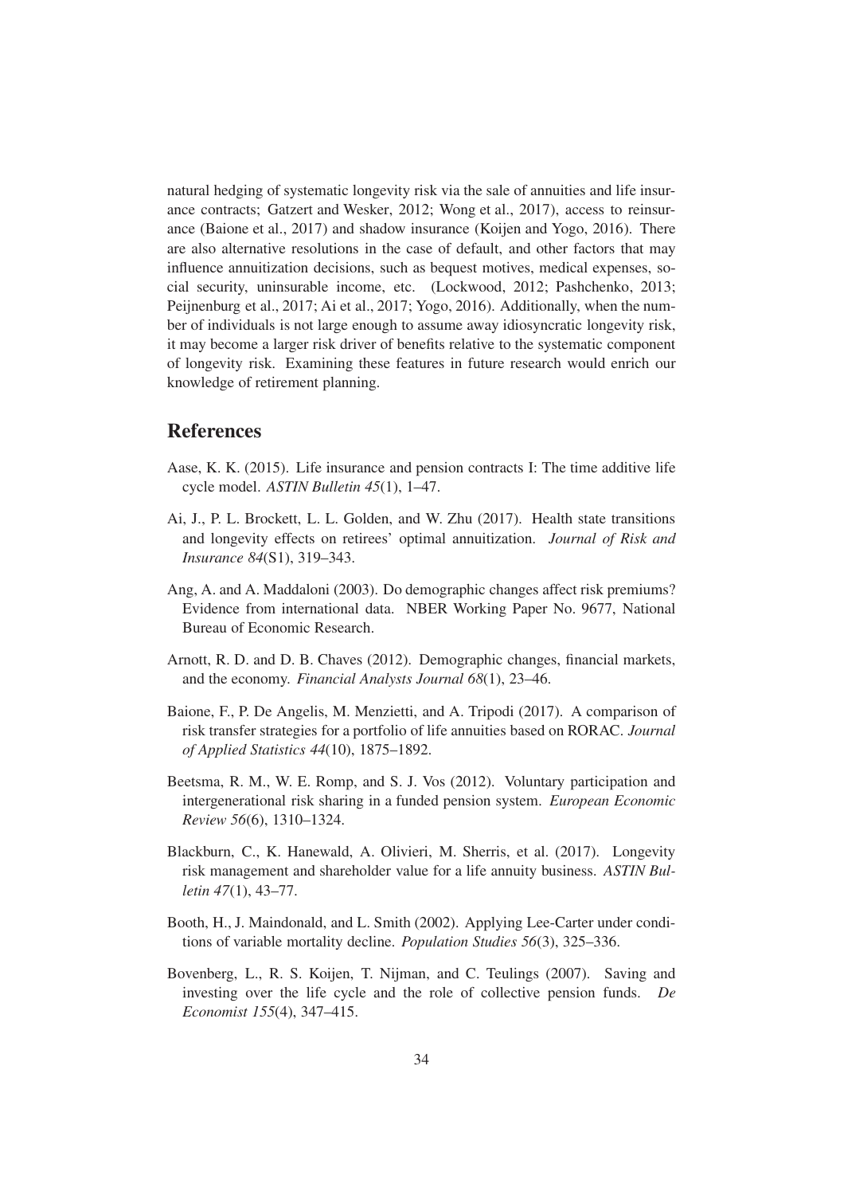natural hedging of systematic longevity risk via the sale of annuities and life insurance contracts; Gatzert and Wesker, 2012; Wong et al., 2017), access to reinsurance (Baione et al., 2017) and shadow insurance (Koijen and Yogo, 2016). There are also alternative resolutions in the case of default, and other factors that may influence annuitization decisions, such as bequest motives, medical expenses, social security, uninsurable income, etc. (Lockwood, 2012; Pashchenko, 2013; Peijnenburg et al., 2017; Ai et al., 2017; Yogo, 2016). Additionally, when the number of individuals is not large enough to assume away idiosyncratic longevity risk, it may become a larger risk driver of benefits relative to the systematic component of longevity risk. Examining these features in future research would enrich our knowledge of retirement planning.

## References

Aase, K. K. (2015). Life insurance and pension contracts I: The time additive life cycle model. *ASTIN Bulletin 45*(1), 1–47.

Ai, J., P. L. Brockett, L. L. Golden, and W. Zhu (2017). Health state transitions and longevity effects on retirees' optimal annuitization. *Journal of Risk and Insurance 84*(S1), 319–343.

Ang, A. and A. Maddaloni (2003). Do demographic changes affect risk premiums? Evidence from international data. NBER Working Paper No. 9677, National Bureau of Economic Research.

Arnott, R. D. and D. B. Chaves (2012). Demographic changes, financial markets, and the economy. *Financial Analysts Journal 68*(1), 23–46.

Baione, F., P. De Angelis, M. Menzietti, and A. Tripodi (2017). A comparison of risk transfer strategies for a portfolio of life annuities based on RORAC. *Journal of Applied Statistics 44*(10), 1875–1892.

Beetsma, R. M., W. E. Romp, and S. J. Vos (2012). Voluntary participation and intergenerational risk sharing in a funded pension system. *European Economic Review 56*(6), 1310–1324.

Blackburn, C., K. Hanewald, A. Olivieri, M. Sherris, et al. (2017). Longevity risk management and shareholder value for a life annuity business. *ASTIN Bulletin 47*(1), 43–77.

Booth, H., J. Maindonald, and L. Smith (2002). Applying Lee-Carter under conditions of variable mortality decline. *Population Studies 56*(3), 325–336.

Bovenberg, L., R. S. Koijen, T. Nijman, and C. Teulings (2007). Saving and investing over the life cycle and the role of collective pension funds. *De Economist 155*(4), 347–415.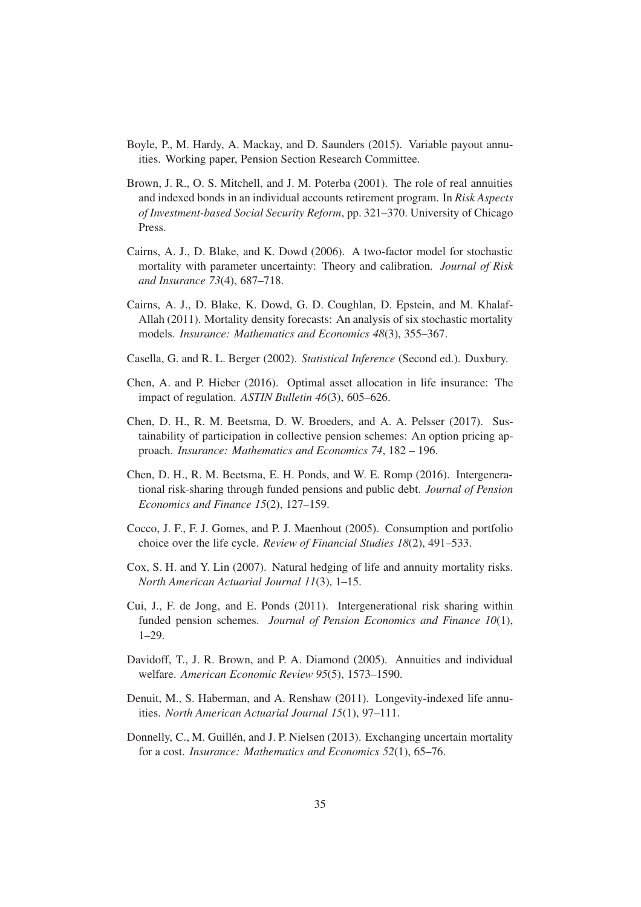Boyle, P., M. Hardy, A. Mackay, and D. Saunders (2015). Variable payout annuities. Working paper, Pension Section Research Committee.

Brown, J. R., O. S. Mitchell, and J. M. Poterba (2001). The role of real annuities and indexed bonds in an individual accounts retirement program. In *Risk Aspects of Investment-based Social Security Reform*, pp. 321–370. University of Chicago Press.

Cairns, A. J., D. Blake, and K. Dowd (2006). A two-factor model for stochastic mortality with parameter uncertainty: Theory and calibration. *Journal of Risk and Insurance 73*(4), 687–718.

Cairns, A. J., D. Blake, K. Dowd, G. D. Coughlan, D. Epstein, and M. Khalaf-Allah (2011). Mortality density forecasts: An analysis of six stochastic mortality models. *Insurance: Mathematics and Economics 48*(3), 355–367.

Casella, G. and R. L. Berger (2002). *Statistical Inference* (Second ed.). Duxbury.

Chen, A. and P. Hieber (2016). Optimal asset allocation in life insurance: The impact of regulation. *ASTIN Bulletin 46*(3), 605–626.

Chen, D. H., R. M. Beetsma, D. W. Broeders, and A. A. Pelsser (2017). Sustainability of participation in collective pension schemes: An option pricing approach. *Insurance: Mathematics and Economics 74*, 182 – 196.

Chen, D. H., R. M. Beetsma, E. H. Ponds, and W. E. Romp (2016). Intergenerational risk-sharing through funded pensions and public debt. *Journal of Pension Economics and Finance 15*(2), 127–159.

Cocco, J. F., F. J. Gomes, and P. J. Maenhout (2005). Consumption and portfolio choice over the life cycle. *Review of Financial Studies 18*(2), 491–533.

Cox, S. H. and Y. Lin (2007). Natural hedging of life and annuity mortality risks. *North American Actuarial Journal 11*(3), 1–15.

Cui, J., F. de Jong, and E. Ponds (2011). Intergenerational risk sharing within funded pension schemes. *Journal of Pension Economics and Finance 10*(1), 1–29.

Davidoff, T., J. R. Brown, and P. A. Diamond (2005). Annuities and individual welfare. *American Economic Review 95*(5), 1573–1590.

Denuit, M., S. Haberman, and A. Renshaw (2011). Longevity-indexed life annuities. *North American Actuarial Journal 15*(1), 97–111.

Donnelly, C., M. Guillén, and J. P. Nielsen (2013). Exchanging uncertain mortality for a cost. *Insurance: Mathematics and Economics 52*(1), 65–76.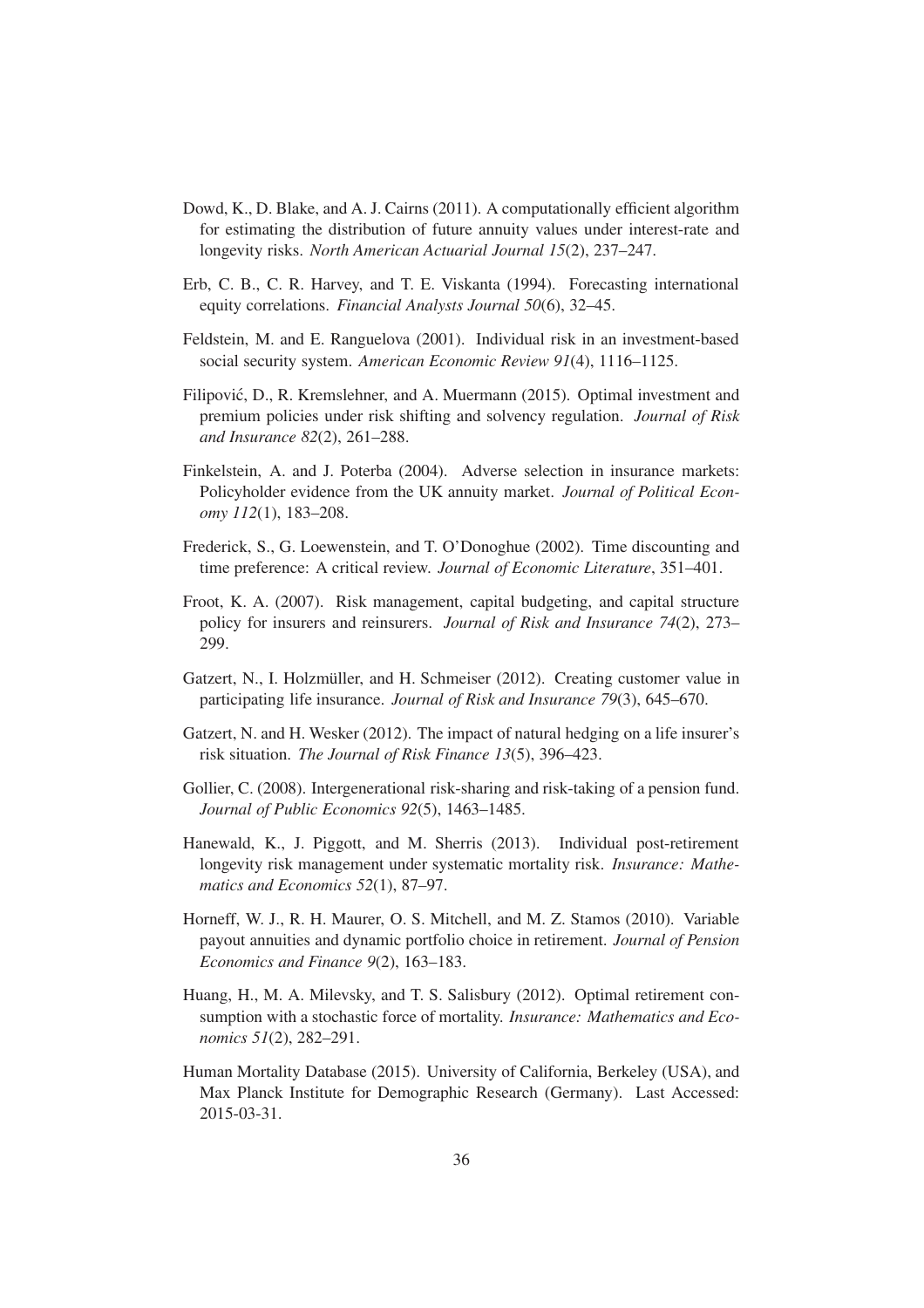Dowd, K., D. Blake, and A. J. Cairns (2011). A computationally efficient algorithm for estimating the distribution of future annuity values under interest-rate and longevity risks. *North American Actuarial Journal 15*(2), 237–247.

Erb, C. B., C. R. Harvey, and T. E. Viskanta (1994). Forecasting international equity correlations. *Financial Analysts Journal 50*(6), 32–45.

Feldstein, M. and E. Ranguelova (2001). Individual risk in an investment-based social security system. *American Economic Review 91*(4), 1116–1125.

Filipović, D., R. Kremslehner, and A. Muermann (2015). Optimal investment and premium policies under risk shifting and solvency regulation. *Journal of Risk and Insurance 82*(2), 261–288.

Finkelstein, A. and J. Poterba (2004). Adverse selection in insurance markets: Policyholder evidence from the UK annuity market. *Journal of Political Economy 112*(1), 183–208.

Frederick, S., G. Loewenstein, and T. O'Donoghue (2002). Time discounting and time preference: A critical review. *Journal of Economic Literature*, 351–401.

Froot, K. A. (2007). Risk management, capital budgeting, and capital structure policy for insurers and reinsurers. *Journal of Risk and Insurance 74*(2), 273–299.

Gatzert, N., I. Holzmüller, and H. Schmeiser (2012). Creating customer value in participating life insurance. *Journal of Risk and Insurance 79*(3), 645–670.

Gatzert, N. and H. Wesker (2012). The impact of natural hedging on a life insurer's risk situation. *The Journal of Risk Finance 13*(5), 396–423.

Gollier, C. (2008). Intergenerational risk-sharing and risk-taking of a pension fund. *Journal of Public Economics 92*(5), 1463–1485.

Hanewald, K., J. Piggott, and M. Sherris (2013). Individual post-retirement longevity risk management under systematic mortality risk. *Insurance: Mathematics and Economics 52*(1), 87–97.

Horneff, W. J., R. H. Maurer, O. S. Mitchell, and M. Z. Stamos (2010). Variable payout annuities and dynamic portfolio choice in retirement. *Journal of Pension Economics and Finance 9*(2), 163–183.

Huang, H., M. A. Milevsky, and T. S. Salisbury (2012). Optimal retirement consumption with a stochastic force of mortality. *Insurance: Mathematics and Economics 51*(2), 282–291.

Human Mortality Database (2015). University of California, Berkeley (USA), and Max Planck Institute for Demographic Research (Germany). Last Accessed: 2015-03-31.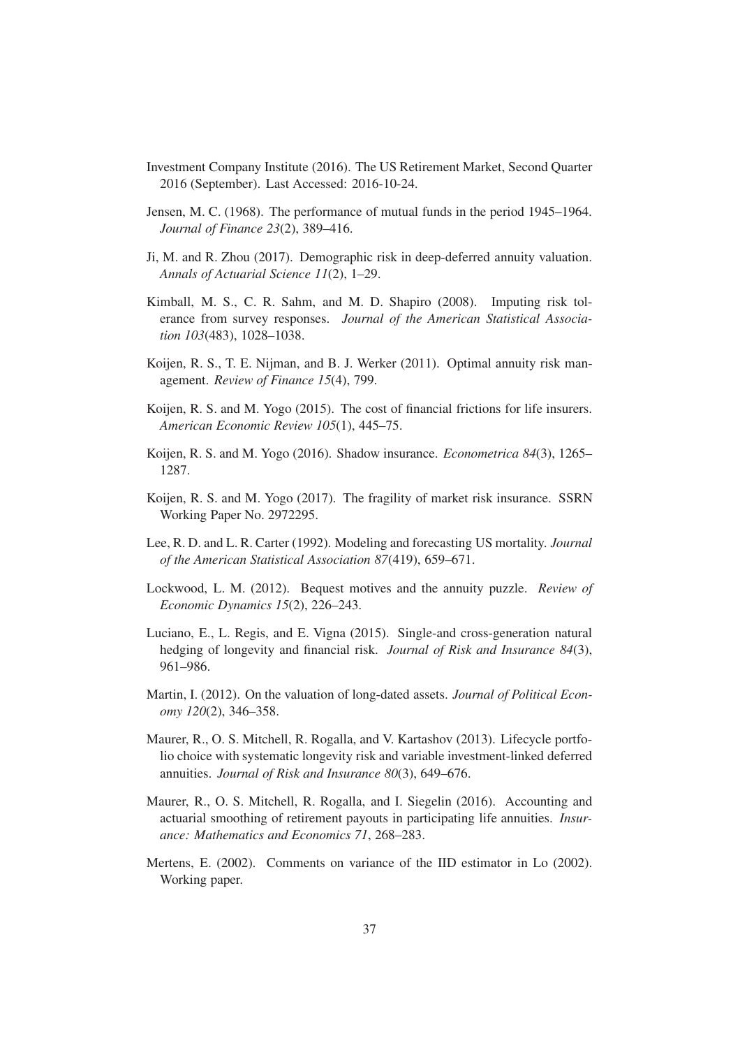Investment Company Institute (2016). The US Retirement Market, Second Quarter 2016 (September). Last Accessed: 2016-10-24.

Jensen, M. C. (1968). The performance of mutual funds in the period 1945–1964. *Journal of Finance 23*(2), 389–416.

Ji, M. and R. Zhou (2017). Demographic risk in deep-deferred annuity valuation. *Annals of Actuarial Science 11*(2), 1–29.

Kimball, M. S., C. R. Sahm, and M. D. Shapiro (2008). Imputing risk tolerance from survey responses. *Journal of the American Statistical Association 103*(483), 1028–1038.

Koijen, R. S., T. E. Nijman, and B. J. Werker (2011). Optimal annuity risk management. *Review of Finance 15*(4), 799.

Koijen, R. S. and M. Yogo (2015). The cost of financial frictions for life insurers. *American Economic Review 105*(1), 445–75.

Koijen, R. S. and M. Yogo (2016). Shadow insurance. *Econometrica 84*(3), 1265–1287.

Koijen, R. S. and M. Yogo (2017). The fragility of market risk insurance. SSRN Working Paper No. 2972295.

Lee, R. D. and L. R. Carter (1992). Modeling and forecasting US mortality. *Journal of the American Statistical Association 87*(419), 659–671.

Lockwood, L. M. (2012). Bequest motives and the annuity puzzle. *Review of Economic Dynamics 15*(2), 226–243.

Luciano, E., L. Regis, and E. Vigna (2015). Single-and cross-generation natural hedging of longevity and financial risk. *Journal of Risk and Insurance 84*(3), 961–986.

Martin, I. (2012). On the valuation of long-dated assets. *Journal of Political Economy 120*(2), 346–358.

Maurer, R., O. S. Mitchell, R. Rogalla, and V. Kartashov (2013). Lifecycle portfolio choice with systematic longevity risk and variable investment-linked deferred annuities. *Journal of Risk and Insurance 80*(3), 649–676.

Maurer, R., O. S. Mitchell, R. Rogalla, and I. Siegelin (2016). Accounting and actuarial smoothing of retirement payouts in participating life annuities. *Insurance: Mathematics and Economics 71*, 268–283.

Mertens, E. (2002). Comments on variance of the IID estimator in Lo (2002). Working paper.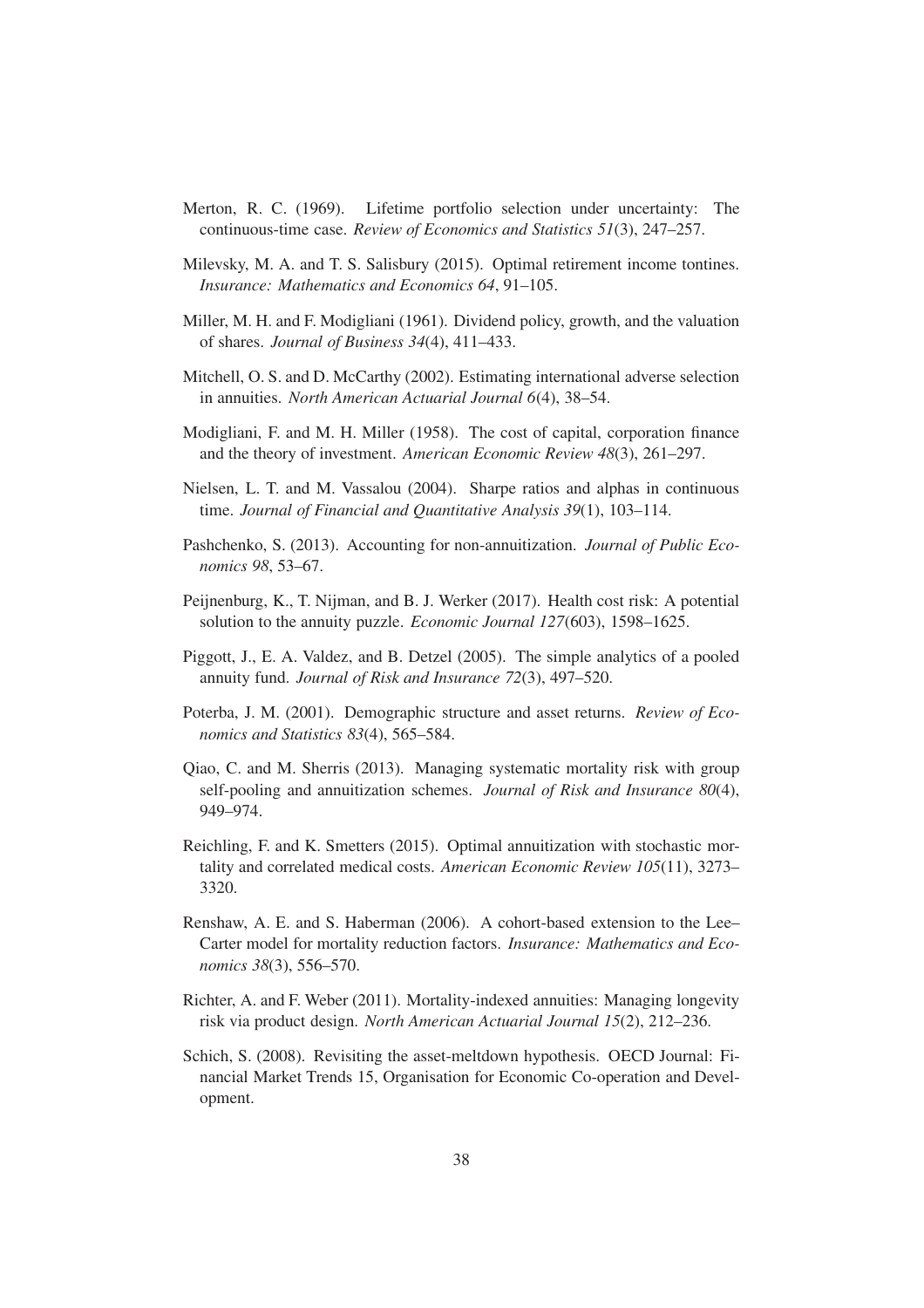Merton, R. C. (1969). Lifetime portfolio selection under uncertainty: The continuous-time case. *Review of Economics and Statistics 51*(3), 247–257.

Milevsky, M. A. and T. S. Salisbury (2015). Optimal retirement income tontines. *Insurance: Mathematics and Economics 64*, 91–105.

Miller, M. H. and F. Modigliani (1961). Dividend policy, growth, and the valuation of shares. *Journal of Business 34*(4), 411–433.

Mitchell, O. S. and D. McCarthy (2002). Estimating international adverse selection in annuities. *North American Actuarial Journal 6*(4), 38–54.

Modigliani, F. and M. H. Miller (1958). The cost of capital, corporation finance and the theory of investment. *American Economic Review 48*(3), 261–297.

Nielsen, L. T. and M. Vassalou (2004). Sharpe ratios and alphas in continuous time. *Journal of Financial and Quantitative Analysis 39*(1), 103–114.

Pashchenko, S. (2013). Accounting for non-annuitization. *Journal of Public Economics 98*, 53–67.

Peijnenburg, K., T. Nijman, and B. J. Werker (2017). Health cost risk: A potential solution to the annuity puzzle. *Economic Journal 127*(603), 1598–1625.

Piggott, J., E. A. Valdez, and B. Detzel (2005). The simple analytics of a pooled annuity fund. *Journal of Risk and Insurance 72*(3), 497–520.

Poterba, J. M. (2001). Demographic structure and asset returns. *Review of Economics and Statistics 83*(4), 565–584.

Qiao, C. and M. Sherris (2013). Managing systematic mortality risk with group self-pooling and annuitization schemes. *Journal of Risk and Insurance 80*(4), 949–974.

Reichling, F. and K. Smetters (2015). Optimal annuitization with stochastic mortality and correlated medical costs. *American Economic Review 105*(11), 3273–3320.

Renshaw, A. E. and S. Haberman (2006). A cohort-based extension to the Lee–Carter model for mortality reduction factors. *Insurance: Mathematics and Economics 38*(3), 556–570.

Richter, A. and F. Weber (2011). Mortality-indexed annuities: Managing longevity risk via product design. *North American Actuarial Journal 15*(2), 212–236.

Schich, S. (2008). Revisiting the asset-meltdown hypothesis. OECD Journal: Financial Market Trends 15, Organisation for Economic Co-operation and Development.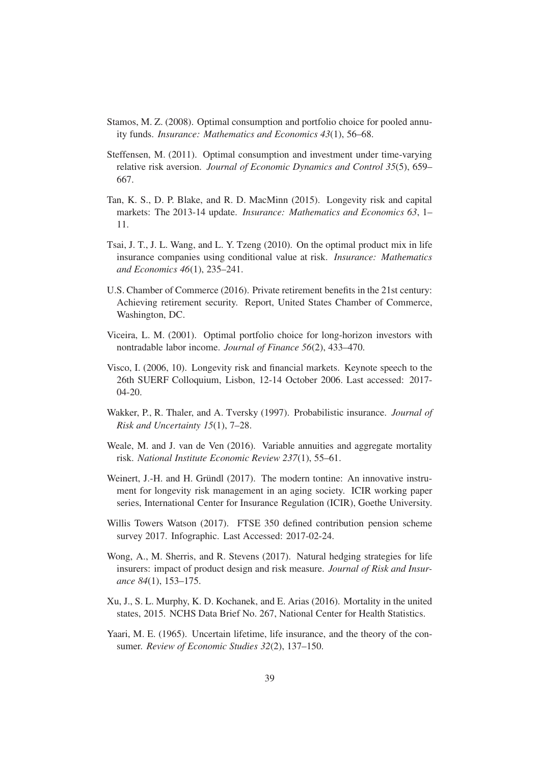Stamos, M. Z. (2008). Optimal consumption and portfolio choice for pooled annuity funds. *Insurance: Mathematics and Economics 43*(1), 56–68.

Steffensen, M. (2011). Optimal consumption and investment under time-varying relative risk aversion. *Journal of Economic Dynamics and Control 35*(5), 659–667.

Tan, K. S., D. P. Blake, and R. D. MacMinn (2015). Longevity risk and capital markets: The 2013-14 update. *Insurance: Mathematics and Economics 63*, 1–11.

Tsai, J. T., J. L. Wang, and L. Y. Tzeng (2010). On the optimal product mix in life insurance companies using conditional value at risk. *Insurance: Mathematics and Economics 46*(1), 235–241.

U.S. Chamber of Commerce (2016). Private retirement benefits in the 21st century: Achieving retirement security. Report, United States Chamber of Commerce, Washington, DC.

Viceira, L. M. (2001). Optimal portfolio choice for long-horizon investors with nontradable labor income. *Journal of Finance 56*(2), 433–470.

Visco, I. (2006, 10). Longevity risk and financial markets. Keynote speech to the 26th SUERF Colloquium, Lisbon, 12-14 October 2006. Last accessed: 2017-04-20.

Wakker, P., R. Thaler, and A. Tversky (1997). Probabilistic insurance. *Journal of Risk and Uncertainty 15*(1), 7–28.

Weale, M. and J. van de Ven (2016). Variable annuities and aggregate mortality risk. *National Institute Economic Review 237*(1), 55–61.

Weinert, J.-H. and H. Gründl (2017). The modern tontine: An innovative instrument for longevity risk management in an aging society. ICIR working paper series, International Center for Insurance Regulation (ICIR), Goethe University.

Willis Towers Watson (2017). FTSE 350 defined contribution pension scheme survey 2017. Infographic. Last Accessed: 2017-02-24.

Wong, A., M. Sherris, and R. Stevens (2017). Natural hedging strategies for life insurers: impact of product design and risk measure. *Journal of Risk and Insurance 84*(1), 153–175.

Xu, J., S. L. Murphy, K. D. Kochanek, and E. Arias (2016). Mortality in the united states, 2015. NCHS Data Brief No. 267, National Center for Health Statistics.

Yaari, M. E. (1965). Uncertain lifetime, life insurance, and the theory of the consumer. *Review of Economic Studies 32*(2), 137–150.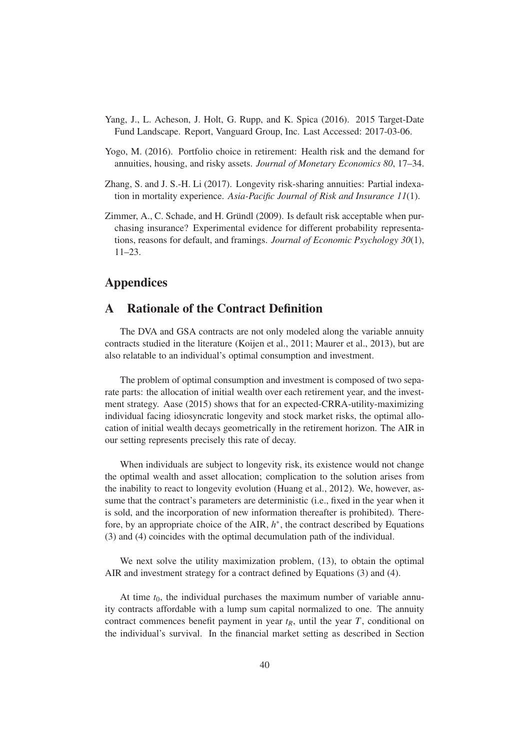Yang, J., L. Acheson, J. Holt, G. Rupp, and K. Spica (2016). 2015 Target-Date Fund Landscape. Report, Vanguard Group, Inc. Last Accessed: 2017-03-06.

Yogo, M. (2016). Portfolio choice in retirement: Health risk and the demand for annuities, housing, and risky assets. *Journal of Monetary Economics 80*, 17–34.

Zhang, S. and J. S.-H. Li (2017). Longevity risk-sharing annuities: Partial indexation in mortality experience. *Asia-Pacific Journal of Risk and Insurance 11*(1).

Zimmer, A., C. Schade, and H. Gründl (2009). Is default risk acceptable when purchasing insurance? Experimental evidence for different probability representations, reasons for default, and framings. *Journal of Economic Psychology 30*(1), 11–23.

# Appendices

## A Rationale of the Contract Definition

The DVA and GSA contracts are not only modeled along the variable annuity contracts studied in the literature (Koijen et al., 2011; Maurer et al., 2013), but are also relatable to an individual's optimal consumption and investment.

The problem of optimal consumption and investment is composed of two separate parts: the allocation of initial wealth over each retirement year, and the investment strategy. Aase (2015) shows that for an expected-CRRA-utility-maximizing individual facing idiosyncratic longevity and stock market risks, the optimal allocation of initial wealth decays geometrically in the retirement horizon. The AIR in our setting represents precisely this rate of decay.

When individuals are subject to longevity risk, its existence would not change the optimal wealth and asset allocation; complication to the solution arises from the inability to react to longevity evolution (Huang et al., 2012). We, however, assume that the contract's parameters are deterministic (i.e., fixed in the year when it is sold, and the incorporation of new information thereafter is prohibited). Therefore, by an appropriate choice of the AIR, $h^*$, the contract described by Equations (3) and (4) coincides with the optimal decumulation path of the individual.

We next solve the utility maximization problem, (13), to obtain the optimal AIR and investment strategy for a contract defined by Equations (3) and (4).

At time $t_0$, the individual purchases the maximum number of variable annuity contracts affordable with a lump sum capital normalized to one. The annuity contract commences benefit payment in year $t_R$, until the year $T$, conditional on the individual's survival. In the financial market setting as described in Section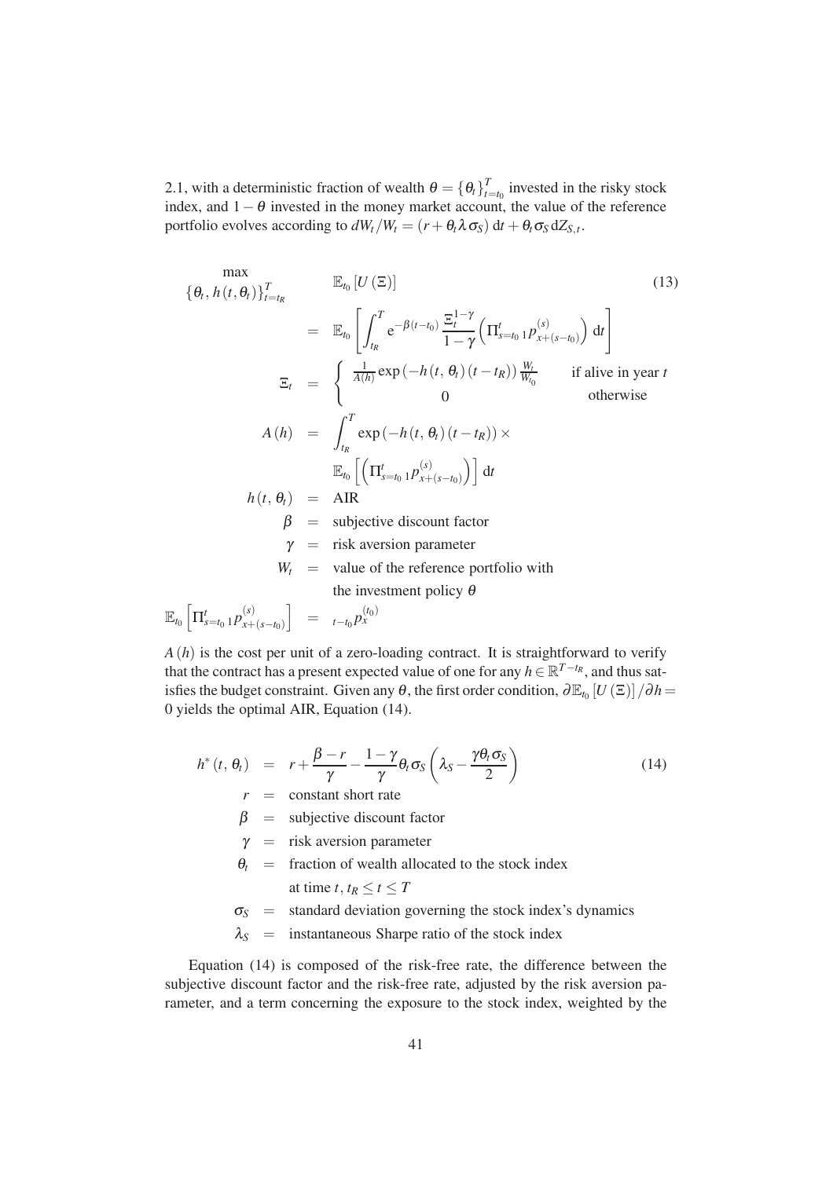2.1, with a deterministic fraction of wealth $\theta = \{\theta_t\}_{t=t_0}^{T}$ invested in the risky stock index, and $1-\theta$ invested in the money market account, the value of the reference portfolio evolves according to $dW_t/W_t = (r + \theta_t \lambda \sigma_S)\,\mathrm{d}t + \theta_t \sigma_S \,\mathrm{d}Z_{S,t}$.

$$
\begin{aligned}
\max_{\{\theta_t,\, h(t,\theta_t)\}_{t=t_R}^{T}} \quad & \mathbb{E}_{t_0}\left[U(\Xi)\right] \qquad (13)\\
&= \mathbb{E}_{t_0}\left[\int_{t_R}^{T} \mathrm{e}^{-\beta(t-t_0)} \frac{\Xi_t^{1-\gamma}}{1-\gamma}\left(\Pi_{s=t_0}^{t}\, {}_1p_{x+(s-t_0)}^{(s)}\right) \mathrm{d}t\right] \\
\Xi_t &= \begin{cases} \frac{1}{A(h)} \exp\left(-h(t,\theta_t)(t-t_R)\right) \frac{W_t}{W_{t_0}} & \text{if alive in year } t \\ 0 & \text{otherwise} \end{cases} \\
A(h) &= \int_{t_R}^{T} \exp\left(-h(t,\theta_t)(t-t_R)\right) \times \\
&\qquad \mathbb{E}_{t_0}\left[\left(\Pi_{s=t_0}^{t}\, {}_1p_{x+(s-t_0)}^{(s)}\right)\right] \mathrm{d}t \\
h(t,\theta_t) &= \text{AIR} \\
\beta &= \text{subjective discount factor} \\
\gamma &= \text{risk aversion parameter} \\
W_t &= \text{value of the reference portfolio with} \\
&\qquad \text{the investment policy } \theta \\
\mathbb{E}_{t_0}\left[\Pi_{s=t_0}^{t}\, {}_1p_{x+(s-t_0)}^{(s)}\right] &= {}_{t-t_0}p_x^{(t_0)}
\end{aligned}
$$

$A(h)$ is the cost per unit of a zero-loading contract. It is straightforward to verify that the contract has a present expected value of one for any $h \in \mathbb{R}^{T-t_R}$, and thus satisfies the budget constraint. Given any $\theta$, the first order condition, $\partial \mathbb{E}_{t_0}[U(\Xi)]/\partial h = 0$ yields the optimal AIR, Equation (14).

$$
\begin{aligned}
h^*(t,\theta_t) &= r + \frac{\beta - r}{\gamma} - \frac{1-\gamma}{\gamma}\theta_t \sigma_S\left(\lambda_S - \frac{\gamma \theta_t \sigma_S}{2}\right) \qquad (14)\\
r &= \text{constant short rate} \\
\beta &= \text{subjective discount factor} \\
\gamma &= \text{risk aversion parameter} \\
\theta_t &= \text{fraction of wealth allocated to the stock index} \\
&\qquad \text{at time } t,\, t_R \le t \le T \\
\sigma_S &= \text{standard deviation governing the stock index's dynamics} \\
\lambda_S &= \text{instantaneous Sharpe ratio of the stock index}
\end{aligned}
$$

Equation (14) is composed of the risk-free rate, the difference between the subjective discount factor and the risk-free rate, adjusted by the risk aversion parameter, and a term concerning the exposure to the stock index, weighted by the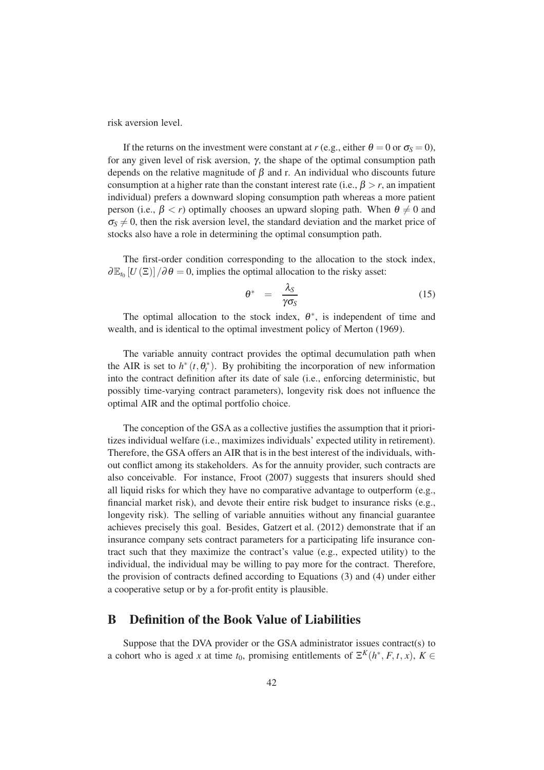risk aversion level.

If the returns on the investment were constant at $r$ (e.g., either $\theta = 0$ or $\sigma_S = 0$), for any given level of risk aversion, $\gamma$, the shape of the optimal consumption path depends on the relative magnitude of $\beta$ and r. An individual who discounts future consumption at a higher rate than the constant interest rate (i.e., $\beta > r$, an impatient individual) prefers a downward sloping consumption path whereas a more patient person (i.e., $\beta < r$) optimally chooses an upward sloping path. When $\theta \neq 0$ and $\sigma_S \neq 0$, then the risk aversion level, the standard deviation and the market price of stocks also have a role in determining the optimal consumption path.

The first-order condition corresponding to the allocation to the stock index, $\partial \mathbb{E}_{t_0}[U(\Xi)] / \partial \theta = 0$, implies the optimal allocation to the risky asset:

$$\theta^* = \frac{\lambda_S}{\gamma \sigma_S} \tag{15}$$

The optimal allocation to the stock index, $\theta^*$, is independent of time and wealth, and is identical to the optimal investment policy of Merton (1969).

The variable annuity contract provides the optimal decumulation path when the AIR is set to $h^*(t, \theta_t^*)$. By prohibiting the incorporation of new information into the contract definition after its date of sale (i.e., enforcing deterministic, but possibly time-varying contract parameters), longevity risk does not influence the optimal AIR and the optimal portfolio choice.

The conception of the GSA as a collective justifies the assumption that it prioritizes individual welfare (i.e., maximizes individuals' expected utility in retirement). Therefore, the GSA offers an AIR that is in the best interest of the individuals, without conflict among its stakeholders. As for the annuity provider, such contracts are also conceivable. For instance, Froot (2007) suggests that insurers should shed all liquid risks for which they have no comparative advantage to outperform (e.g., financial market risk), and devote their entire risk budget to insurance risks (e.g., longevity risk). The selling of variable annuities without any financial guarantee achieves precisely this goal. Besides, Gatzert et al. (2012) demonstrate that if an insurance company sets contract parameters for a participating life insurance contract such that they maximize the contract's value (e.g., expected utility) to the individual, the individual may be willing to pay more for the contract. Therefore, the provision of contracts defined according to Equations (3) and (4) under either a cooperative setup or by a for-profit entity is plausible.

# B Definition of the Book Value of Liabilities

Suppose that the DVA provider or the GSA administrator issues contract(s) to a cohort who is aged $x$ at time $t_0$, promising entitlements of $\Xi^K(h^*, F, t, x)$, $K \in$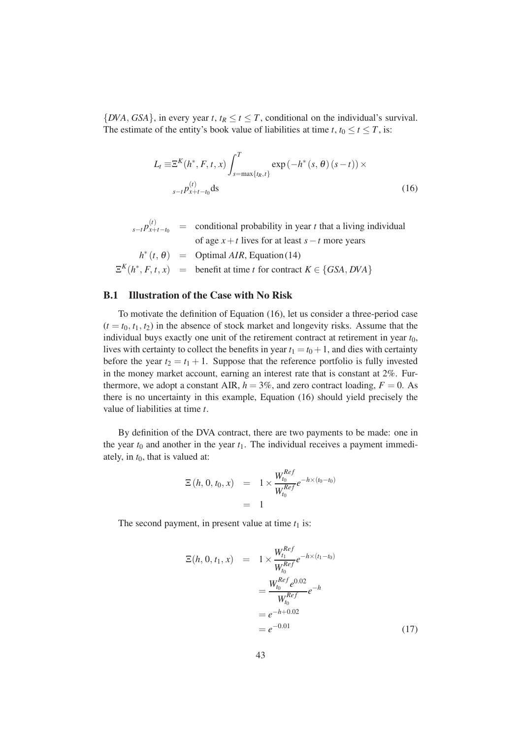$\{DVA, GSA\}$, in every year $t$, $t_R \leq t \leq T$, conditional on the individual's survival. The estimate of the entity's book value of liabilities at time $t$, $t_0 \leq t \leq T$, is:

$$
\begin{aligned}
L_t \equiv & \Xi^K(h^*, F, t, x) \int_{s=\max\{t_R, t\}}^{T} \exp\left(-h^*(s, \theta)(s-t)\right) \times \\
& {}_{s-t}p_{x+t-t_0}^{(t)} \mathrm{ds}
\end{aligned}
\tag{16}
$$

$$
\begin{aligned}
{}_{s-t}p_{x+t-t_0}^{(t)} &= \text{conditional probability in year } t \text{ that a living individual} \\
& \quad\ \text{of age } x+t \text{ lives for at least } s-t \text{ more years} \\
h^*(t, \theta) &= \text{Optimal } AIR\text{, Equation (14)} \\
\Xi^K(h^*, F, t, x) &= \text{benefit at time } t \text{ for contract } K \in \{GSA, DVA\}
\end{aligned}
$$

### B.1 Illustration of the Case with No Risk

To motivate the definition of Equation (16), let us consider a three-period case ($t = t_0, t_1, t_2$) in the absence of stock market and longevity risks. Assume that the individual buys exactly one unit of the retirement contract at retirement in year $t_0$, lives with certainty to collect the benefits in year $t_1 = t_0 + 1$, and dies with certainty before the year $t_2 = t_1 + 1$. Suppose that the reference portfolio is fully invested in the money market account, earning an interest rate that is constant at 2%. Furthermore, we adopt a constant AIR, $h = 3\%$, and zero contract loading, $F = 0$. As there is no uncertainty in this example, Equation (16) should yield precisely the value of liabilities at time $t$.

By definition of the DVA contract, there are two payments to be made: one in the year $t_0$ and another in the year $t_1$. The individual receives a payment immediately, in $t_0$, that is valued at:

$$
\begin{aligned}
\Xi(h, 0, t_0, x) &= 1 \times \frac{W_{t_0}^{Ref}}{W_{t_0}^{Ref}} e^{-h \times (t_0 - t_0)} \\
&= 1
\end{aligned}
$$

The second payment, in present value at time $t_1$ is:

$$
\begin{aligned}
\Xi(h, 0, t_1, x) &= 1 \times \frac{W_{t_1}^{Ref}}{W_{t_0}^{Ref}} e^{-h \times (t_1 - t_0)} \\
&= \frac{W_{t_0}^{Ref} e^{0.02}}{W_{t_0}^{Ref}} e^{-h} \\
&= e^{-h+0.02} \\
&= e^{-0.01}
\end{aligned}
\tag{17}
$$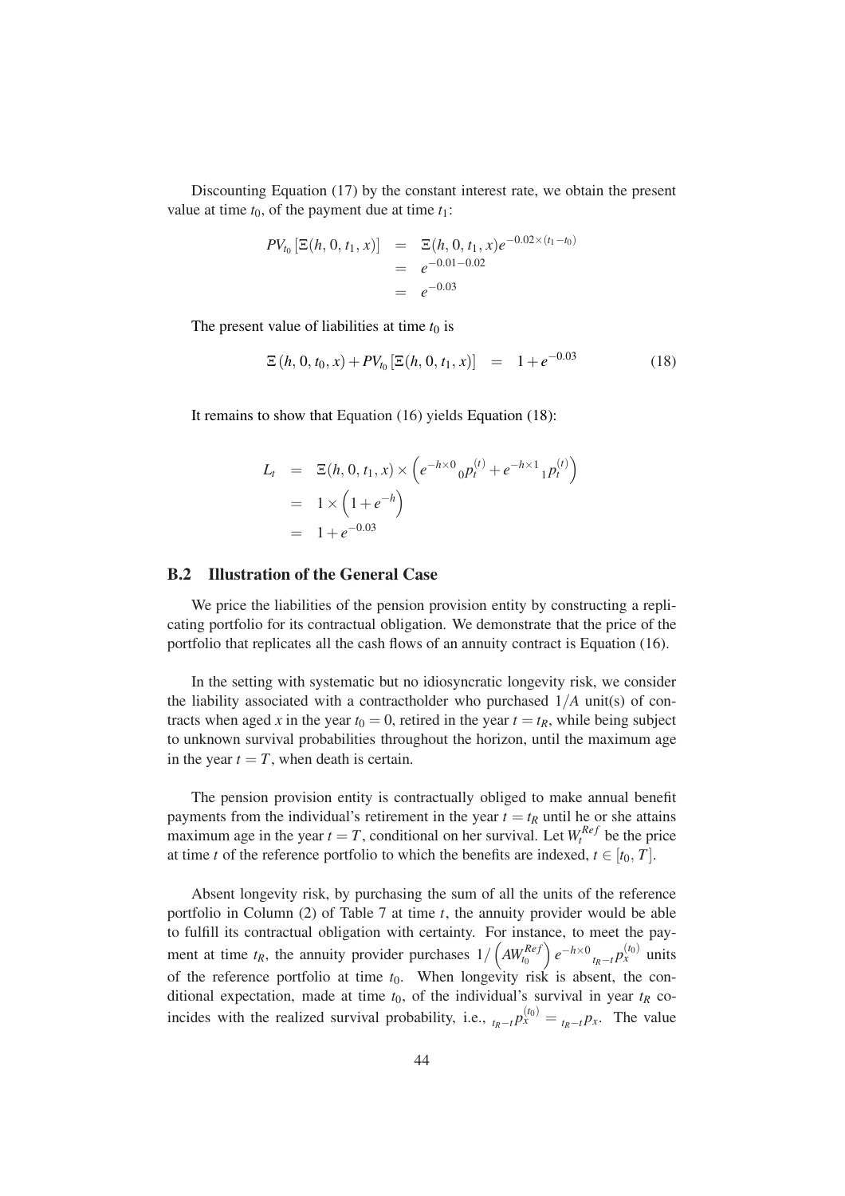Discounting Equation (17) by the constant interest rate, we obtain the present value at time $t_0$, of the payment due at time $t_1$:

$$
\begin{aligned}
PV_{t_0}\left[\Xi(h,0,t_1,x)\right] &= \Xi(h,0,t_1,x)e^{-0.02\times(t_1-t_0)} \\
&= e^{-0.01-0.02} \\
&= e^{-0.03}
\end{aligned}
$$

The present value of liabilities at time $t_0$ is

$$
\Xi(h,0,t_0,x) + PV_{t_0}\left[\Xi(h,0,t_1,x)\right] \quad = \quad 1+e^{-0.03} \tag{18}
$$

It remains to show that Equation (16) yields Equation (18):

$$
\begin{aligned}
L_t &= \Xi(h,0,t_1,x)\times\left(e^{-h\times 0}\,{}_0p_t^{(t)} + e^{-h\times 1}\,{}_1p_t^{(t)}\right) \\
&= 1\times\left(1+e^{-h}\right) \\
&= 1+e^{-0.03}
\end{aligned}
$$

## B.2 Illustration of the General Case

We price the liabilities of the pension provision entity by constructing a replicating portfolio for its contractual obligation. We demonstrate that the price of the portfolio that replicates all the cash flows of an annuity contract is Equation (16).

In the setting with systematic but no idiosyncratic longevity risk, we consider the liability associated with a contractholder who purchased $1/A$ unit(s) of contracts when aged $x$ in the year $t_0 = 0$, retired in the year $t = t_R$, while being subject to unknown survival probabilities throughout the horizon, until the maximum age in the year $t = T$, when death is certain.

The pension provision entity is contractually obliged to make annual benefit payments from the individual's retirement in the year $t = t_R$ until he or she attains maximum age in the year $t = T$, conditional on her survival. Let $W_t^{Ref}$ be the price at time $t$ of the reference portfolio to which the benefits are indexed, $t \in [t_0, T]$.

Absent longevity risk, by purchasing the sum of all the units of the reference portfolio in Column (2) of Table 7 at time $t$, the annuity provider would be able to fulfill its contractual obligation with certainty. For instance, to meet the payment at time $t_R$, the annuity provider purchases $1/\left(AW_{t_0}^{Ref}\right)e^{-h\times 0}\,{}_{t_R-t}p_x^{(t_0)}$ units of the reference portfolio at time $t_0$. When longevity risk is absent, the conditional expectation, made at time $t_0$, of the individual's survival in year $t_R$ coincides with the realized survival probability, i.e., ${}_{t_R-t}p_x^{(t_0)} = {}_{t_R-t}p_x$. The value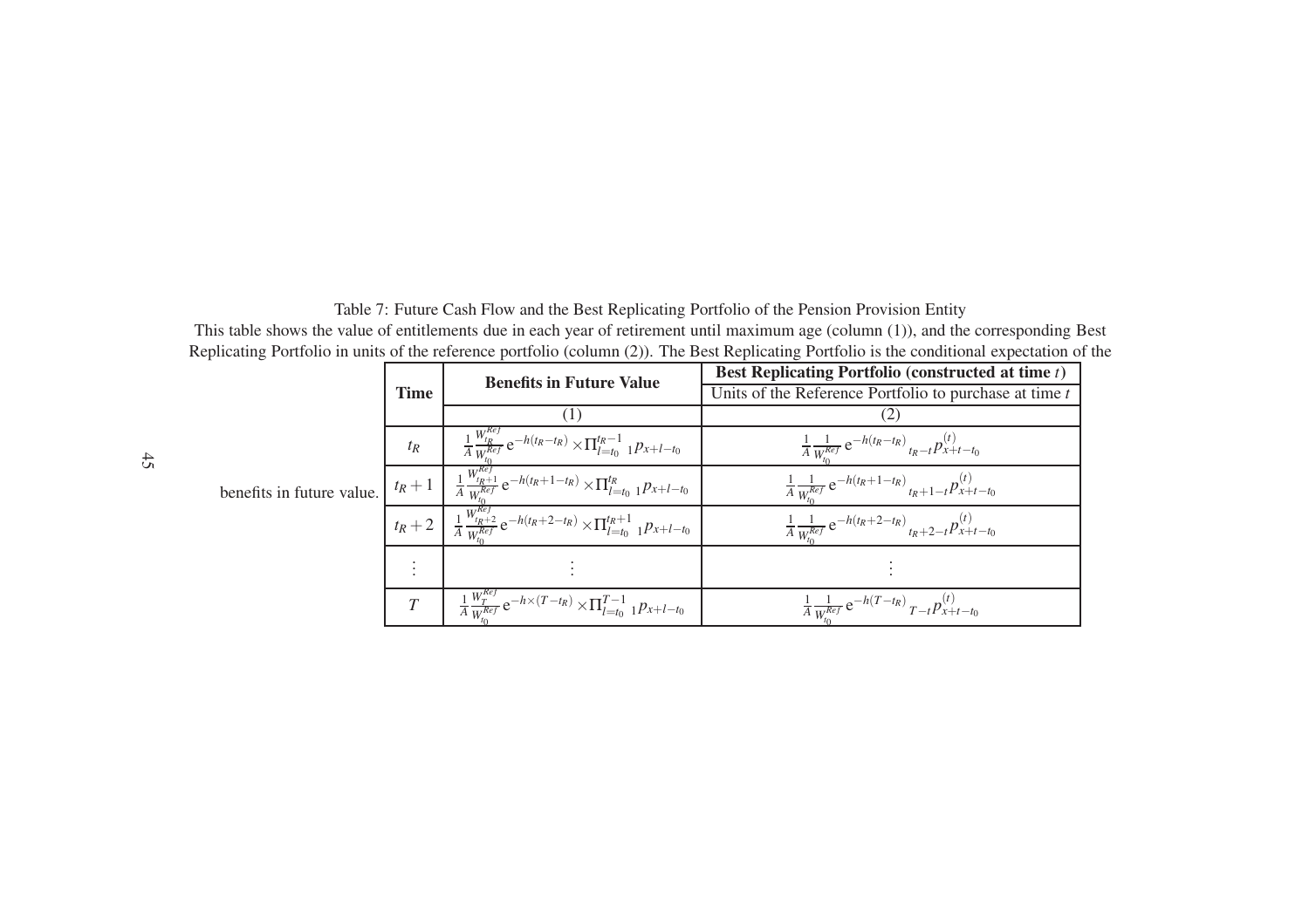Table 7: Future Cash Flow and the Best Replicating Portfolio of the Pension Provision Entity

This table shows the value of entitlements due in each year of retirement until maximum age (column (1)), and the corresponding Best Replicating Portfolio in units of the reference portfolio (column (2)). The Best Replicating Portfolio is the conditional expectation of the benefits in future value.

| **Time** | **Benefits in Future Value** | **Best Replicating Portfolio (constructed at time $t$)** |
|---|---|---|
| | | Units of the Reference Portfolio to purchase at time $t$ |
| | (1) | (2) |
| $t_R$ | $\frac{1}{A}\frac{W_{t_R}^{Ref}}{W_{t_0}^{Ref}}\,\mathrm{e}^{-h(t_R-t_R)} \times \Pi_{l=t_0}^{t_R-1}\,{}_1p_{x+l-t_0}$ | $\frac{1}{A}\frac{1}{W_{t_0}^{Ref}}\,\mathrm{e}^{-h(t_R-t_R)}\,{}_{t_R-t}p_{x+t-t_0}^{(t)}$ |
| $t_R+1$ | $\frac{1}{A}\frac{W_{t_R+1}^{Ref}}{W_{t_0}^{Ref}}\,\mathrm{e}^{-h(t_R+1-t_R)} \times \Pi_{l=t_0}^{t_R}\,{}_1p_{x+l-t_0}$ | $\frac{1}{A}\frac{1}{W_{t_0}^{Ref}}\,\mathrm{e}^{-h(t_R+1-t_R)}\,{}_{t_R+1-t}p_{x+t-t_0}^{(t)}$ |
| $t_R+2$ | $\frac{1}{A}\frac{W_{t_R+2}^{Ref}}{W_{t_0}^{Ref}}\,\mathrm{e}^{-h(t_R+2-t_R)} \times \Pi_{l=t_0}^{t_R+1}\,{}_1p_{x+l-t_0}$ | $\frac{1}{A}\frac{1}{W_{t_0}^{Ref}}\,\mathrm{e}^{-h(t_R+2-t_R)}\,{}_{t_R+2-t}p_{x+t-t_0}^{(t)}$ |
| $\vdots$ | $\vdots$ | $\vdots$ |
| $T$ | $\frac{1}{A}\frac{W_{T}^{Ref}}{W_{t_0}^{Ref}}\,\mathrm{e}^{-h\times(T-t_R)} \times \Pi_{l=t_0}^{T-1}\,{}_1p_{x+l-t_0}$ | $\frac{1}{A}\frac{1}{W_{t_0}^{Ref}}\,\mathrm{e}^{-h(T-t_R)}\,{}_{T-t}p_{x+t-t_0}^{(t)}$ |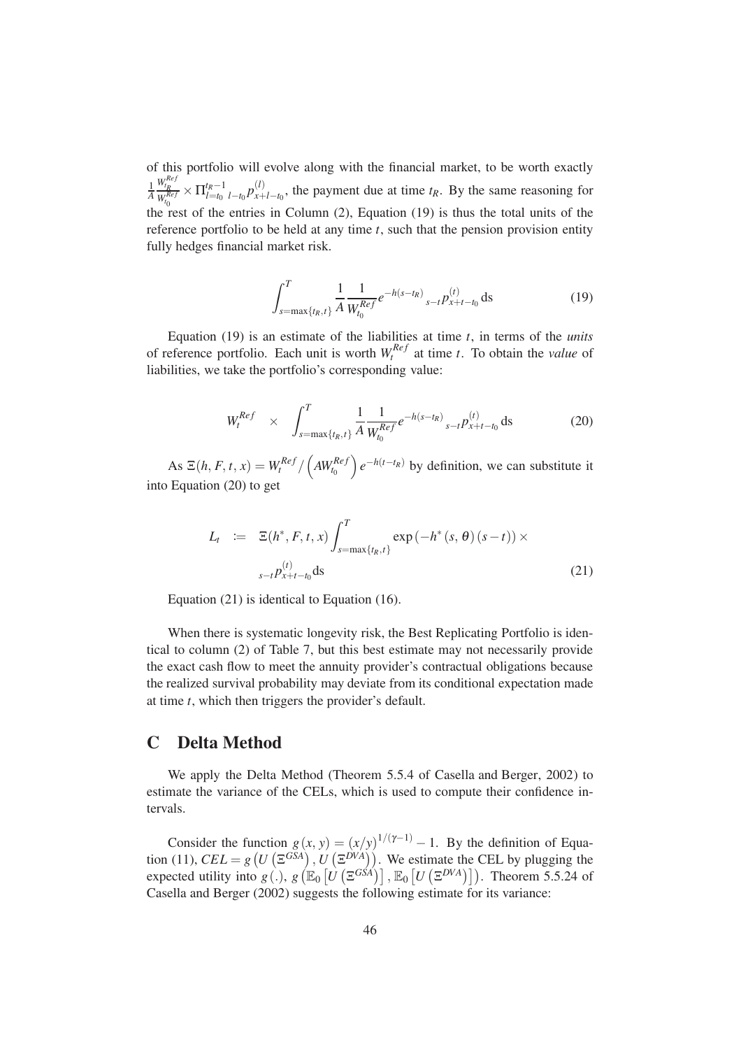of this portfolio will evolve along with the financial market, to be worth exactly $\frac{1}{A}\frac{W_{t_R}^{Ref}}{W_{t_0}^{Ref}} \times \Pi_{l=t_0}^{t_R-1}\ {}_{l-t_0}p_{x+l-t_0}^{(l)}$, the payment due at time $t_R$. By the same reasoning for the rest of the entries in Column (2), Equation (19) is thus the total units of the reference portfolio to be held at any time $t$, such that the pension provision entity fully hedges financial market risk.

$$\int_{s=\max\{t_R,t\}}^{T} \frac{1}{A}\frac{1}{W_{t_0}^{Ref}} e^{-h(s-t_R)}\ {}_{s-t}p_{x+t-t_0}^{(t)}\,\mathrm{d}s \tag{19}$$

Equation (19) is an estimate of the liabilities at time $t$, in terms of the *units* of reference portfolio. Each unit is worth $W_t^{Ref}$ at time $t$. To obtain the *value* of liabilities, we take the portfolio's corresponding value:

$$W_t^{Ref} \quad \times \quad \int_{s=\max\{t_R,t\}}^{T} \frac{1}{A}\frac{1}{W_{t_0}^{Ref}} e^{-h(s-t_R)}\ {}_{s-t}p_{x+t-t_0}^{(t)}\,\mathrm{d}s \tag{20}$$

As $\Xi(h,F,t,x) = W_t^{Ref}/\left(AW_{t_0}^{Ref}\right)e^{-h(t-t_R)}$ by definition, we can substitute it into Equation (20) to get

$$L_t \quad := \quad \Xi(h^*,F,t,x)\int_{s=\max\{t_R,t\}}^{T} \exp\left(-h^*(s,\theta)(s-t)\right) \times {}_{s-t}p_{x+t-t_0}^{(t)}\mathrm{d}s \tag{21}$$

Equation (21) is identical to Equation (16).

When there is systematic longevity risk, the Best Replicating Portfolio is identical to column (2) of Table 7, but this best estimate may not necessarily provide the exact cash flow to meet the annuity provider's contractual obligations because the realized survival probability may deviate from its conditional expectation made at time $t$, which then triggers the provider's default.

# C Delta Method

We apply the Delta Method (Theorem 5.5.4 of Casella and Berger, 2002) to estimate the variance of the CELs, which is used to compute their confidence intervals.

Consider the function $g(x,y) = (x/y)^{1/(\gamma-1)} - 1$. By the definition of Equation (11), $CEL = g\left(U\left(\Xi^{GSA}\right), U\left(\Xi^{DVA}\right)\right)$. We estimate the CEL by plugging the expected utility into $g(.)$, $g\left(\mathbb{E}_0\left[U\left(\Xi^{GSA}\right)\right], \mathbb{E}_0\left[U\left(\Xi^{DVA}\right)\right]\right)$. Theorem 5.5.24 of Casella and Berger (2002) suggests the following estimate for its variance: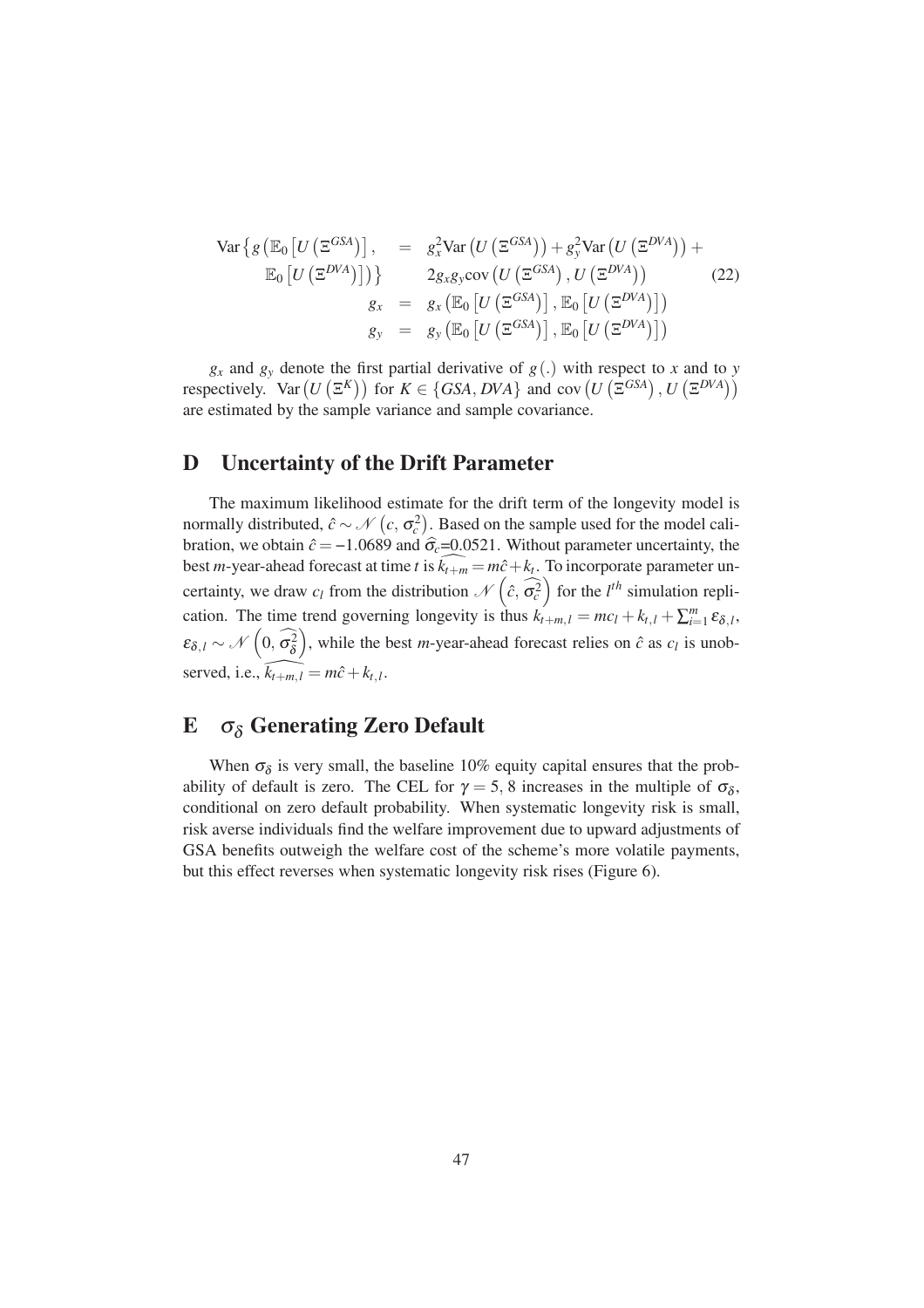$$
\begin{aligned}
\operatorname{Var}\left\{g\left(\mathbb{E}_0\left[U\left(\Xi^{GSA}\right)\right],\right.\right. &= g_x^2 \operatorname{Var}\left(U\left(\Xi^{GSA}\right)\right) + g_y^2 \operatorname{Var}\left(U\left(\Xi^{DVA}\right)\right) + \\
\left.\left.\mathbb{E}_0\left[U\left(\Xi^{DVA}\right)\right]\right)\right\} & \quad 2 g_x g_y \operatorname{cov}\left(U\left(\Xi^{GSA}\right), U\left(\Xi^{DVA}\right)\right) \\
g_x &= g_x\left(\mathbb{E}_0\left[U\left(\Xi^{GSA}\right)\right], \mathbb{E}_0\left[U\left(\Xi^{DVA}\right)\right]\right) \\
g_y &= g_y\left(\mathbb{E}_0\left[U\left(\Xi^{GSA}\right)\right], \mathbb{E}_0\left[U\left(\Xi^{DVA}\right)\right]\right)
\end{aligned} \tag{22}
$$

$g_x$ and $g_y$ denote the first partial derivative of $g(.)$ with respect to $x$ and to $y$ respectively. $\operatorname{Var}\left(U\left(\Xi^K\right)\right)$ for $K \in \{GSA, DVA\}$ and $\operatorname{cov}\left(U\left(\Xi^{GSA}\right), U\left(\Xi^{DVA}\right)\right)$ are estimated by the sample variance and sample covariance.

# D Uncertainty of the Drift Parameter

The maximum likelihood estimate for the drift term of the longevity model is normally distributed, $\hat{c} \sim \mathcal{N}\left(c, \sigma_c^2\right)$. Based on the sample used for the model calibration, we obtain $\hat{c} = -1.0689$ and $\widehat{\sigma_c}$=0.0521. Without parameter uncertainty, the best $m$-year-ahead forecast at time $t$ is $\widehat{k_{t+m}} = m\hat{c} + k_t$. To incorporate parameter uncertainty, we draw $c_l$ from the distribution $\mathcal{N}\left(\hat{c}, \widehat{\sigma_c^2}\right)$ for the $l^{th}$ simulation replication. The time trend governing longevity is thus $k_{t+m,l} = mc_l + k_{t,l} + \sum_{i=1}^{m} \varepsilon_{\delta,l}$, $\varepsilon_{\delta,l} \sim \mathcal{N}\left(0, \widehat{\sigma_\delta^2}\right)$, while the best $m$-year-ahead forecast relies on $\hat{c}$ as $c_l$ is unobserved, i.e., $\widehat{k_{t+m,l}} = m\hat{c} + k_{t,l}$.

# E $\sigma_\delta$ Generating Zero Default

When $\sigma_\delta$ is very small, the baseline 10% equity capital ensures that the probability of default is zero. The CEL for $\gamma = 5, 8$ increases in the multiple of $\sigma_\delta$, conditional on zero default probability. When systematic longevity risk is small, risk averse individuals find the welfare improvement due to upward adjustments of GSA benefits outweigh the welfare cost of the scheme's more volatile payments, but this effect reverses when systematic longevity risk rises (Figure 6).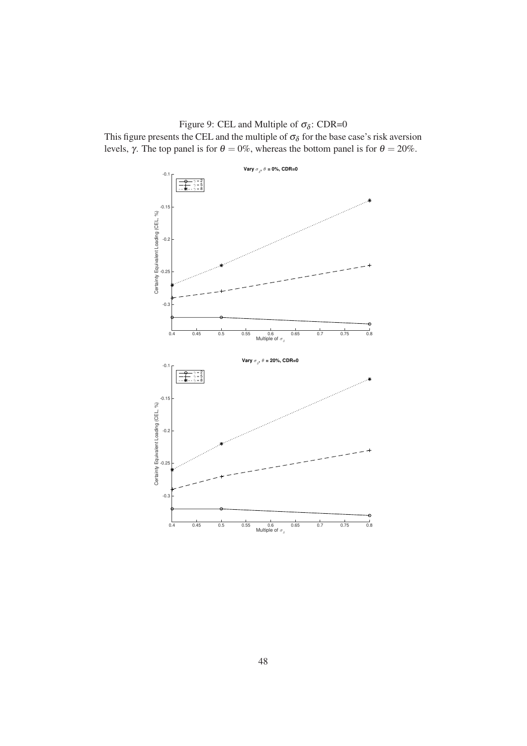Figure 9: CEL and Multiple of $\sigma_\delta$: CDR=0

This figure presents the CEL and the multiple of $\sigma_\delta$ for the base case's risk aversion levels, $\gamma$. The top panel is for $\theta = 0\%$, whereas the bottom panel is for $\theta = 20\%$.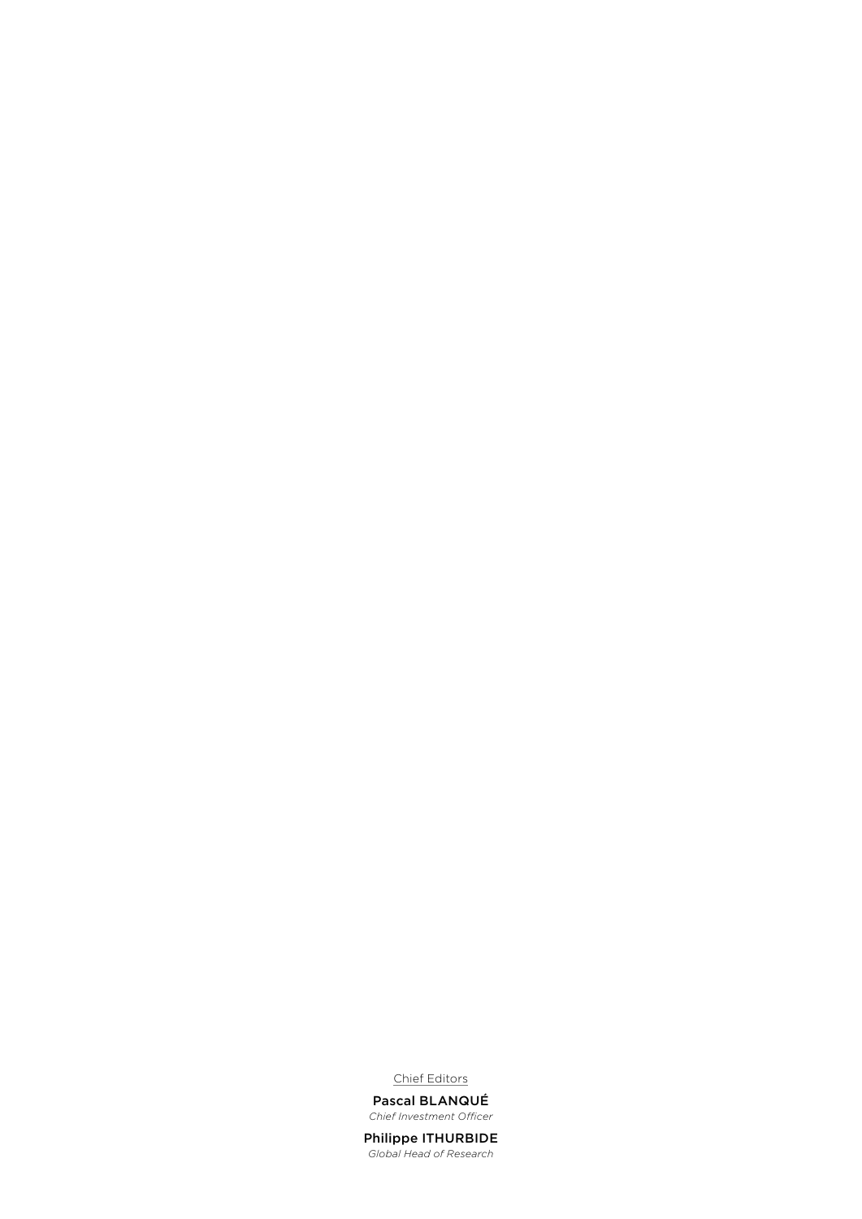Chief Editors

**Pascal BLANQUÉ**
*Chief Investment Officer*

**Philippe ITHURBIDE**
*Global Head of Research*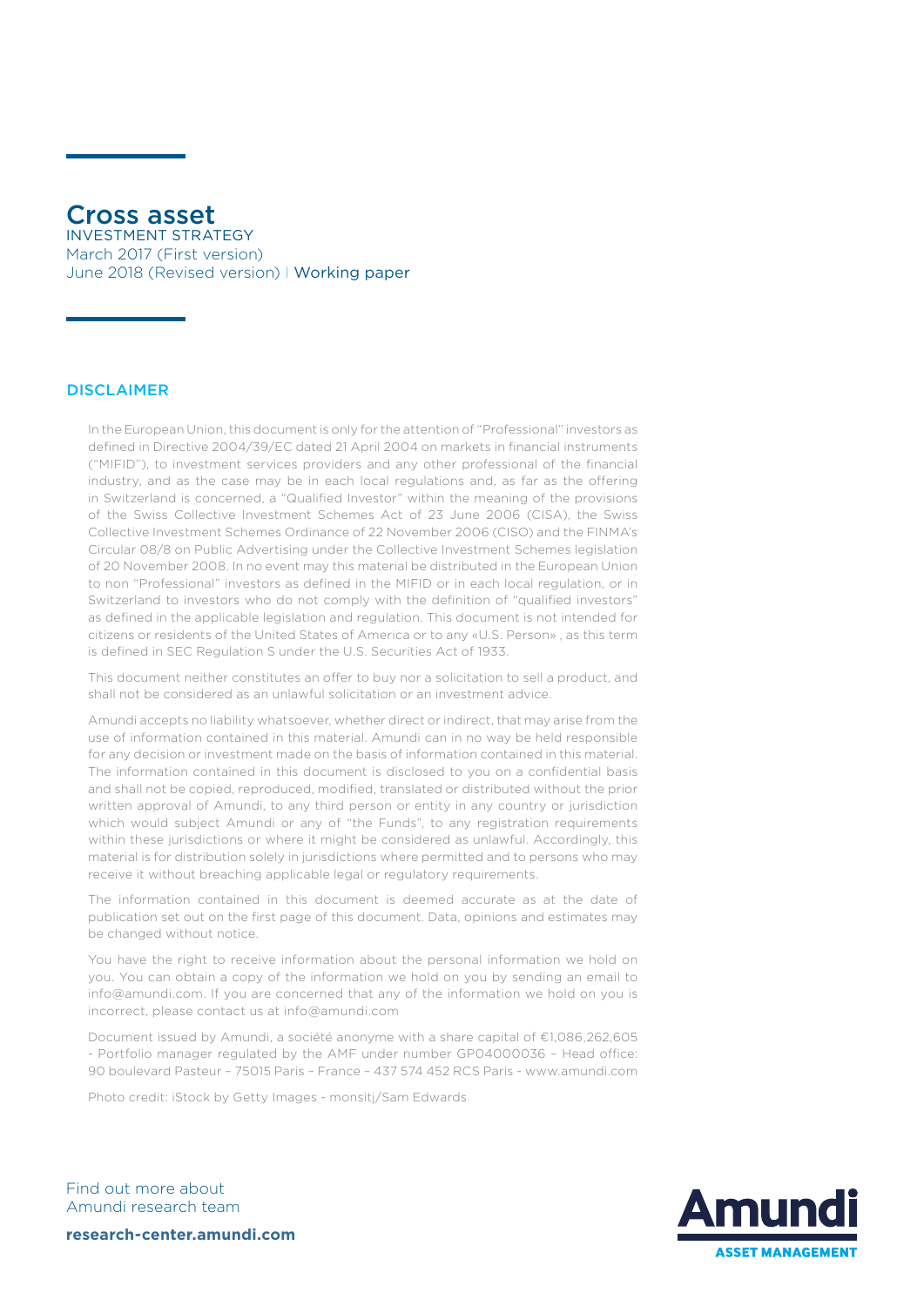# Cross asset

INVESTMENT STRATEGY

March 2017 (First version)

June 2018 (Revised version) | Working paper

## DISCLAIMER

In the European Union, this document is only for the attention of "Professional" investors as defined in Directive 2004/39/EC dated 21 April 2004 on markets in financial instruments ("MIFID"), to investment services providers and any other professional of the financial industry, and as the case may be in each local regulations and, as far as the offering in Switzerland is concerned, a "Qualified Investor" within the meaning of the provisions of the Swiss Collective Investment Schemes Act of 23 June 2006 (CISA), the Swiss Collective Investment Schemes Ordinance of 22 November 2006 (CISO) and the FINMA's Circular 08/8 on Public Advertising under the Collective Investment Schemes legislation of 20 November 2008. In no event may this material be distributed in the European Union to non "Professional" investors as defined in the MIFID or in each local regulation, or in Switzerland to investors who do not comply with the definition of "qualified investors" as defined in the applicable legislation and regulation. This document is not intended for citizens or residents of the United States of America or to any «U.S. Person» , as this term is defined in SEC Regulation S under the U.S. Securities Act of 1933.

This document neither constitutes an offer to buy nor a solicitation to sell a product, and shall not be considered as an unlawful solicitation or an investment advice.

Amundi accepts no liability whatsoever, whether direct or indirect, that may arise from the use of information contained in this material. Amundi can in no way be held responsible for any decision or investment made on the basis of information contained in this material. The information contained in this document is disclosed to you on a confidential basis and shall not be copied, reproduced, modified, translated or distributed without the prior written approval of Amundi, to any third person or entity in any country or jurisdiction which would subject Amundi or any of "the Funds", to any registration requirements within these jurisdictions or where it might be considered as unlawful. Accordingly, this material is for distribution solely in jurisdictions where permitted and to persons who may receive it without breaching applicable legal or regulatory requirements.

The information contained in this document is deemed accurate as at the date of publication set out on the first page of this document. Data, opinions and estimates may be changed without notice.

You have the right to receive information about the personal information we hold on you. You can obtain a copy of the information we hold on you by sending an email to info@amundi.com. If you are concerned that any of the information we hold on you is incorrect, please contact us at info@amundi.com

Document issued by Amundi, a société anonyme with a share capital of €1,086,262,605 - Portfolio manager regulated by the AMF under number GP04000036 – Head office: 90 boulevard Pasteur – 75015 Paris – France – 437 574 452 RCS Paris - www.amundi.com

Photo credit: iStock by Getty Images - monsitj/Sam Edwards

Find out more about
Amundi research team

**research-center.amundi.com**

Amundi
ASSET MANAGEMENT